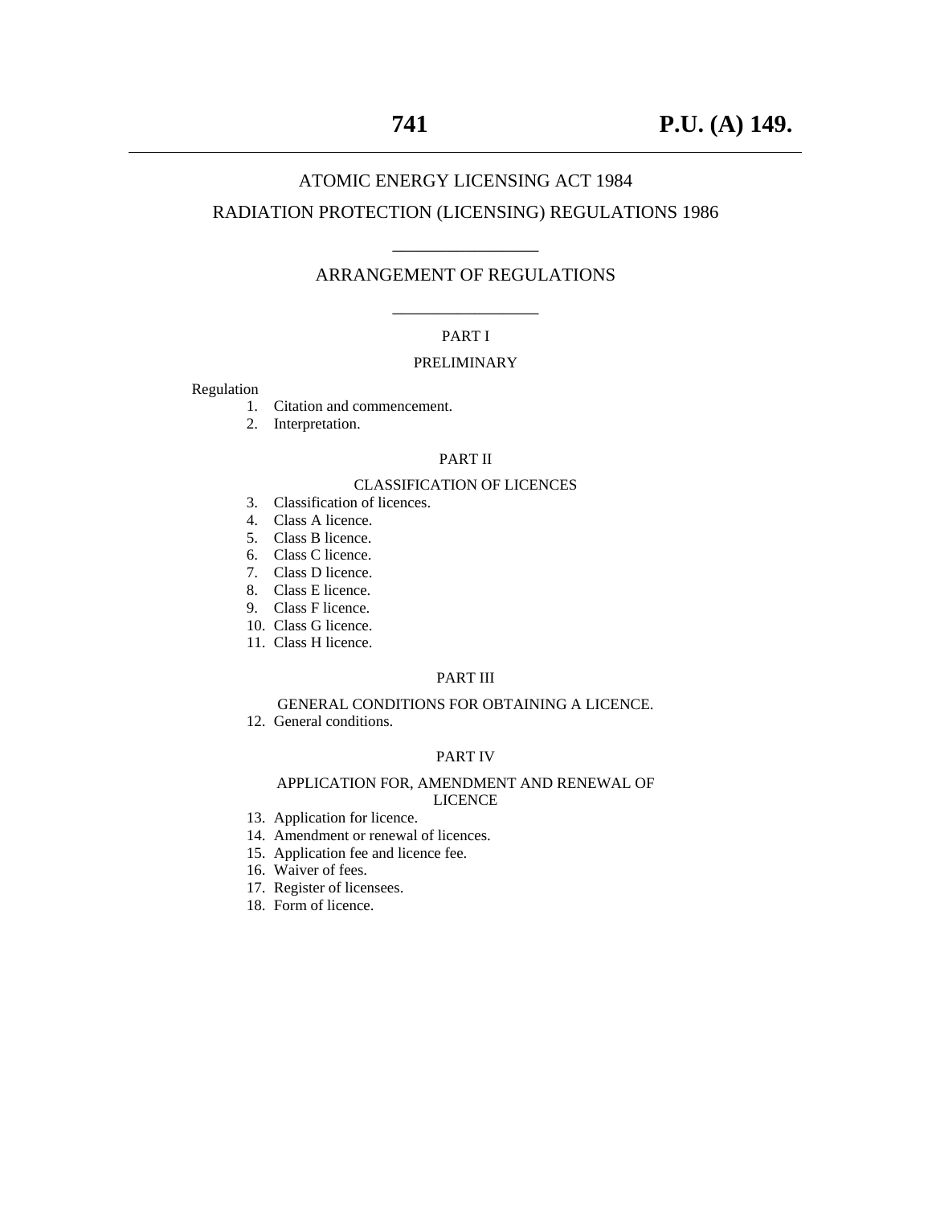# ATOMIC ENERGY LICENSING ACT 1984

# RADIATION PROTECTION (LICENSING) REGULATIONS 1986

---

## ARRANGEMENT OF REGULATIONS

---

### PART I

### PRELIMINARY

Regulation

1. Citation and commencement.
2. Interpretation.

### PART II

### CLASSIFICATION OF LICENCES

3. Classification of licences.
4. Class A licence.
5. Class B licence.
6. Class C licence.
7. Class D licence.
8. Class E licence.
9. Class F licence.
10. Class G licence.
11. Class H licence.

### PART III

### GENERAL CONDITIONS FOR OBTAINING A LICENCE.

12. General conditions.

### PART IV

### APPLICATION FOR, AMENDMENT AND RENEWAL OF LICENCE

13. Application for licence.
14. Amendment or renewal of licences.
15. Application fee and licence fee.
16. Waiver of fees.
17. Register of licensees.
18. Form of licence.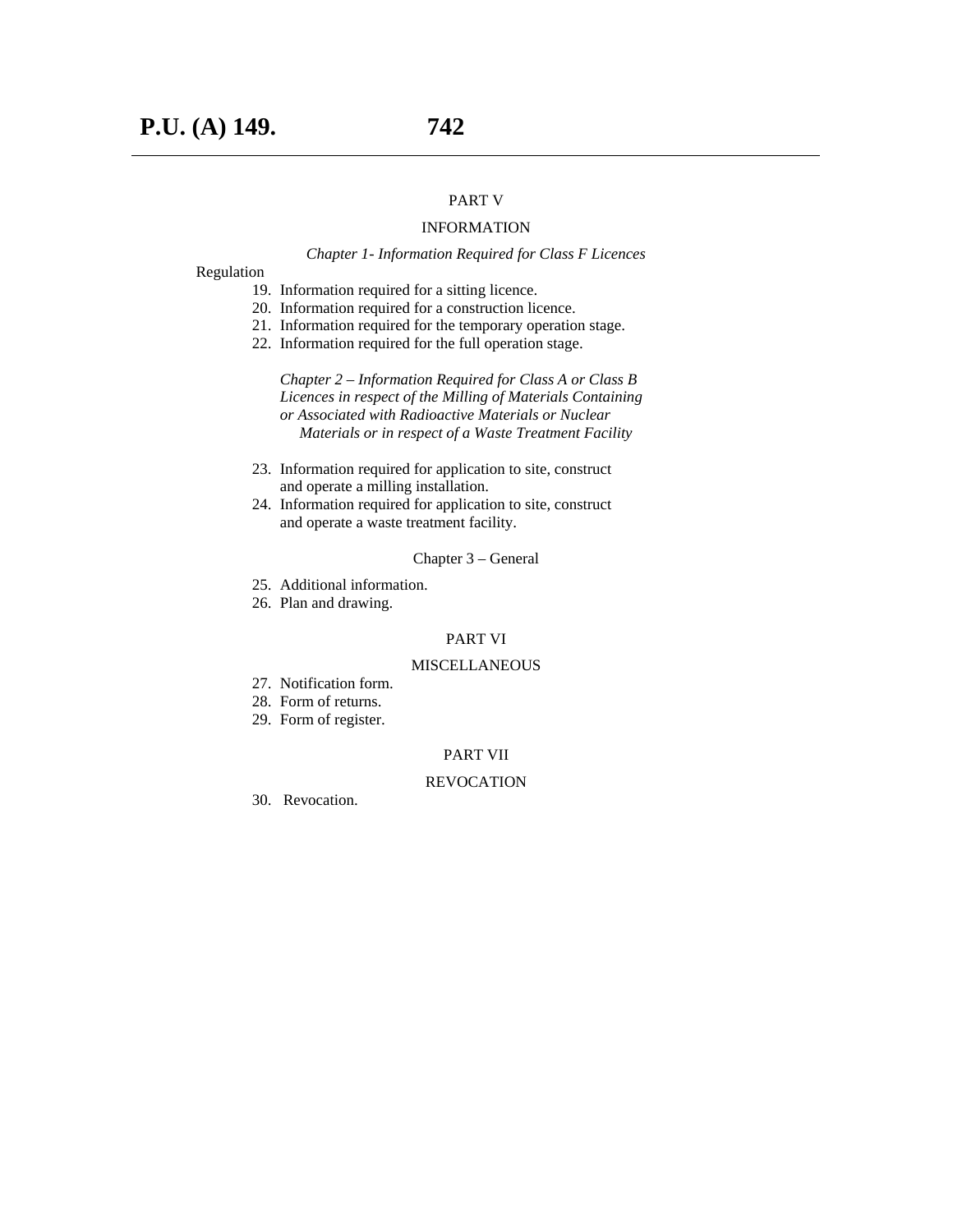PART V

INFORMATION

*Chapter 1- Information Required for Class F Licences*

Regulation

19. Information required for a sitting licence.
20. Information required for a construction licence.
21. Information required for the temporary operation stage.
22. Information required for the full operation stage.

*Chapter 2 – Information Required for Class A or Class B Licences in respect of the Milling of Materials Containing or Associated with Radioactive Materials or Nuclear Materials or in respect of a Waste Treatment Facility*

23. Information required for application to site, construct and operate a milling installation.
24. Information required for application to site, construct and operate a waste treatment facility.

Chapter 3 – General

25. Additional information.
26. Plan and drawing.

PART VI

MISCELLANEOUS

27. Notification form.
28. Form of returns.
29. Form of register.

PART VII

REVOCATION

30. Revocation.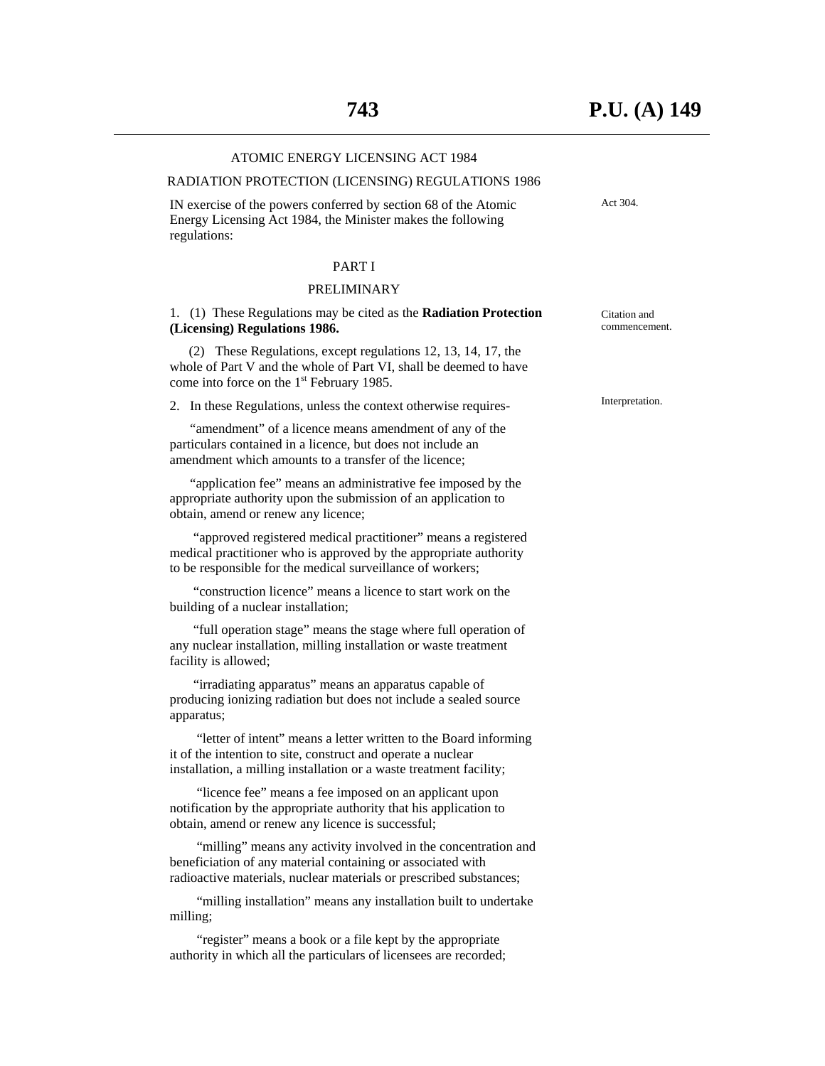ATOMIC ENERGY LICENSING ACT 1984

RADIATION PROTECTION (LICENSING) REGULATIONS 1986

IN exercise of the powers conferred by section 68 of the Atomic Energy Licensing Act 1984, the Minister makes the following regulations:

Act 304.

## PART I

## PRELIMINARY

Citation and commencement.

1. (1) These Regulations may be cited as the **Radiation Protection (Licensing) Regulations 1986.**

(2) These Regulations, except regulations 12, 13, 14, 17, the whole of Part V and the whole of Part VI, shall be deemed to have come into force on the 1st February 1985.

Interpretation.

2. In these Regulations, unless the context otherwise requires-

"amendment" of a licence means amendment of any of the particulars contained in a licence, but does not include an amendment which amounts to a transfer of the licence;

"application fee" means an administrative fee imposed by the appropriate authority upon the submission of an application to obtain, amend or renew any licence;

"approved registered medical practitioner" means a registered medical practitioner who is approved by the appropriate authority to be responsible for the medical surveillance of workers;

"construction licence" means a licence to start work on the building of a nuclear installation;

"full operation stage" means the stage where full operation of any nuclear installation, milling installation or waste treatment facility is allowed;

"irradiating apparatus" means an apparatus capable of producing ionizing radiation but does not include a sealed source apparatus;

"letter of intent" means a letter written to the Board informing it of the intention to site, construct and operate a nuclear installation, a milling installation or a waste treatment facility;

"licence fee" means a fee imposed on an applicant upon notification by the appropriate authority that his application to obtain, amend or renew any licence is successful;

"milling" means any activity involved in the concentration and beneficiation of any material containing or associated with radioactive materials, nuclear materials or prescribed substances;

"milling installation" means any installation built to undertake milling;

"register" means a book or a file kept by the appropriate authority in which all the particulars of licensees are recorded;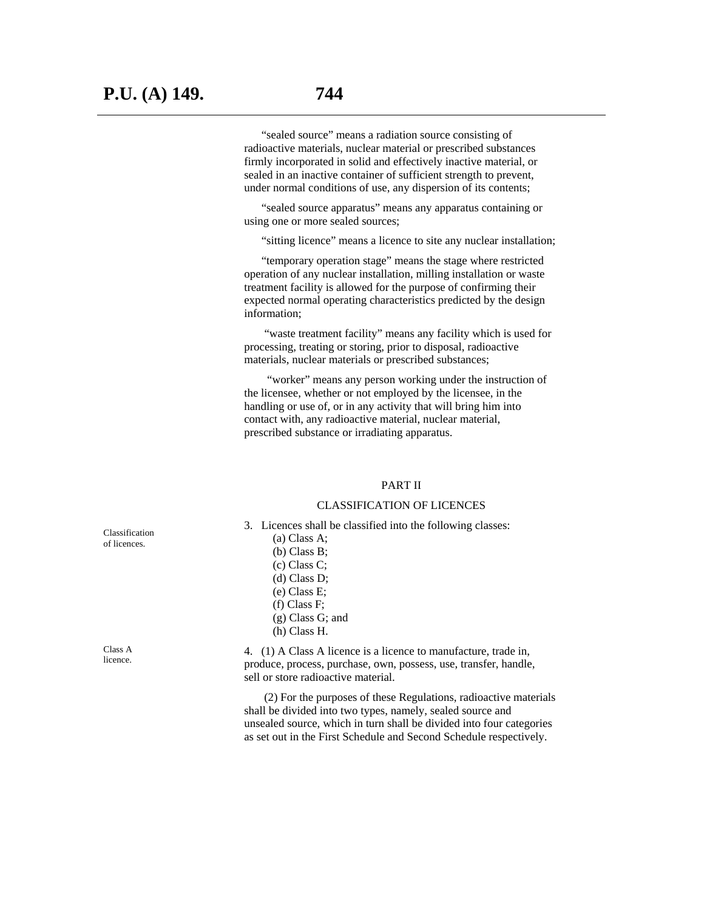"sealed source" means a radiation source consisting of radioactive materials, nuclear material or prescribed substances firmly incorporated in solid and effectively inactive material, or sealed in an inactive container of sufficient strength to prevent, under normal conditions of use, any dispersion of its contents;

"sealed source apparatus" means any apparatus containing or using one or more sealed sources;

"sitting licence" means a licence to site any nuclear installation;

"temporary operation stage" means the stage where restricted operation of any nuclear installation, milling installation or waste treatment facility is allowed for the purpose of confirming their expected normal operating characteristics predicted by the design information;

"waste treatment facility" means any facility which is used for processing, treating or storing, prior to disposal, radioactive materials, nuclear materials or prescribed substances;

"worker" means any person working under the instruction of the licensee, whether or not employed by the licensee, in the handling or use of, or in any activity that will bring him into contact with, any radioactive material, nuclear material, prescribed substance or irradiating apparatus.

## PART II

## CLASSIFICATION OF LICENCES

*Classification of licences.*

3. Licences shall be classified into the following classes:

(a) Class A;
(b) Class B;
(c) Class C;
(d) Class D;
(e) Class E;
(f) Class F;
(g) Class G; and
(h) Class H.

*Class A licence.*

4. (1) A Class A licence is a licence to manufacture, trade in, produce, process, purchase, own, possess, use, transfer, handle, sell or store radioactive material.

(2) For the purposes of these Regulations, radioactive materials shall be divided into two types, namely, sealed source and unsealed source, which in turn shall be divided into four categories as set out in the First Schedule and Second Schedule respectively.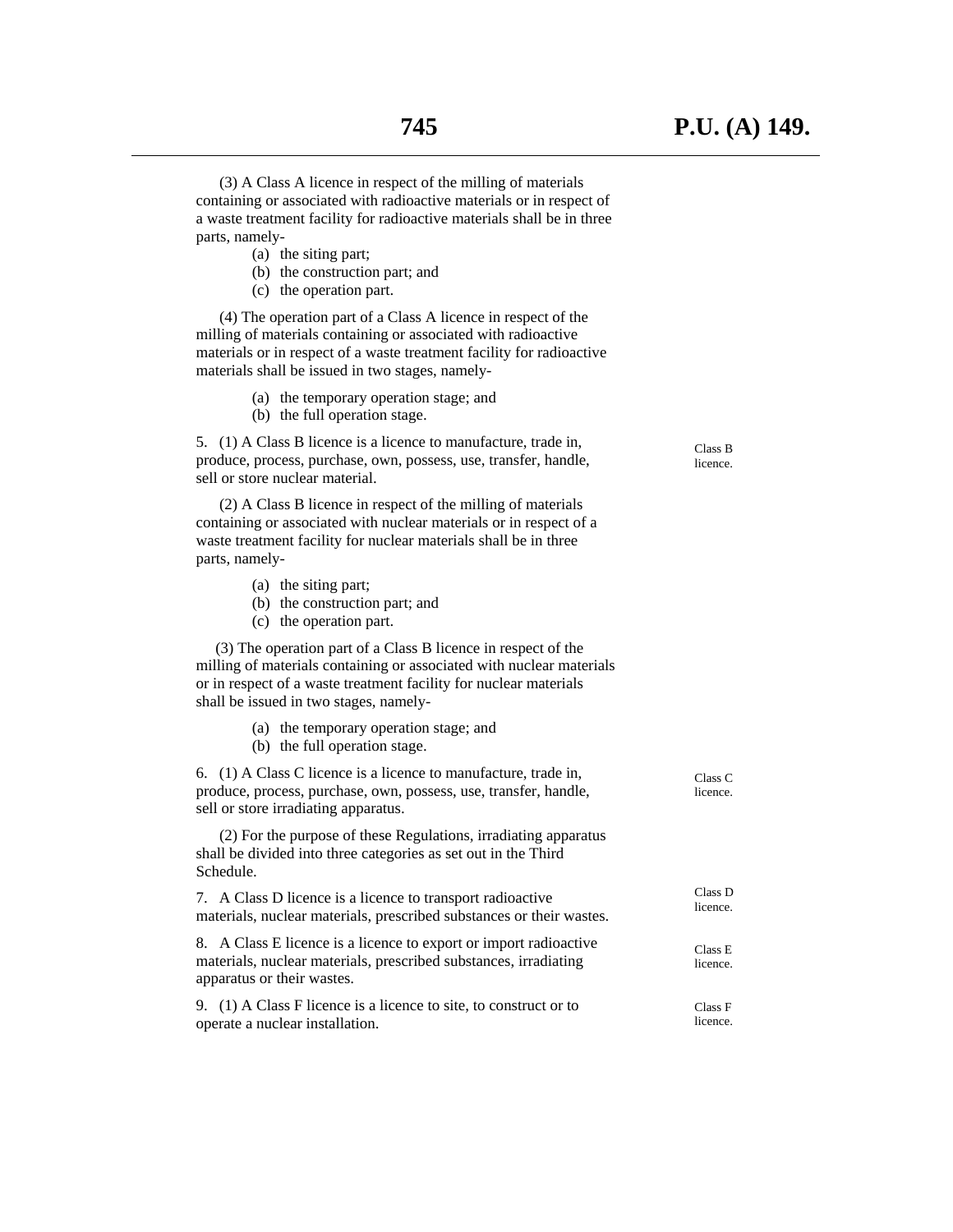(3) A Class A licence in respect of the milling of materials containing or associated with radioactive materials or in respect of a waste treatment facility for radioactive materials shall be in three parts, namely-

(a) the siting part;
(b) the construction part; and
(c) the operation part.

(4) The operation part of a Class A licence in respect of the milling of materials containing or associated with radioactive materials or in respect of a waste treatment facility for radioactive materials shall be issued in two stages, namely-

(a) the temporary operation stage; and
(b) the full operation stage.

Class B licence.

5. (1) A Class B licence is a licence to manufacture, trade in, produce, process, purchase, own, possess, use, transfer, handle, sell or store nuclear material.

(2) A Class B licence in respect of the milling of materials containing or associated with nuclear materials or in respect of a waste treatment facility for nuclear materials shall be in three parts, namely-

(a) the siting part;
(b) the construction part; and
(c) the operation part.

(3) The operation part of a Class B licence in respect of the milling of materials containing or associated with nuclear materials or in respect of a waste treatment facility for nuclear materials shall be issued in two stages, namely-

(a) the temporary operation stage; and
(b) the full operation stage.

Class C licence.

6. (1) A Class C licence is a licence to manufacture, trade in, produce, process, purchase, own, possess, use, transfer, handle, sell or store irradiating apparatus.

(2) For the purpose of these Regulations, irradiating apparatus shall be divided into three categories as set out in the Third Schedule.

Class D licence.

7. A Class D licence is a licence to transport radioactive materials, nuclear materials, prescribed substances or their wastes.

Class E licence.

8. A Class E licence is a licence to export or import radioactive materials, nuclear materials, prescribed substances, irradiating apparatus or their wastes.

Class F licence.

9. (1) A Class F licence is a licence to site, to construct or to operate a nuclear installation.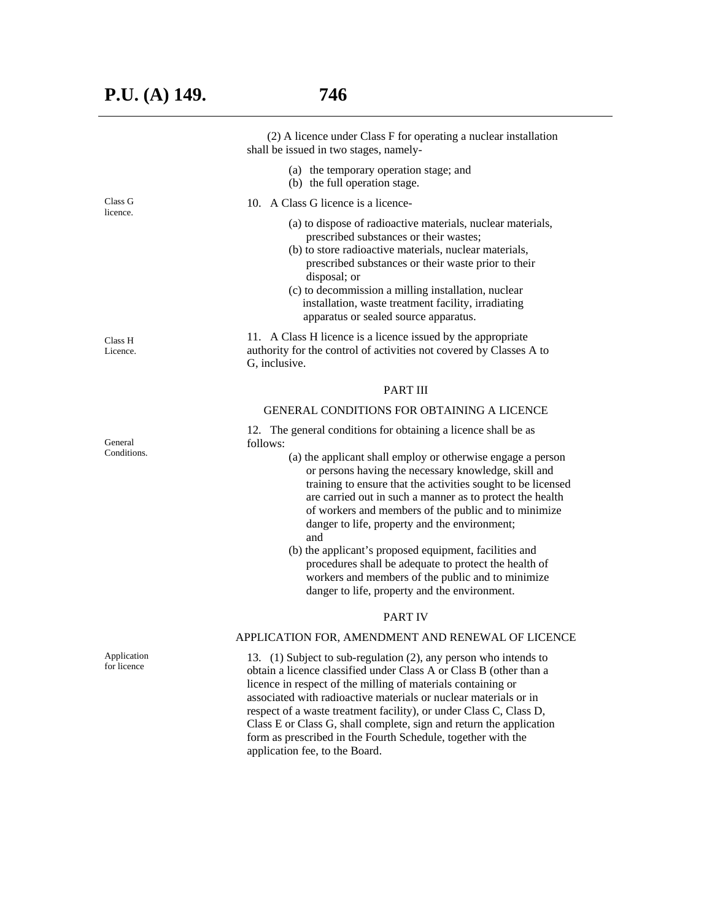(2) A licence under Class F for operating a nuclear installation shall be issued in two stages, namely-

(a) the temporary operation stage; and
(b) the full operation stage.

Class G licence.

10. A Class G licence is a licence-

(a) to dispose of radioactive materials, nuclear materials, prescribed substances or their wastes;
(b) to store radioactive materials, nuclear materials, prescribed substances or their waste prior to their disposal; or
(c) to decommission a milling installation, nuclear installation, waste treatment facility, irradiating apparatus or sealed source apparatus.

Class H Licence.

11. A Class H licence is a licence issued by the appropriate authority for the control of activities not covered by Classes A to G, inclusive.

## PART III

## GENERAL CONDITIONS FOR OBTAINING A LICENCE

General Conditions.

12. The general conditions for obtaining a licence shall be as follows:

(a) the applicant shall employ or otherwise engage a person or persons having the necessary knowledge, skill and training to ensure that the activities sought to be licensed are carried out in such a manner as to protect the health of workers and members of the public and to minimize danger to life, property and the environment; and
(b) the applicant's proposed equipment, facilities and procedures shall be adequate to protect the health of workers and members of the public and to minimize danger to life, property and the environment.

## PART IV

## APPLICATION FOR, AMENDMENT AND RENEWAL OF LICENCE

Application for licence

13. (1) Subject to sub-regulation (2), any person who intends to obtain a licence classified under Class A or Class B (other than a licence in respect of the milling of materials containing or associated with radioactive materials or nuclear materials or in respect of a waste treatment facility), or under Class C, Class D, Class E or Class G, shall complete, sign and return the application form as prescribed in the Fourth Schedule, together with the application fee, to the Board.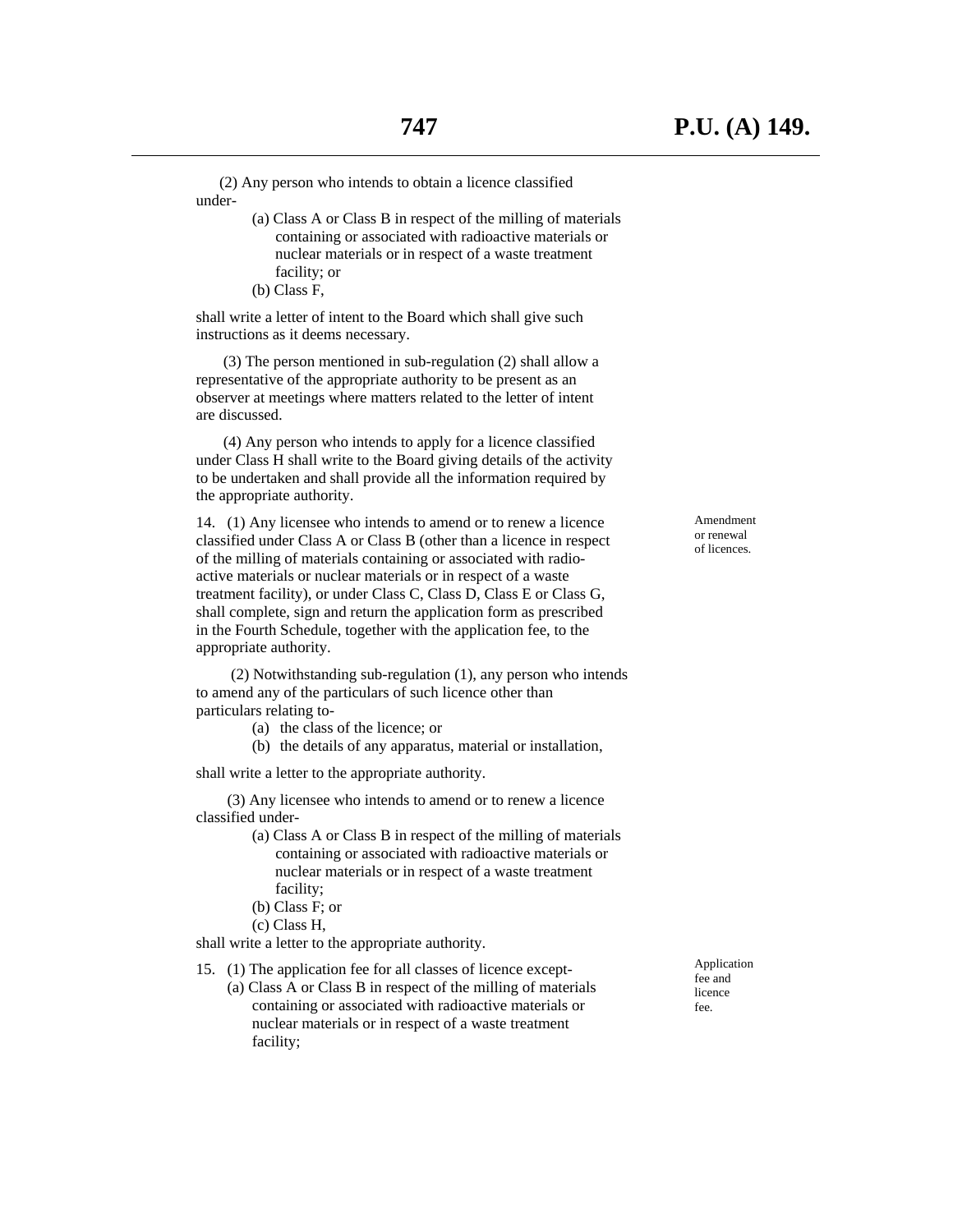(2) Any person who intends to obtain a licence classified under-

(a) Class A or Class B in respect of the milling of materials containing or associated with radioactive materials or nuclear materials or in respect of a waste treatment facility; or

(b) Class F,

shall write a letter of intent to the Board which shall give such instructions as it deems necessary.

(3) The person mentioned in sub-regulation (2) shall allow a representative of the appropriate authority to be present as an observer at meetings where matters related to the letter of intent are discussed.

(4) Any person who intends to apply for a licence classified under Class H shall write to the Board giving details of the activity to be undertaken and shall provide all the information required by the appropriate authority.

*Amendment or renewal of licences.*

14. (1) Any licensee who intends to amend or to renew a licence classified under Class A or Class B (other than a licence in respect of the milling of materials containing or associated with radio-active materials or nuclear materials or in respect of a waste treatment facility), or under Class C, Class D, Class E or Class G, shall complete, sign and return the application form as prescribed in the Fourth Schedule, together with the application fee, to the appropriate authority.

(2) Notwithstanding sub-regulation (1), any person who intends to amend any of the particulars of such licence other than particulars relating to-

(a) the class of the licence; or

(b) the details of any apparatus, material or installation,

shall write a letter to the appropriate authority.

(3) Any licensee who intends to amend or to renew a licence classified under-

(a) Class A or Class B in respect of the milling of materials containing or associated with radioactive materials or nuclear materials or in respect of a waste treatment facility;

(b) Class F; or

(c) Class H,

shall write a letter to the appropriate authority.

*Application fee and licence fee.*

15. (1) The application fee for all classes of licence except-

(a) Class A or Class B in respect of the milling of materials containing or associated with radioactive materials or nuclear materials or in respect of a waste treatment facility;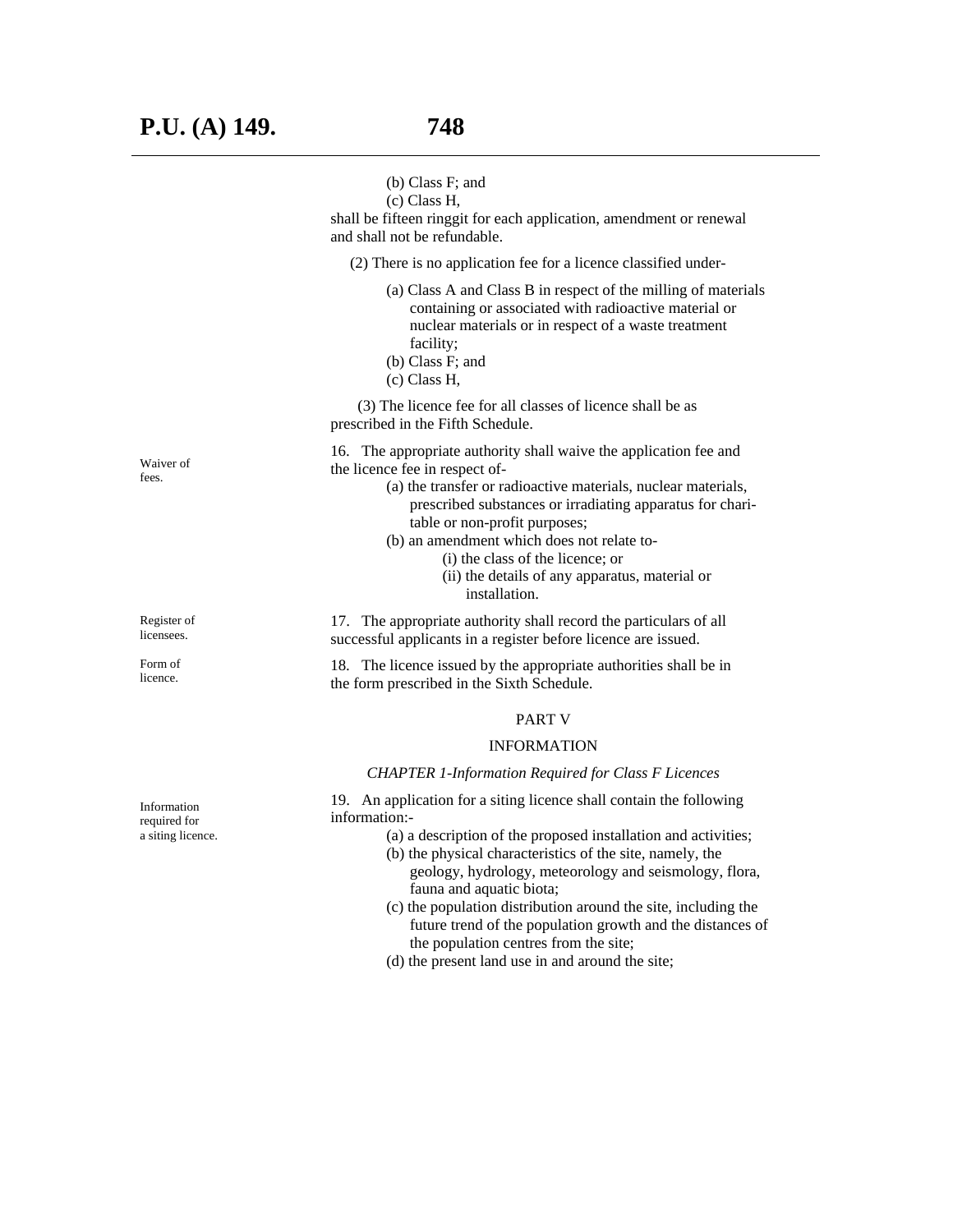(b) Class F; and

(c) Class H,

shall be fifteen ringgit for each application, amendment or renewal and shall not be refundable.

(2) There is no application fee for a licence classified under-

(a) Class A and Class B in respect of the milling of materials containing or associated with radioactive material or nuclear materials or in respect of a waste treatment facility;

(b) Class F; and

(c) Class H,

(3) The licence fee for all classes of licence shall be as prescribed in the Fifth Schedule.

Waiver of fees.

16. The appropriate authority shall waive the application fee and the licence fee in respect of-

(a) the transfer or radioactive materials, nuclear materials, prescribed substances or irradiating apparatus for charitable or non-profit purposes;

(b) an amendment which does not relate to-

(i) the class of the licence; or

(ii) the details of any apparatus, material or installation.

Register of licensees.

17. The appropriate authority shall record the particulars of all successful applicants in a register before licence are issued.

Form of licence.

18. The licence issued by the appropriate authorities shall be in the form prescribed in the Sixth Schedule.

## PART V

## INFORMATION

### *CHAPTER 1-Information Required for Class F Licences*

Information required for a siting licence.

19. An application for a siting licence shall contain the following information:-

(a) a description of the proposed installation and activities;

(b) the physical characteristics of the site, namely, the geology, hydrology, meteorology and seismology, flora, fauna and aquatic biota;

(c) the population distribution around the site, including the future trend of the population growth and the distances of the population centres from the site;

(d) the present land use in and around the site;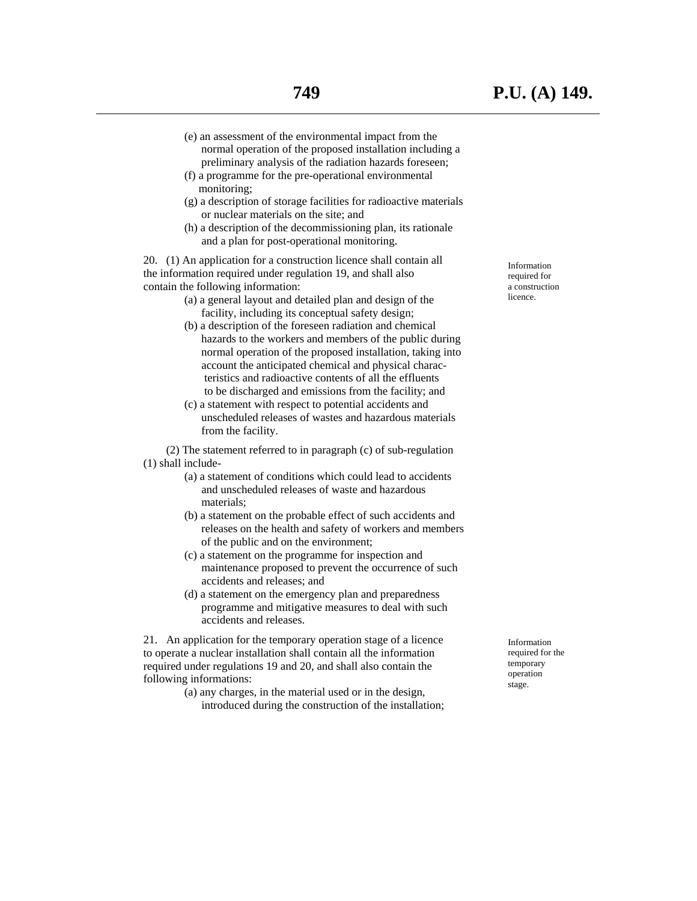(e) an assessment of the environmental impact from the normal operation of the proposed installation including a preliminary analysis of the radiation hazards foreseen;

(f) a programme for the pre-operational environmental monitoring;

(g) a description of storage facilities for radioactive materials or nuclear materials on the site; and

(h) a description of the decommissioning plan, its rationale and a plan for post-operational monitoring.

Information required for a construction licence.

20. (1) An application for a construction licence shall contain all the information required under regulation 19, and shall also contain the following information:

(a) a general layout and detailed plan and design of the facility, including its conceptual safety design;

(b) a description of the foreseen radiation and chemical hazards to the workers and members of the public during normal operation of the proposed installation, taking into account the anticipated chemical and physical characteristics and radioactive contents of all the effluents to be discharged and emissions from the facility; and

(c) a statement with respect to potential accidents and unscheduled releases of wastes and hazardous materials from the facility.

(2) The statement referred to in paragraph (c) of sub-regulation (1) shall include-

(a) a statement of conditions which could lead to accidents and unscheduled releases of waste and hazardous materials;

(b) a statement on the probable effect of such accidents and releases on the health and safety of workers and members of the public and on the environment;

(c) a statement on the programme for inspection and maintenance proposed to prevent the occurrence of such accidents and releases; and

(d) a statement on the emergency plan and preparedness programme and mitigative measures to deal with such accidents and releases.

Information required for the temporary operation stage.

21. An application for the temporary operation stage of a licence to operate a nuclear installation shall contain all the information required under regulations 19 and 20, and shall also contain the following informations:

(a) any charges, in the material used or in the design, introduced during the construction of the installation;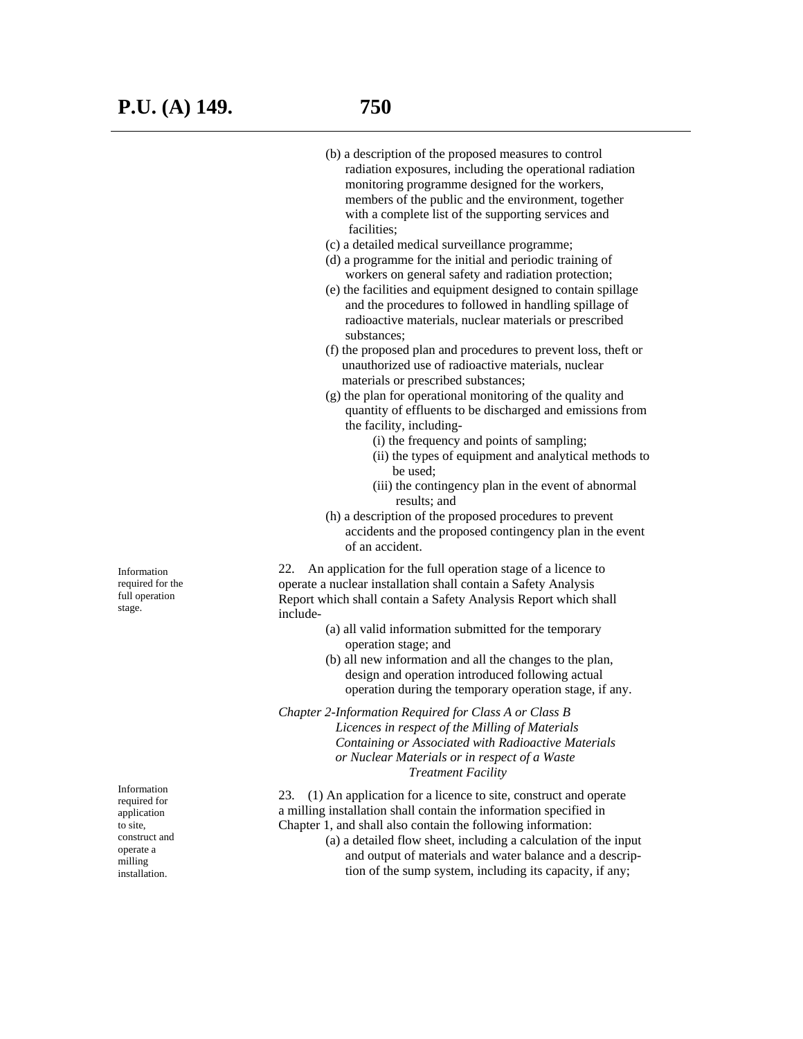(b) a description of the proposed measures to control radiation exposures, including the operational radiation monitoring programme designed for the workers, members of the public and the environment, together with a complete list of the supporting services and facilities;

(c) a detailed medical surveillance programme;

(d) a programme for the initial and periodic training of workers on general safety and radiation protection;

(e) the facilities and equipment designed to contain spillage and the procedures to followed in handling spillage of radioactive materials, nuclear materials or prescribed substances;

(f) the proposed plan and procedures to prevent loss, theft or unauthorized use of radioactive materials, nuclear materials or prescribed substances;

(g) the plan for operational monitoring of the quality and quantity of effluents to be discharged and emissions from the facility, including-

- (i) the frequency and points of sampling;
- (ii) the types of equipment and analytical methods to be used;
- (iii) the contingency plan in the event of abnormal results; and

(h) a description of the proposed procedures to prevent accidents and the proposed contingency plan in the event of an accident.

*Information required for the full operation stage.*

22. An application for the full operation stage of a licence to operate a nuclear installation shall contain a Safety Analysis Report which shall contain a Safety Analysis Report which shall include-

(a) all valid information submitted for the temporary operation stage; and

(b) all new information and all the changes to the plan, design and operation introduced following actual operation during the temporary operation stage, if any.

*Chapter 2-Information Required for Class A or Class B Licences in respect of the Milling of Materials Containing or Associated with Radioactive Materials or Nuclear Materials or in respect of a Waste Treatment Facility*

*Information required for application to site, construct and operate a milling installation.*

23. (1) An application for a licence to site, construct and operate a milling installation shall contain the information specified in Chapter 1, and shall also contain the following information:

(a) a detailed flow sheet, including a calculation of the input and output of materials and water balance and a description of the sump system, including its capacity, if any;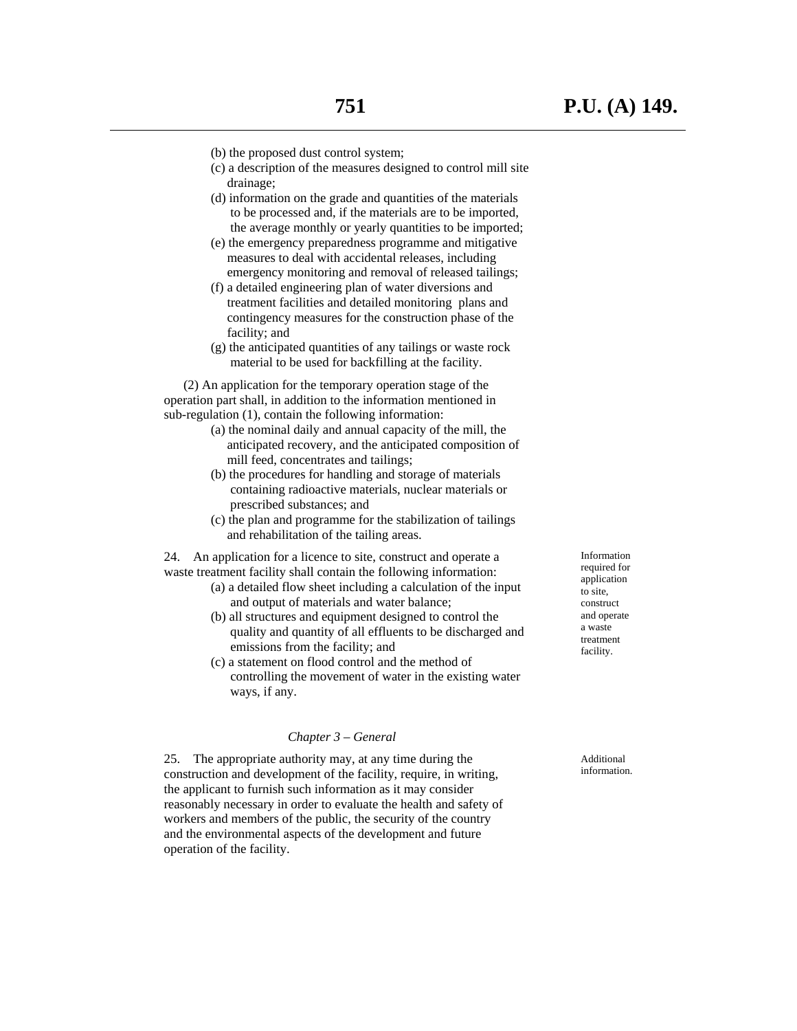(b) the proposed dust control system;

(c) a description of the measures designed to control mill site drainage;

(d) information on the grade and quantities of the materials to be processed and, if the materials are to be imported, the average monthly or yearly quantities to be imported;

(e) the emergency preparedness programme and mitigative measures to deal with accidental releases, including emergency monitoring and removal of released tailings;

(f) a detailed engineering plan of water diversions and treatment facilities and detailed monitoring plans and contingency measures for the construction phase of the facility; and

(g) the anticipated quantities of any tailings or waste rock material to be used for backfilling at the facility.

(2) An application for the temporary operation stage of the operation part shall, in addition to the information mentioned in sub-regulation (1), contain the following information:

(a) the nominal daily and annual capacity of the mill, the anticipated recovery, and the anticipated composition of mill feed, concentrates and tailings;

(b) the procedures for handling and storage of materials containing radioactive materials, nuclear materials or prescribed substances; and

(c) the plan and programme for the stabilization of tailings and rehabilitation of the tailing areas.

*Information required for application to site, construct and operate a waste treatment facility.*

24. An application for a licence to site, construct and operate a waste treatment facility shall contain the following information:

(a) a detailed flow sheet including a calculation of the input and output of materials and water balance;

(b) all structures and equipment designed to control the quality and quantity of all effluents to be discharged and emissions from the facility; and

(c) a statement on flood control and the method of controlling the movement of water in the existing water ways, if any.

*Chapter 3 – General*

*Additional information.*

25. The appropriate authority may, at any time during the construction and development of the facility, require, in writing, the applicant to furnish such information as it may consider reasonably necessary in order to evaluate the health and safety of workers and members of the public, the security of the country and the environmental aspects of the development and future operation of the facility.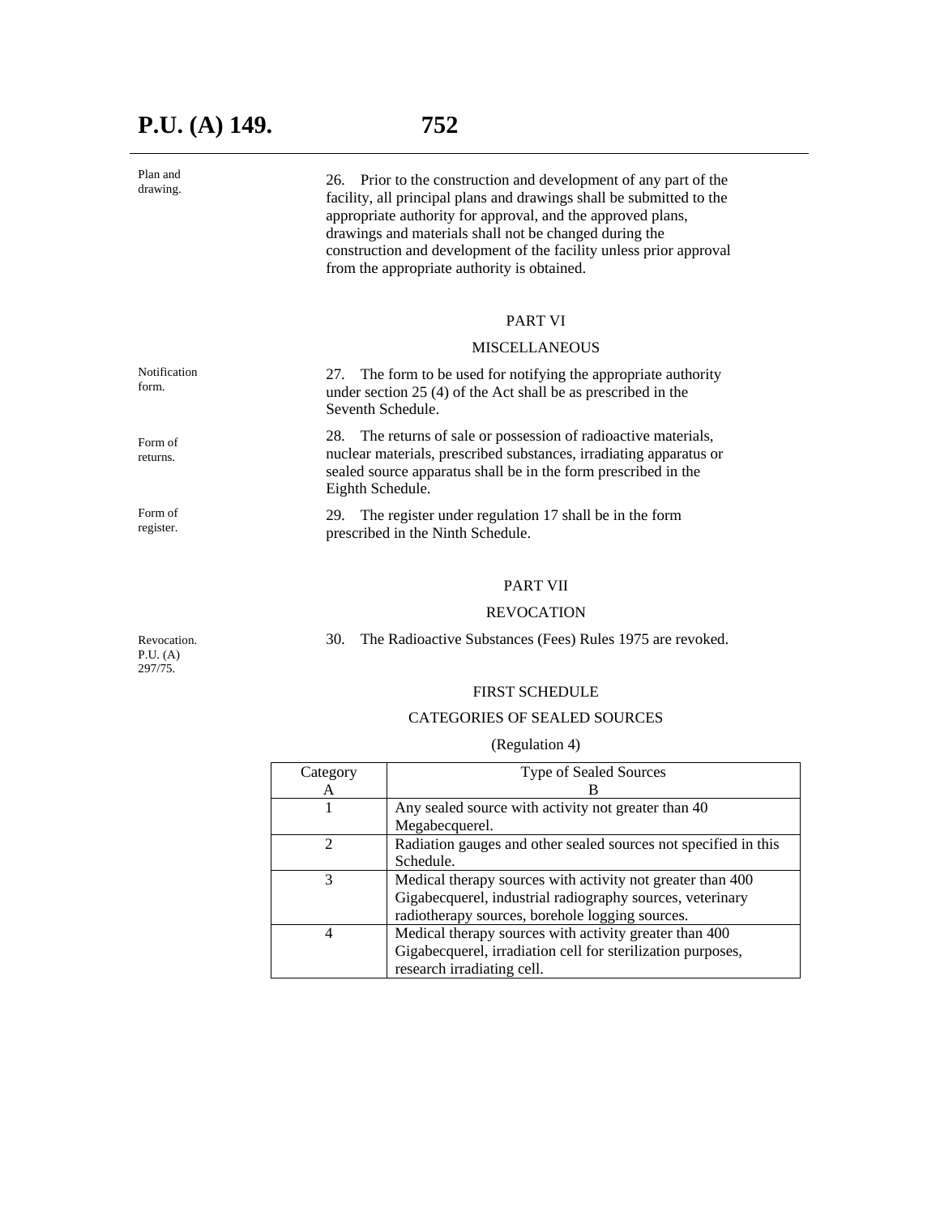Plan and drawing.

26. Prior to the construction and development of any part of the facility, all principal plans and drawings shall be submitted to the appropriate authority for approval, and the approved plans, drawings and materials shall not be changed during the construction and development of the facility unless prior approval from the appropriate authority is obtained.

## PART VI

## MISCELLANEOUS

Notification form.

27. The form to be used for notifying the appropriate authority under section 25 (4) of the Act shall be as prescribed in the Seventh Schedule.

Form of returns.

28. The returns of sale or possession of radioactive materials, nuclear materials, prescribed substances, irradiating apparatus or sealed source apparatus shall be in the form prescribed in the Eighth Schedule.

Form of register.

29. The register under regulation 17 shall be in the form prescribed in the Ninth Schedule.

## PART VII

## REVOCATION

Revocation. P.U. (A) 297/75.

30. The Radioactive Substances (Fees) Rules 1975 are revoked.

## FIRST SCHEDULE

## CATEGORIES OF SEALED SOURCES

(Regulation 4)

| Category<br>A | Type of Sealed Sources<br>B |
|---|---|
| 1 | Any sealed source with activity not greater than 40 Megabecquerel. |
| 2 | Radiation gauges and other sealed sources not specified in this Schedule. |
| 3 | Medical therapy sources with activity not greater than 400 Gigabecquerel, industrial radiography sources, veterinary radiotherapy sources, borehole logging sources. |
| 4 | Medical therapy sources with activity greater than 400 Gigabecquerel, irradiation cell for sterilization purposes, research irradiating cell. |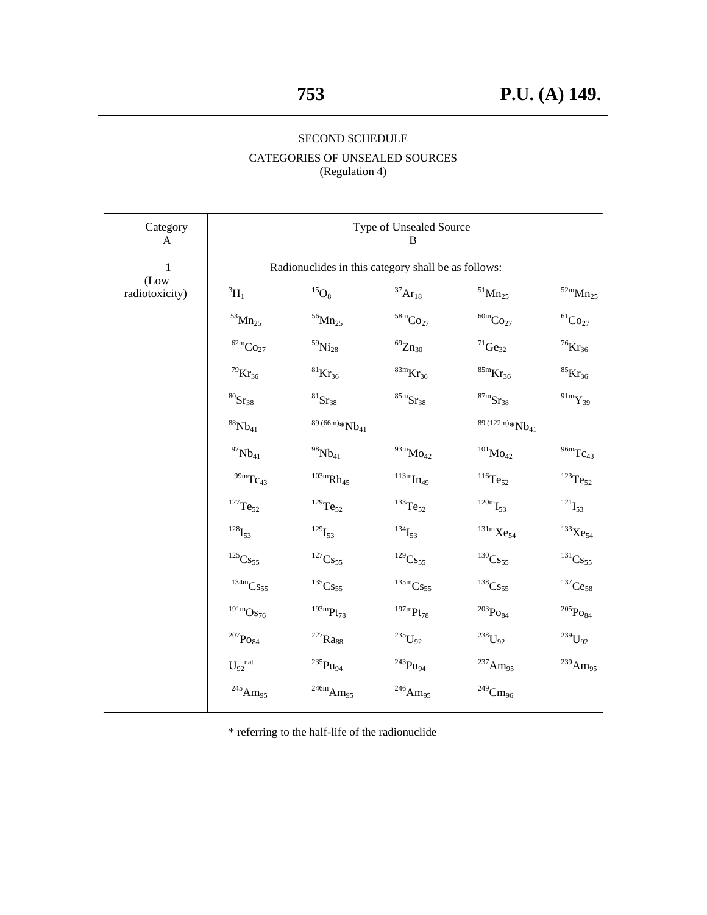SECOND SCHEDULE

CATEGORIES OF UNSEALED SOURCES
(Regulation 4)

| Category A | Type of Unsealed Source B | | | | |
|---|---|---|---|---|---|
| 1 (Low radiotoxicity) | Radionuclides in this category shall be as follows: | | | | |
| | $^{3}H_{1}$ | $^{15}O_{8}$ | $^{37}Ar_{18}$ | $^{51}Mn_{25}$ | $^{52m}Mn_{25}$ |
| | $^{53}Mn_{25}$ | $^{56}Mn_{25}$ | $^{58m}Co_{27}$ | $^{60m}Co_{27}$ | $^{61}Co_{27}$ |
| | $^{62m}Co_{27}$ | $^{59}Ni_{28}$ | $^{69}Zn_{30}$ | $^{71}Ge_{32}$ | $^{76}Kr_{36}$ |
| | $^{79}Kr_{36}$ | $^{81}Kr_{36}$ | $^{83m}Kr_{36}$ | $^{85m}Kr_{36}$ | $^{85}Kr_{36}$ |
| | $^{80}Sr_{38}$ | $^{81}Sr_{38}$ | $^{85m}Sr_{38}$ | $^{87m}Sr_{38}$ | $^{91m}Y_{39}$ |
| | $^{88}Nb_{41}$ | $^{89\,(66m)*}Nb_{41}$ | | $^{89\,(122m)*}Nb_{41}$ | |
| | $^{97}Nb_{41}$ | $^{98}Nb_{41}$ | $^{93m}Mo_{42}$ | $^{101}Mo_{42}$ | $^{96m}Tc_{43}$ |
| | $^{99m}Tc_{43}$ | $^{103m}Rh_{45}$ | $^{113m}In_{49}$ | $^{116}Te_{52}$ | $^{123}Te_{52}$ |
| | $^{127}Te_{52}$ | $^{129}Te_{52}$ | $^{133}Te_{52}$ | $^{120m}I_{53}$ | $^{121}I_{53}$ |
| | $^{128}I_{53}$ | $^{129}I_{53}$ | $^{134}I_{53}$ | $^{131m}Xe_{54}$ | $^{133}Xe_{54}$ |
| | $^{125}Cs_{55}$ | $^{127}Cs_{55}$ | $^{129}Cs_{55}$ | $^{130}Cs_{55}$ | $^{131}Cs_{55}$ |
| | $^{134m}Cs_{55}$ | $^{135}Cs_{55}$ | $^{135m}Cs_{55}$ | $^{138}Cs_{55}$ | $^{137}Ce_{58}$ |
| | $^{191m}Os_{76}$ | $^{193m}Pt_{78}$ | $^{197m}Pt_{78}$ | $^{203}Po_{84}$ | $^{205}Po_{84}$ |
| | $^{207}Po_{84}$ | $^{227}Ra_{88}$ | $^{235}U_{92}$ | $^{238}U_{92}$ | $^{239}U_{92}$ |
| | $U_{92}^{nat}$ | $^{235}Pu_{94}$ | $^{243}Pu_{94}$ | $^{237}Am_{95}$ | $^{239}Am_{95}$ |
| | $^{245}Am_{95}$ | $^{246m}Am_{95}$ | $^{246}Am_{95}$ | $^{249}Cm_{96}$ | |

* referring to the half-life of the radionuclide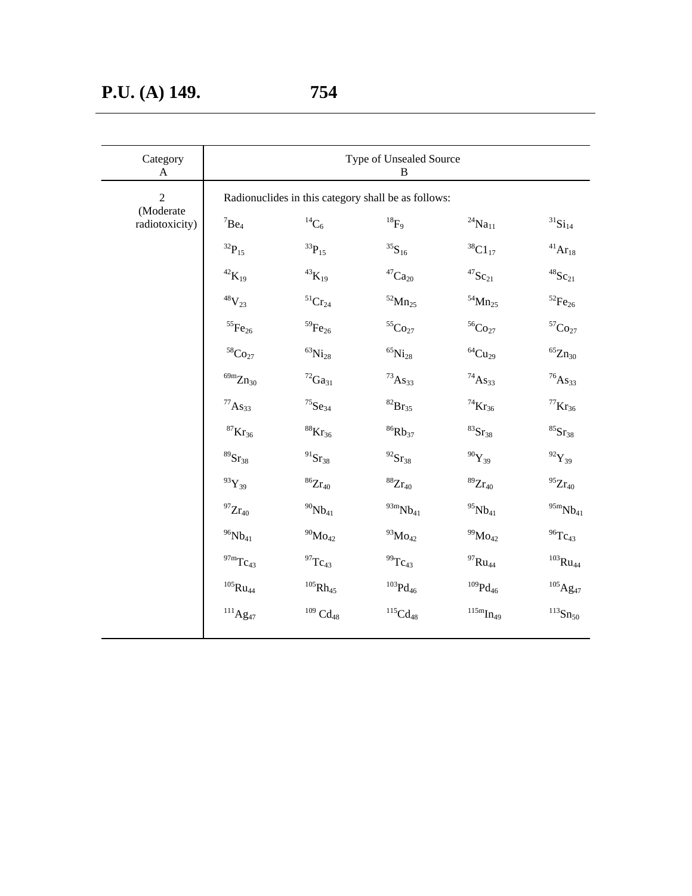| Category<br>A | Type of Unsealed Source<br>B | | | | |
|---|---|---|---|---|---|
| 2<br>(Moderate radiotoxicity) | Radionuclides in this category shall be as follows: | | | | |
| | $^{7}Be_{4}$ | $^{14}C_{6}$ | $^{18}F_{9}$ | $^{24}Na_{11}$ | $^{31}Si_{14}$ |
| | $^{32}P_{15}$ | $^{33}P_{15}$ | $^{35}S_{16}$ | $^{38}C1_{17}$ | $^{41}Ar_{18}$ |
| | $^{42}K_{19}$ | $^{43}K_{19}$ | $^{47}Ca_{20}$ | $^{47}Sc_{21}$ | $^{48}Sc_{21}$ |
| | $^{48}V_{23}$ | $^{51}Cr_{24}$ | $^{52}Mn_{25}$ | $^{54}Mn_{25}$ | $^{52}Fe_{26}$ |
| | $^{55}Fe_{26}$ | $^{59}Fe_{26}$ | $^{55}Co_{27}$ | $^{56}Co_{27}$ | $^{57}Co_{27}$ |
| | $^{58}Co_{27}$ | $^{63}Ni_{28}$ | $^{65}Ni_{28}$ | $^{64}Cu_{29}$ | $^{65}Zn_{30}$ |
| | $^{69m}Zn_{30}$ | $^{72}Ga_{31}$ | $^{73}As_{33}$ | $^{74}As_{33}$ | $^{76}As_{33}$ |
| | $^{77}As_{33}$ | $^{75}Se_{34}$ | $^{82}Br_{35}$ | $^{74}Kr_{36}$ | $^{77}Kr_{36}$ |
| | $^{87}Kr_{36}$ | $^{88}Kr_{36}$ | $^{86}Rb_{37}$ | $^{83}Sr_{38}$ | $^{85}Sr_{38}$ |
| | $^{89}Sr_{38}$ | $^{91}Sr_{38}$ | $^{92}Sr_{38}$ | $^{90}Y_{39}$ | $^{92}Y_{39}$ |
| | $^{93}Y_{39}$ | $^{86}Zr_{40}$ | $^{88}Zr_{40}$ | $^{89}Zr_{40}$ | $^{95}Zr_{40}$ |
| | $^{97}Zr_{40}$ | $^{90}Nb_{41}$ | $^{93m}Nb_{41}$ | $^{95}Nb_{41}$ | $^{95m}Nb_{41}$ |
| | $^{96}Nb_{41}$ | $^{90}Mo_{42}$ | $^{93}Mo_{42}$ | $^{99}Mo_{42}$ | $^{96}Tc_{43}$ |
| | $^{97m}Tc_{43}$ | $^{97}Tc_{43}$ | $^{99}Tc_{43}$ | $^{97}Ru_{44}$ | $^{103}Ru_{44}$ |
| | $^{105}Ru_{44}$ | $^{105}Rh_{45}$ | $^{103}Pd_{46}$ | $^{109}Pd_{46}$ | $^{105}Ag_{47}$ |
| | $^{111}Ag_{47}$ | $^{109}Cd_{48}$ | $^{115}Cd_{48}$ | $^{115m}In_{49}$ | $^{113}Sn_{50}$ |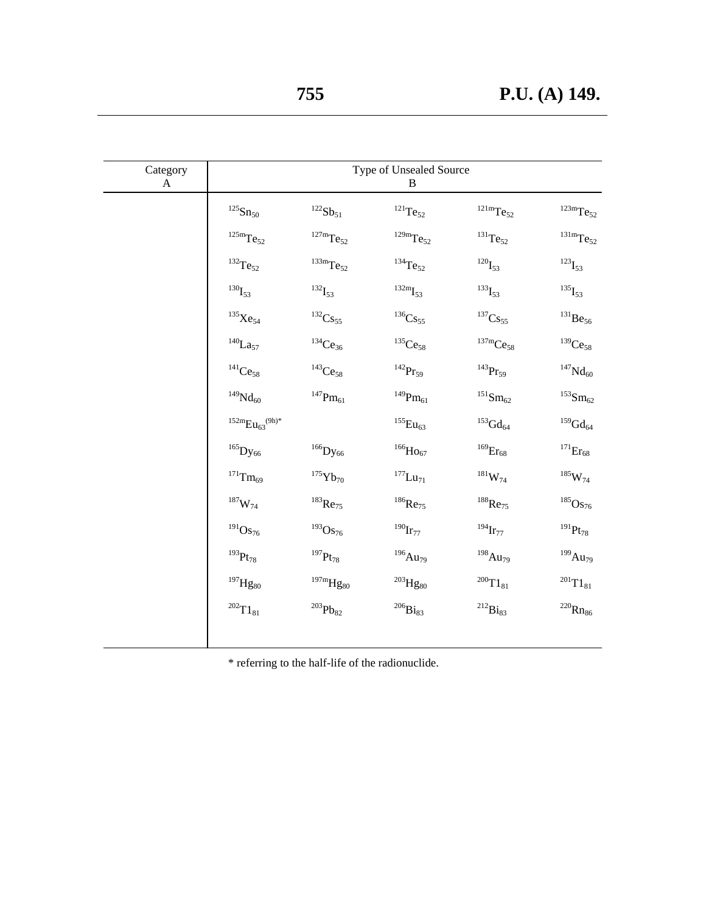| Category A | Type of Unsealed Source B | | | | |
|---|---|---|---|---|---|
| | $^{125}Sn_{50}$ | $^{122}Sb_{51}$ | $^{121}Te_{52}$ | $^{121m}Te_{52}$ | $^{123m}Te_{52}$ |
| | $^{125m}Te_{52}$ | $^{127m}Te_{52}$ | $^{129m}Te_{52}$ | $^{131}Te_{52}$ | $^{131m}Te_{52}$ |
| | $^{132}Te_{52}$ | $^{133m}Te_{52}$ | $^{134}Te_{52}$ | $^{120}I_{53}$ | $^{123}I_{53}$ |
| | $^{130}I_{53}$ | $^{132}I_{53}$ | $^{132m}I_{53}$ | $^{133}I_{53}$ | $^{135}I_{53}$ |
| | $^{135}Xe_{54}$ | $^{132}Cs_{55}$ | $^{136}Cs_{55}$ | $^{137}Cs_{55}$ | $^{131}Be_{56}$ |
| | $^{140}La_{57}$ | $^{134}Ce_{36}$ | $^{135}Ce_{58}$ | $^{137m}Ce_{58}$ | $^{139}Ce_{58}$ |
| | $^{141}Ce_{58}$ | $^{143}Ce_{58}$ | $^{142}Pr_{59}$ | $^{143}Pr_{59}$ | $^{147}Nd_{60}$ |
| | $^{149}Nd_{60}$ | $^{147}Pm_{61}$ | $^{149}Pm_{61}$ | $^{151}Sm_{62}$ | $^{153}Sm_{62}$ |
| | $^{152m}Eu_{63}{}^{(9h)*}$ | | $^{155}Eu_{63}$ | $^{153}Gd_{64}$ | $^{159}Gd_{64}$ |
| | $^{165}Dy_{66}$ | $^{166}Dy_{66}$ | $^{166}Ho_{67}$ | $^{169}Er_{68}$ | $^{171}Er_{68}$ |
| | $^{171}Tm_{69}$ | $^{175}Yb_{70}$ | $^{177}Lu_{71}$ | $^{181}W_{74}$ | $^{185}W_{74}$ |
| | $^{187}W_{74}$ | $^{183}Re_{75}$ | $^{186}Re_{75}$ | $^{188}Re_{75}$ | $^{185}Os_{76}$ |
| | $^{191}Os_{76}$ | $^{193}Os_{76}$ | $^{190}Ir_{77}$ | $^{194}Ir_{77}$ | $^{191}Pt_{78}$ |
| | $^{193}Pt_{78}$ | $^{197}Pt_{78}$ | $^{196}Au_{79}$ | $^{198}Au_{79}$ | $^{199}Au_{79}$ |
| | $^{197}Hg_{80}$ | $^{197m}Hg_{80}$ | $^{203}Hg_{80}$ | $^{200}T1_{81}$ | $^{201}T1_{81}$ |
| | $^{202}T1_{81}$ | $^{203}Pb_{82}$ | $^{206}Bi_{83}$ | $^{212}Bi_{83}$ | $^{220}Rn_{86}$ |

* referring to the half-life of the radionuclide.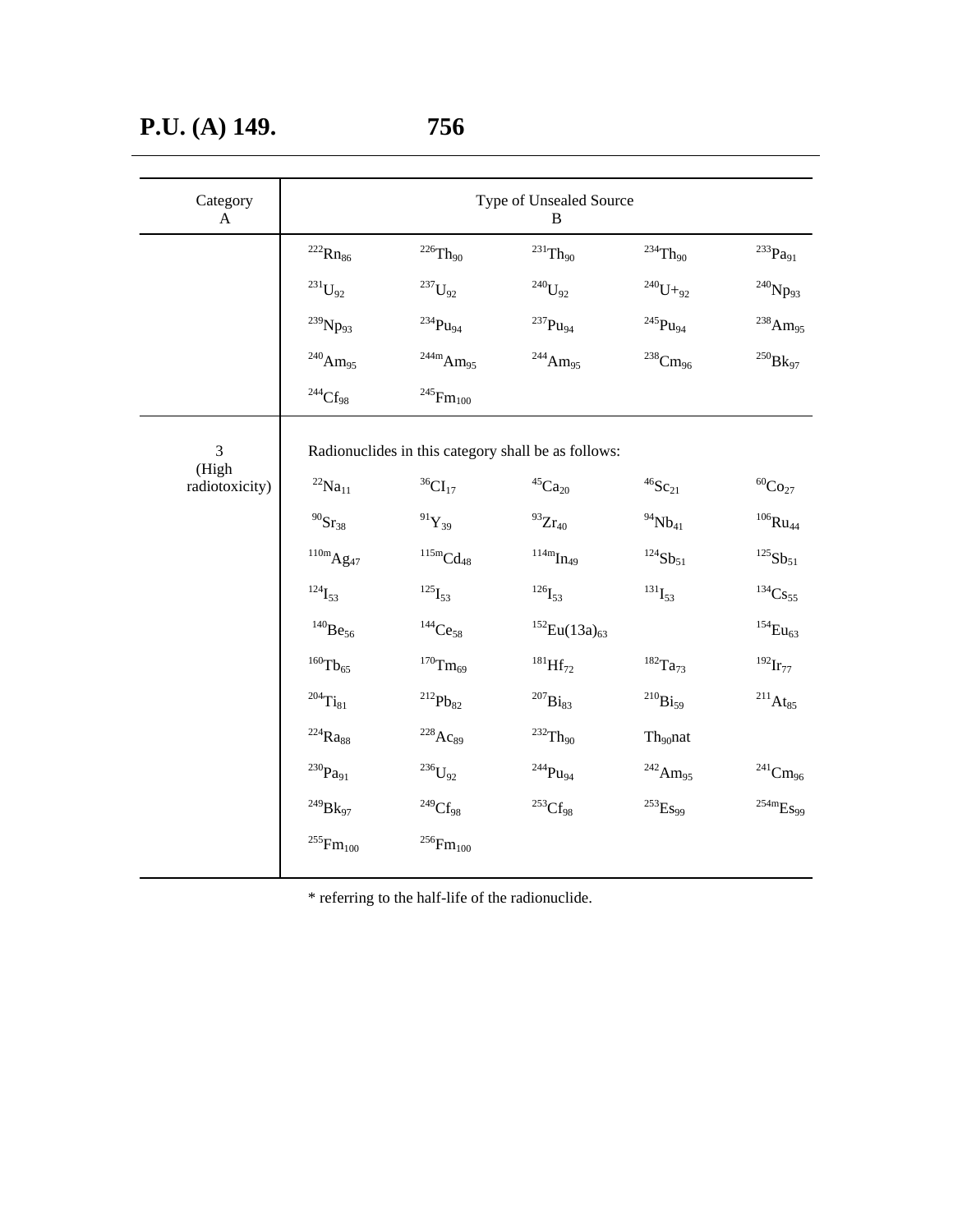| Category<br>A | Type of Unsealed Source<br>B | | | | |
|---|---|---|---|---|---|
| | $^{222}Rn_{86}$ | $^{226}Th_{90}$ | $^{231}Th_{90}$ | $^{234}Th_{90}$ | $^{233}Pa_{91}$ |
| | $^{231}U_{92}$ | $^{237}U_{92}$ | $^{240}U_{92}$ | $^{240}U+_{92}$ | $^{240}Np_{93}$ |
| | $^{239}Np_{93}$ | $^{234}Pu_{94}$ | $^{237}Pu_{94}$ | $^{245}Pu_{94}$ | $^{238}Am_{95}$ |
| | $^{240}Am_{95}$ | $^{244m}Am_{95}$ | $^{244}Am_{95}$ | $^{238}Cm_{96}$ | $^{250}Bk_{97}$ |
| | $^{244}Cf_{98}$ | $^{245}Fm_{100}$ | | | |
| 3<br>(High radiotoxicity) | Radionuclides in this category shall be as follows: | | | | |
| | $^{22}Na_{11}$ | $^{36}CI_{17}$ | $^{45}Ca_{20}$ | $^{46}Sc_{21}$ | $^{60}Co_{27}$ |
| | $^{90}Sr_{38}$ | $^{91}Y_{39}$ | $^{93}Zr_{40}$ | $^{94}Nb_{41}$ | $^{106}Ru_{44}$ |
| | $^{110m}Ag_{47}$ | $^{115m}Cd_{48}$ | $^{114m}In_{49}$ | $^{124}Sb_{51}$ | $^{125}Sb_{51}$ |
| | $^{124}I_{53}$ | $^{125}I_{53}$ | $^{126}I_{53}$ | $^{131}I_{53}$ | $^{134}Cs_{55}$ |
| | $^{140}Be_{56}$ | $^{144}Ce_{58}$ | $^{152}Eu(13a)_{63}$ | | $^{154}Eu_{63}$ |
| | $^{160}Tb_{65}$ | $^{170}Tm_{69}$ | $^{181}Hf_{72}$ | $^{182}Ta_{73}$ | $^{192}Ir_{77}$ |
| | $^{204}Ti_{81}$ | $^{212}Pb_{82}$ | $^{207}Bi_{83}$ | $^{210}Bi_{59}$ | $^{211}At_{85}$ |
| | $^{224}Ra_{88}$ | $^{228}Ac_{89}$ | $^{232}Th_{90}$ | $Th_{90}nat$ | |
| | $^{230}Pa_{91}$ | $^{236}U_{92}$ | $^{244}Pu_{94}$ | $^{242}Am_{95}$ | $^{241}Cm_{96}$ |
| | $^{249}Bk_{97}$ | $^{249}Cf_{98}$ | $^{253}Cf_{98}$ | $^{253}Es_{99}$ | $^{254m}Es_{99}$ |
| | $^{255}Fm_{100}$ | $^{256}Fm_{100}$ | | | |

* referring to the half-life of the radionuclide.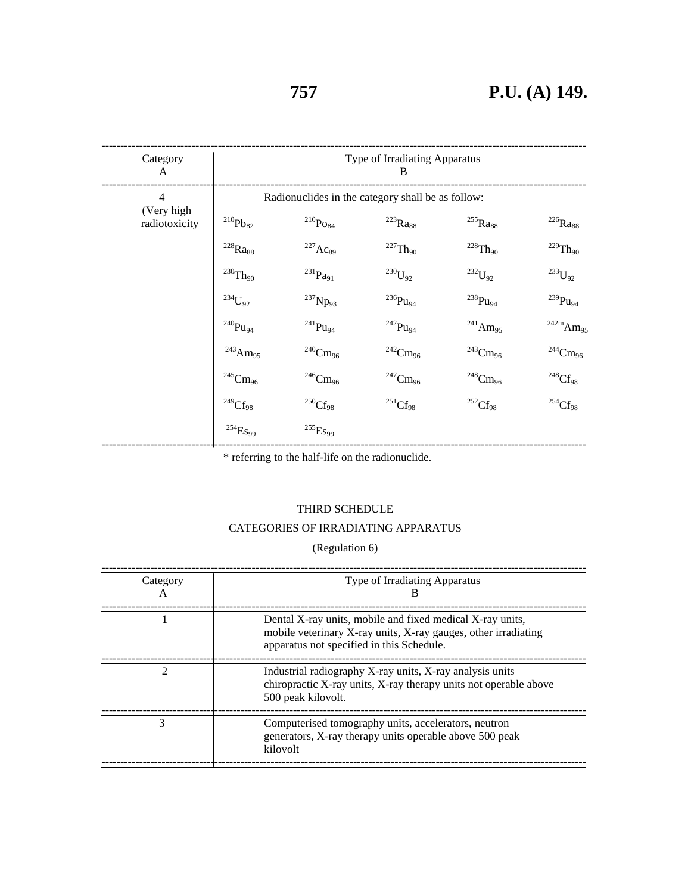| Category<br>A | Type of Irradiating Apparatus<br>B | | | | |
|---|---|---|---|---|---|
| 4<br>(Very high radiotoxicity | Radionuclides in the category shall be as follow: | | | | |
| | $^{210}Pb_{82}$ | $^{210}Po_{84}$ | $^{223}Ra_{88}$ | $^{255}Ra_{88}$ | $^{226}Ra_{88}$ |
| | $^{228}Ra_{88}$ | $^{227}Ac_{89}$ | $^{227}Th_{90}$ | $^{228}Th_{90}$ | $^{229}Th_{90}$ |
| | $^{230}Th_{90}$ | $^{231}Pa_{91}$ | $^{230}U_{92}$ | $^{232}U_{92}$ | $^{233}U_{92}$ |
| | $^{234}U_{92}$ | $^{237}Np_{93}$ | $^{236}Pu_{94}$ | $^{238}Pu_{94}$ | $^{239}Pu_{94}$ |
| | $^{240}Pu_{94}$ | $^{241}Pu_{94}$ | $^{242}Pu_{94}$ | $^{241}Am_{95}$ | $^{242m}Am_{95}$ |
| | $^{243}Am_{95}$ | $^{240}Cm_{96}$ | $^{242}Cm_{96}$ | $^{243}Cm_{96}$ | $^{244}Cm_{96}$ |
| | $^{245}Cm_{96}$ | $^{246}Cm_{96}$ | $^{247}Cm_{96}$ | $^{248}Cm_{96}$ | $^{248}Cf_{98}$ |
| | $^{249}Cf_{98}$ | $^{250}Cf_{98}$ | $^{251}Cf_{98}$ | $^{252}Cf_{98}$ | $^{254}Cf_{98}$ |
| | $^{254}Es_{99}$ | $^{255}Es_{99}$ | | | |

* referring to the half-life on the radionuclide.

THIRD SCHEDULE

CATEGORIES OF IRRADIATING APPARATUS

(Regulation 6)

| Category<br>A | Type of Irradiating Apparatus<br>B |
|---|---|
| 1 | Dental X-ray units, mobile and fixed medical X-ray units, mobile veterinary X-ray units, X-ray gauges, other irradiating apparatus not specified in this Schedule. |
| 2 | Industrial radiography X-ray units, X-ray analysis units chiropractic X-ray units, X-ray therapy units not operable above 500 peak kilovolt. |
| 3 | Computerised tomography units, accelerators, neutron generators, X-ray therapy units operable above 500 peak kilovolt |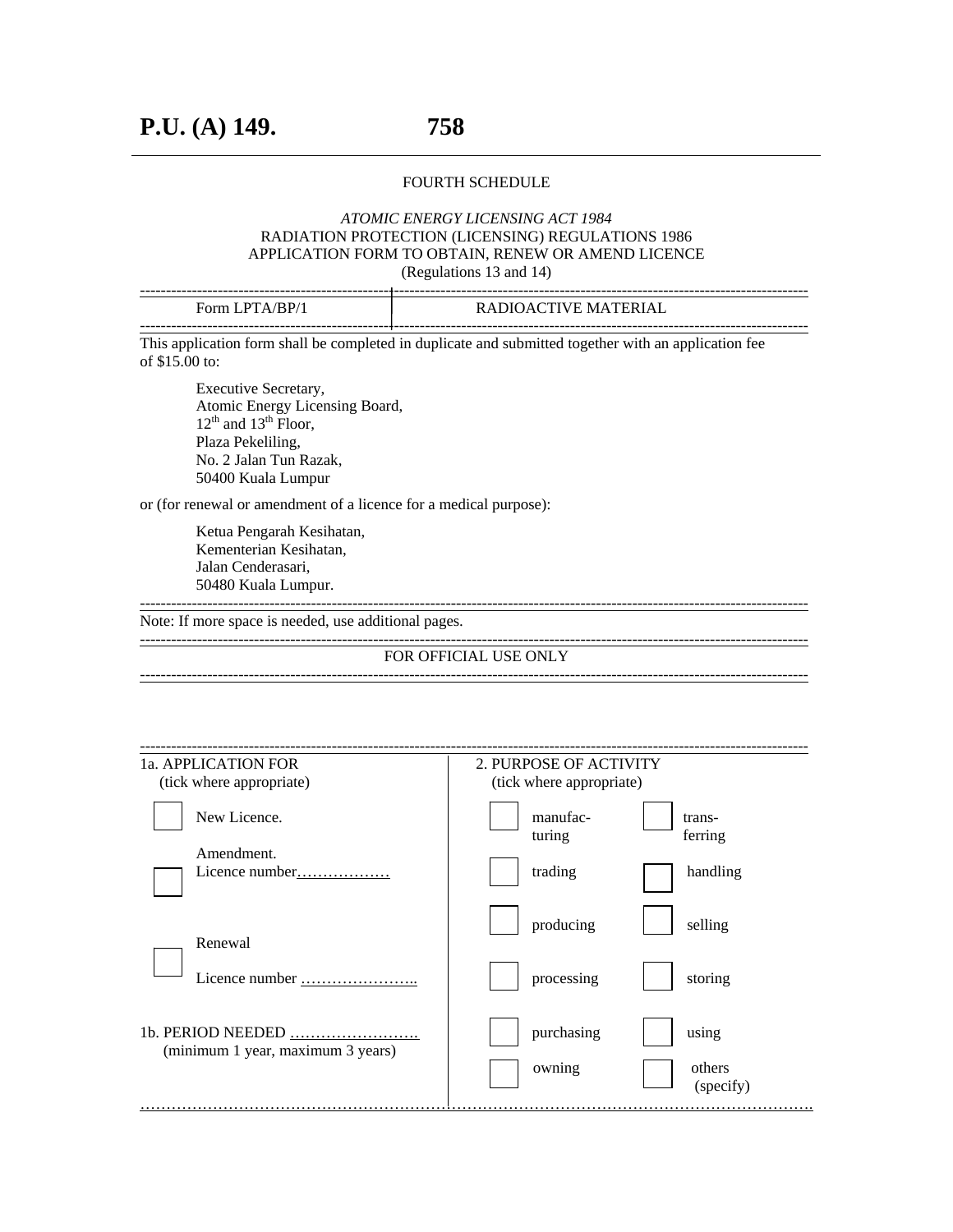FOURTH SCHEDULE

*ATOMIC ENERGY LICENSING ACT 1984*
RADIATION PROTECTION (LICENSING) REGULATIONS 1986
APPLICATION FORM TO OBTAIN, RENEW OR AMEND LICENCE
(Regulations 13 and 14)

| Form LPTA/BP/1 | RADIOACTIVE MATERIAL |
|---|---|

This application form shall be completed in duplicate and submitted together with an application fee of $15.00 to:

Executive Secretary,
Atomic Energy Licensing Board,
12th and 13th Floor,
Plaza Pekeliling,
No. 2 Jalan Tun Razak,
50400 Kuala Lumpur

or (for renewal or amendment of a licence for a medical purpose):

Ketua Pengarah Kesihatan,
Kementerian Kesihatan,
Jalan Cenderasari,
50480 Kuala Lumpur.

Note: If more space is needed, use additional pages.

FOR OFFICIAL USE ONLY

| 1a. APPLICATION FOR (tick where appropriate) | 2. PURPOSE OF ACTIVITY (tick where appropriate) | |
|---|---|---|
| ☐ New Licence. | ☐ manufacturing | ☐ transferring |
| ☐ Amendment. Licence number……………… | ☐ trading | ☐ handling |
| | ☐ producing | ☐ selling |
| ☐ Renewal Licence number ………………….. | ☐ processing | ☐ storing |
| 1b. PERIOD NEEDED ……………………. (minimum 1 year, maximum 3 years) | ☐ purchasing | ☐ using |
| | ☐ owning | ☐ others (specify) |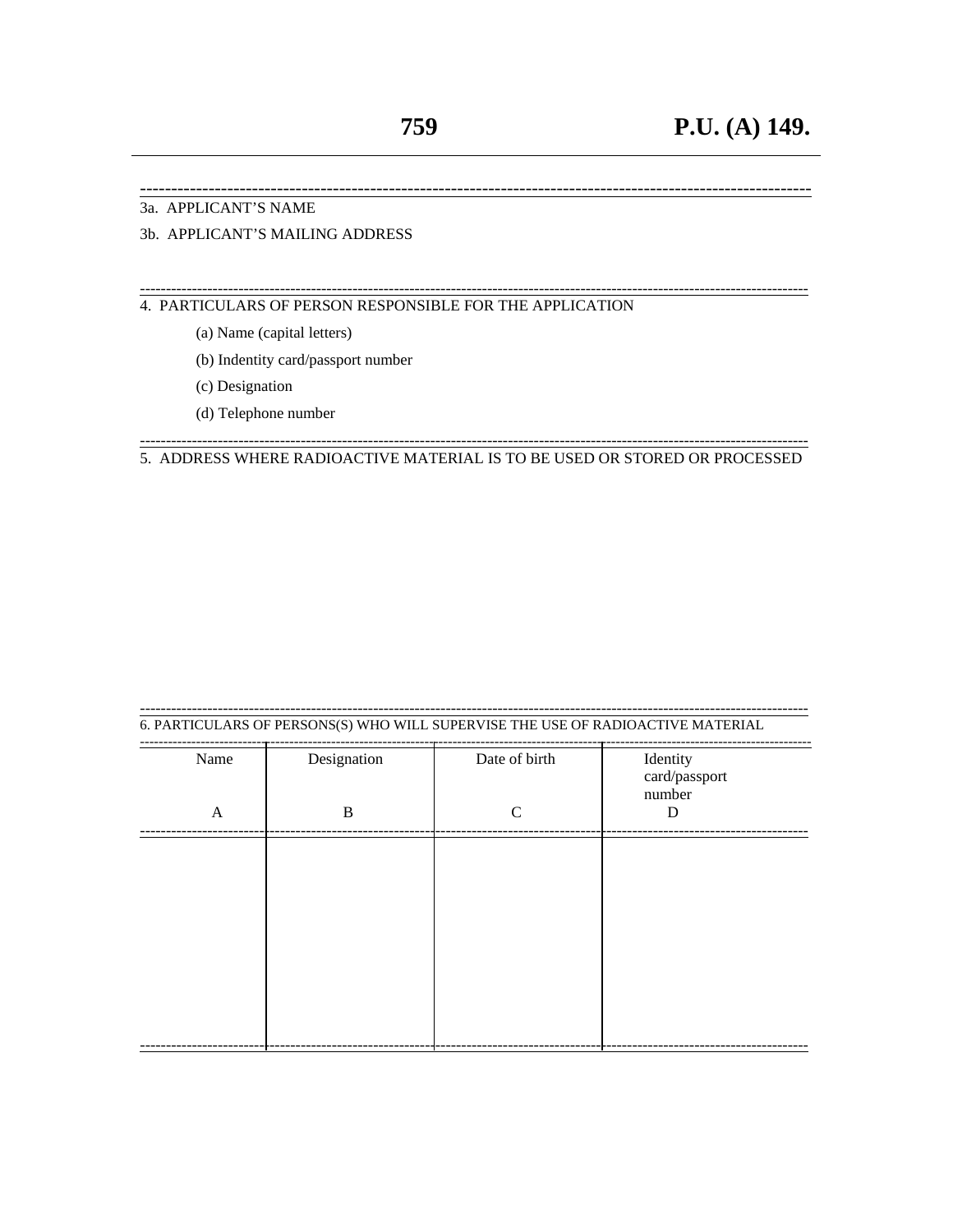3a. APPLICANT'S NAME

3b. APPLICANT'S MAILING ADDRESS

4. PARTICULARS OF PERSON RESPONSIBLE FOR THE APPLICATION

(a) Name (capital letters)

(b) Indentity card/passport number

(c) Designation

(d) Telephone number

5. ADDRESS WHERE RADIOACTIVE MATERIAL IS TO BE USED OR STORED OR PROCESSED

6. PARTICULARS OF PERSONS(S) WHO WILL SUPERVISE THE USE OF RADIOACTIVE MATERIAL

| Name | Designation | Date of birth | Identity card/passport number |
|---|---|---|---|
| A | B | C | D |
| | | | |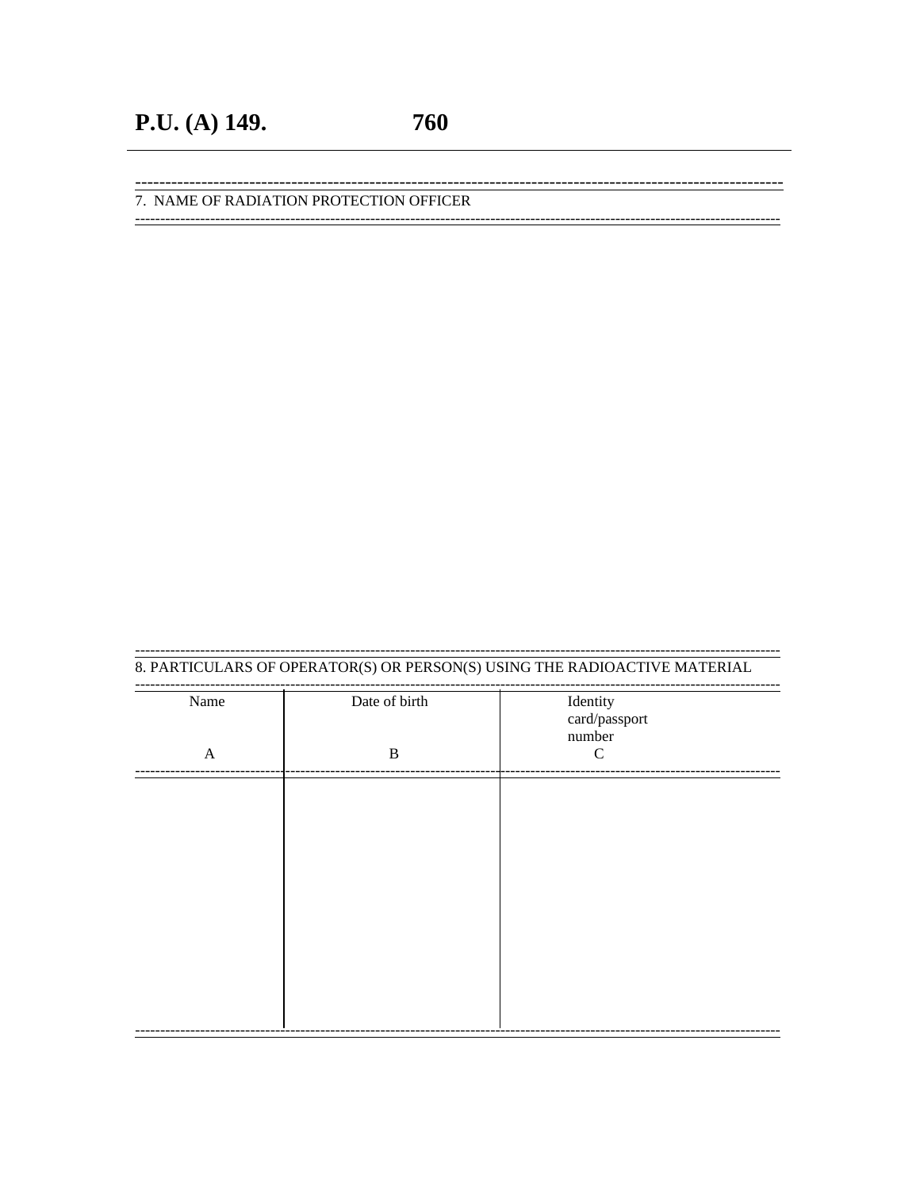7. NAME OF RADIATION PROTECTION OFFICER

8. PARTICULARS OF OPERATOR(S) OR PERSON(S) USING THE RADIOACTIVE MATERIAL

| Name<br><br>A | Date of birth<br><br>B | Identity card/passport number<br>C |
|---|---|---|
| | | |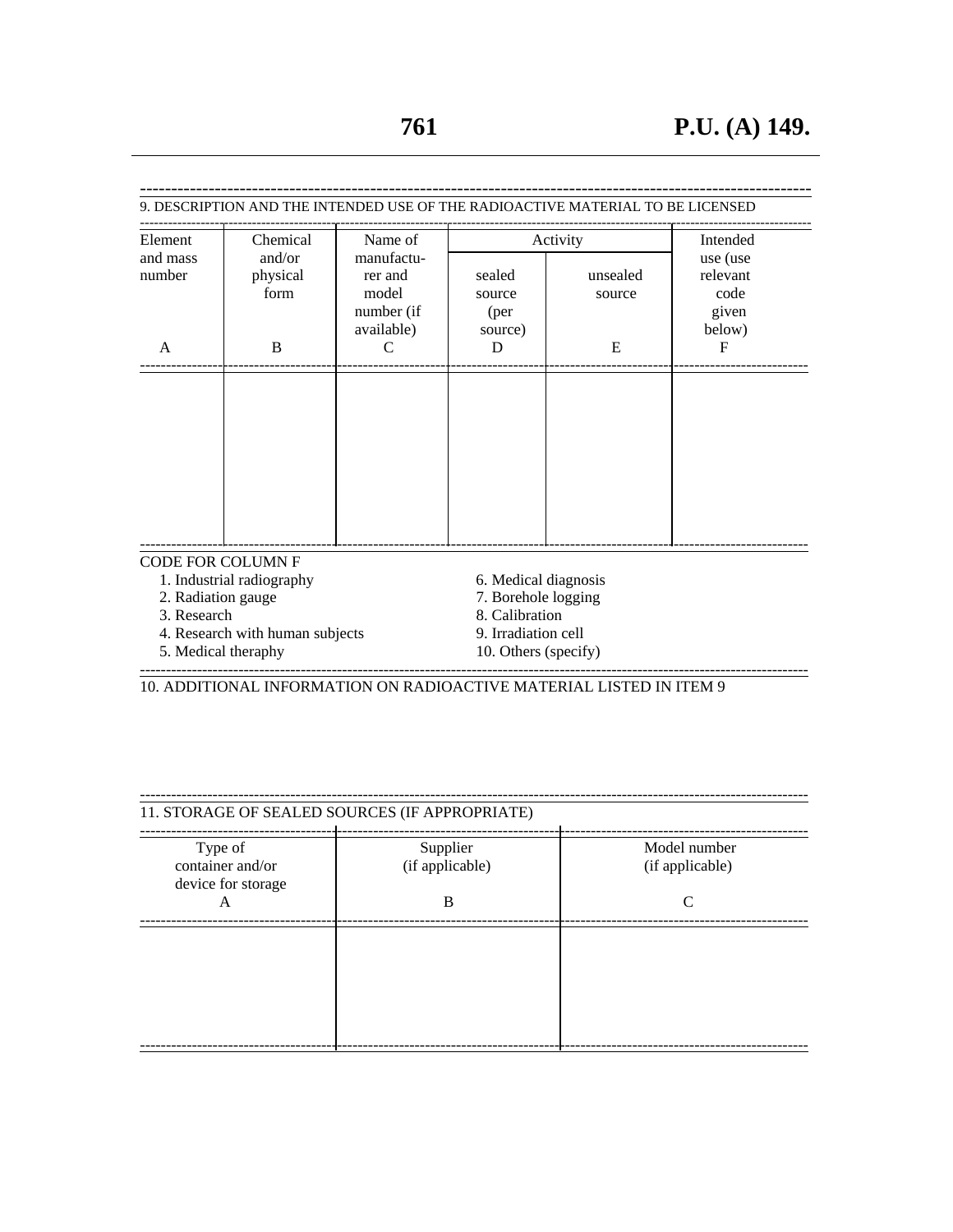9. DESCRIPTION AND THE INTENDED USE OF THE RADIOACTIVE MATERIAL TO BE LICENSED

| Element and mass number | Chemical and/or physical form | Name of manufacturer and model number (if available) | Activity | | Intended use (use relevant code given below) |
|---|---|---|---|---|---|
| | | | sealed source (per source) | unsealed source | |
| A | B | C | D | E | F |
| | | | | | |

CODE FOR COLUMN F

1. Industrial radiography
2. Radiation gauge
3. Research
4. Research with human subjects
5. Medical theraphy
6. Medical diagnosis
7. Borehole logging
8. Calibration
9. Irradiation cell
10. Others (specify)

10. ADDITIONAL INFORMATION ON RADIOACTIVE MATERIAL LISTED IN ITEM 9

11. STORAGE OF SEALED SOURCES (IF APPROPRIATE)

| Type of container and/or device for storage | Supplier (if applicable) | Model number (if applicable) |
|---|---|---|
| A | B | C |
| | | |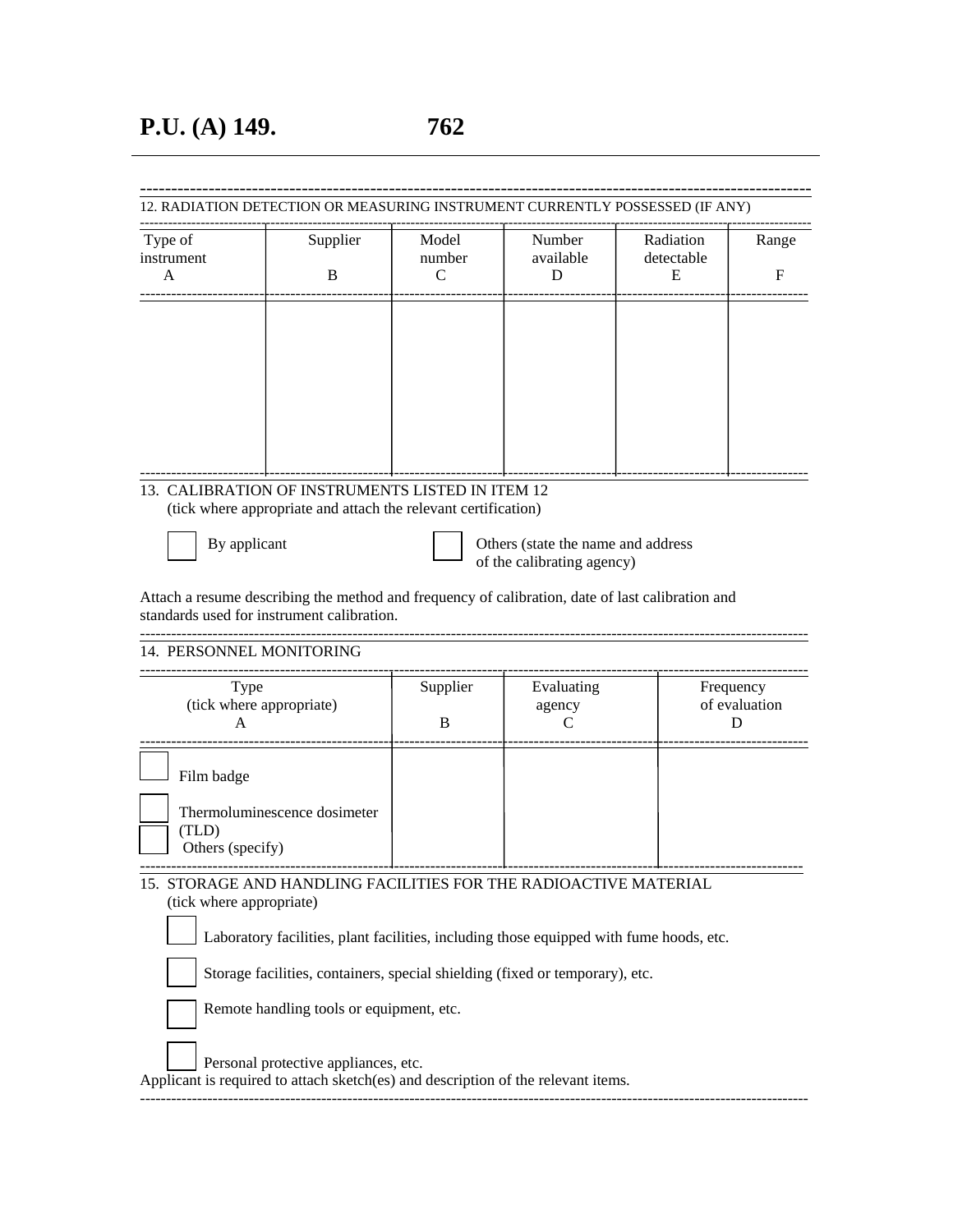12. RADIATION DETECTION OR MEASURING INSTRUMENT CURRENTLY POSSESSED (IF ANY)

| Type of instrument<br>A | Supplier<br>B | Model number<br>C | Number available<br>D | Radiation detectable<br>E | Range<br>F |
|---|---|---|---|---|---|
| | | | | | |

13. CALIBRATION OF INSTRUMENTS LISTED IN ITEM 12
(tick where appropriate and attach the relevant certification)

☐ By applicant

☐ Others (state the name and address of the calibrating agency)

Attach a resume describing the method and frequency of calibration, date of last calibration and standards used for instrument calibration.

14. PERSONNEL MONITORING

| Type<br>(tick where appropriate)<br>A | Supplier<br>B | Evaluating agency<br>C | Frequency of evaluation<br>D |
|---|---|---|---|
| ☐ Film badge<br>☐ Thermoluminescence dosimeter (TLD)<br>☐ Others (specify) | | | |

15. STORAGE AND HANDLING FACILITIES FOR THE RADIOACTIVE MATERIAL
(tick where appropriate)

☐ Laboratory facilities, plant facilities, including those equipped with fume hoods, etc.

☐ Storage facilities, containers, special shielding (fixed or temporary), etc.

☐ Remote handling tools or equipment, etc.

☐ Personal protective appliances, etc.

Applicant is required to attach sketch(es) and description of the relevant items.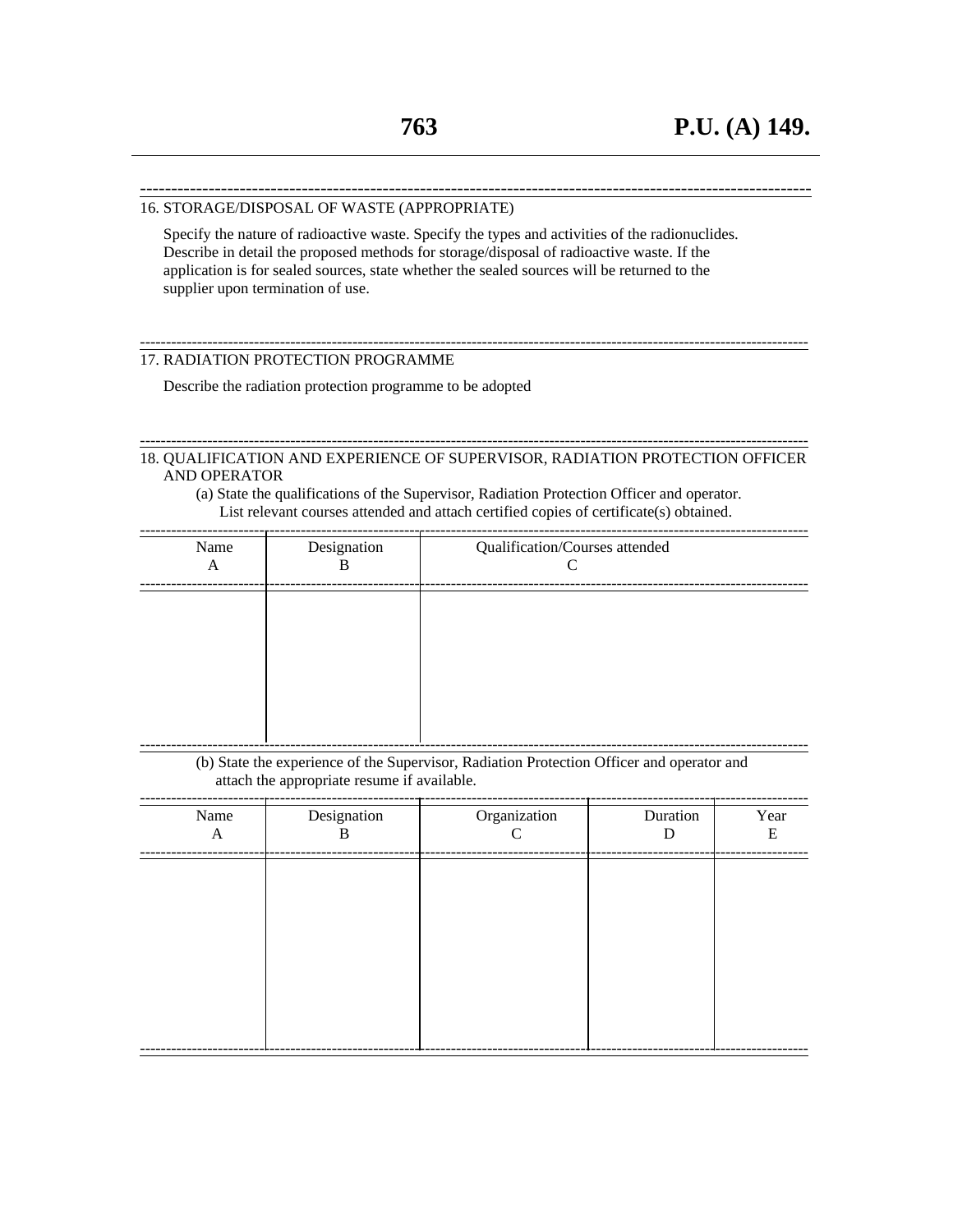16. STORAGE/DISPOSAL OF WASTE (APPROPRIATE)

Specify the nature of radioactive waste. Specify the types and activities of the radionuclides. Describe in detail the proposed methods for storage/disposal of radioactive waste. If the application is for sealed sources, state whether the sealed sources will be returned to the supplier upon termination of use.

17. RADIATION PROTECTION PROGRAMME

Describe the radiation protection programme to be adopted

18. QUALIFICATION AND EXPERIENCE OF SUPERVISOR, RADIATION PROTECTION OFFICER AND OPERATOR

(a) State the qualifications of the Supervisor, Radiation Protection Officer and operator. List relevant courses attended and attach certified copies of certificate(s) obtained.

| Name<br>A | Designation<br>B | Qualification/Courses attended<br>C |
|---|---|---|
| | | |

(b) State the experience of the Supervisor, Radiation Protection Officer and operator and attach the appropriate resume if available.

| Name<br>A | Designation<br>B | Organization<br>C | Duration<br>D | Year<br>E |
|---|---|---|---|---|
| | | | | |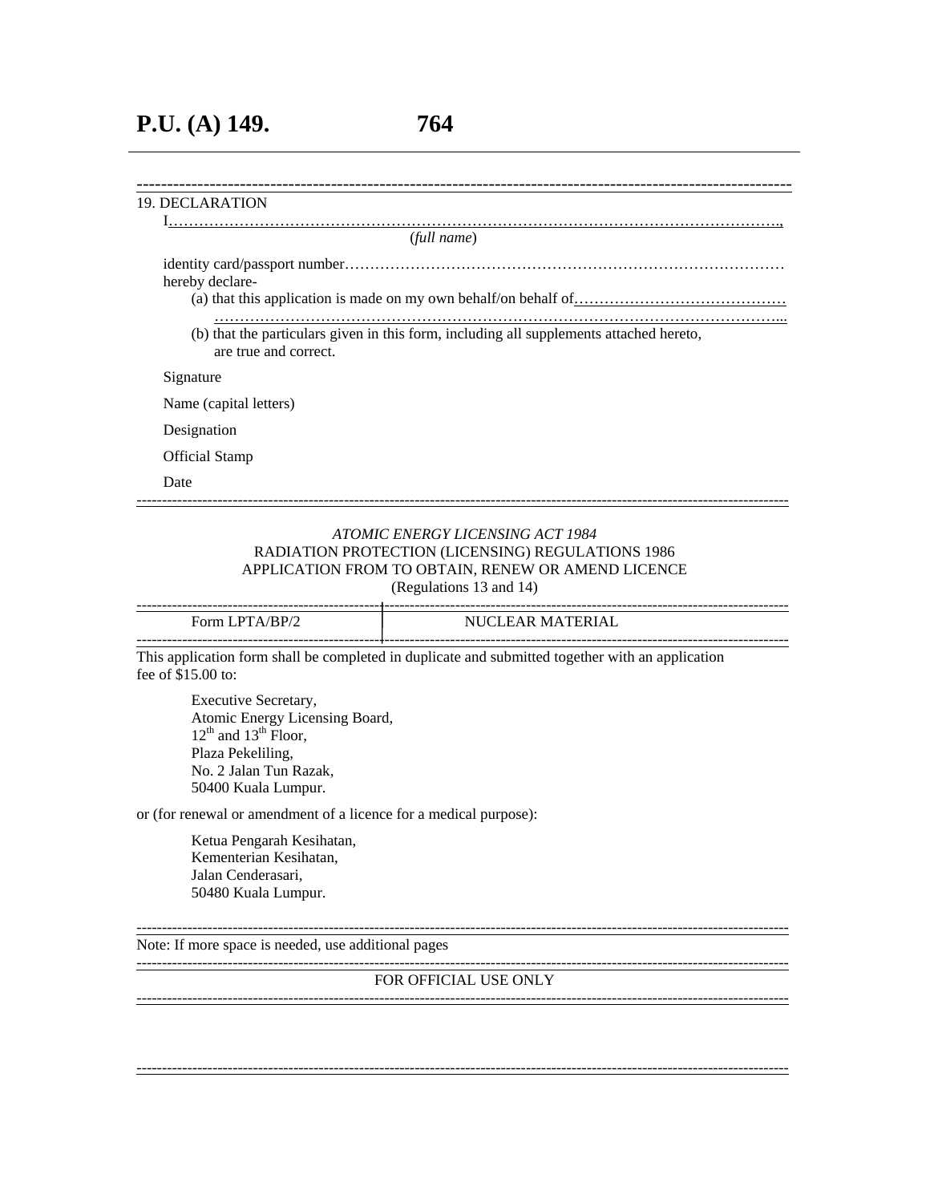19. DECLARATION

I……………………………………………………………………………………………………….,

(*full name*)

identity card/passport number……………………………………………………………………………

hereby declare-

(a) that this application is made on my own behalf/on behalf of……………………………………
……………………………………………………………………………………………………...

(b) that the particulars given in this form, including all supplements attached hereto, are true and correct.

Signature

Name (capital letters)

Designation

Official Stamp

Date

---

*ATOMIC ENERGY LICENSING ACT 1984*

RADIATION PROTECTION (LICENSING) REGULATIONS 1986

APPLICATION FROM TO OBTAIN, RENEW OR AMEND LICENCE

(Regulations 13 and 14)

| Form LPTA/BP/2 | NUCLEAR MATERIAL |
|---|---|

This application form shall be completed in duplicate and submitted together with an application fee of $15.00 to:

Executive Secretary,
Atomic Energy Licensing Board,
12th and 13th Floor,
Plaza Pekeliling,
No. 2 Jalan Tun Razak,
50400 Kuala Lumpur.

or (for renewal or amendment of a licence for a medical purpose):

Ketua Pengarah Kesihatan,
Kementerian Kesihatan,
Jalan Cenderasari,
50480 Kuala Lumpur.

---

Note: If more space is needed, use additional pages

---

FOR OFFICIAL USE ONLY

---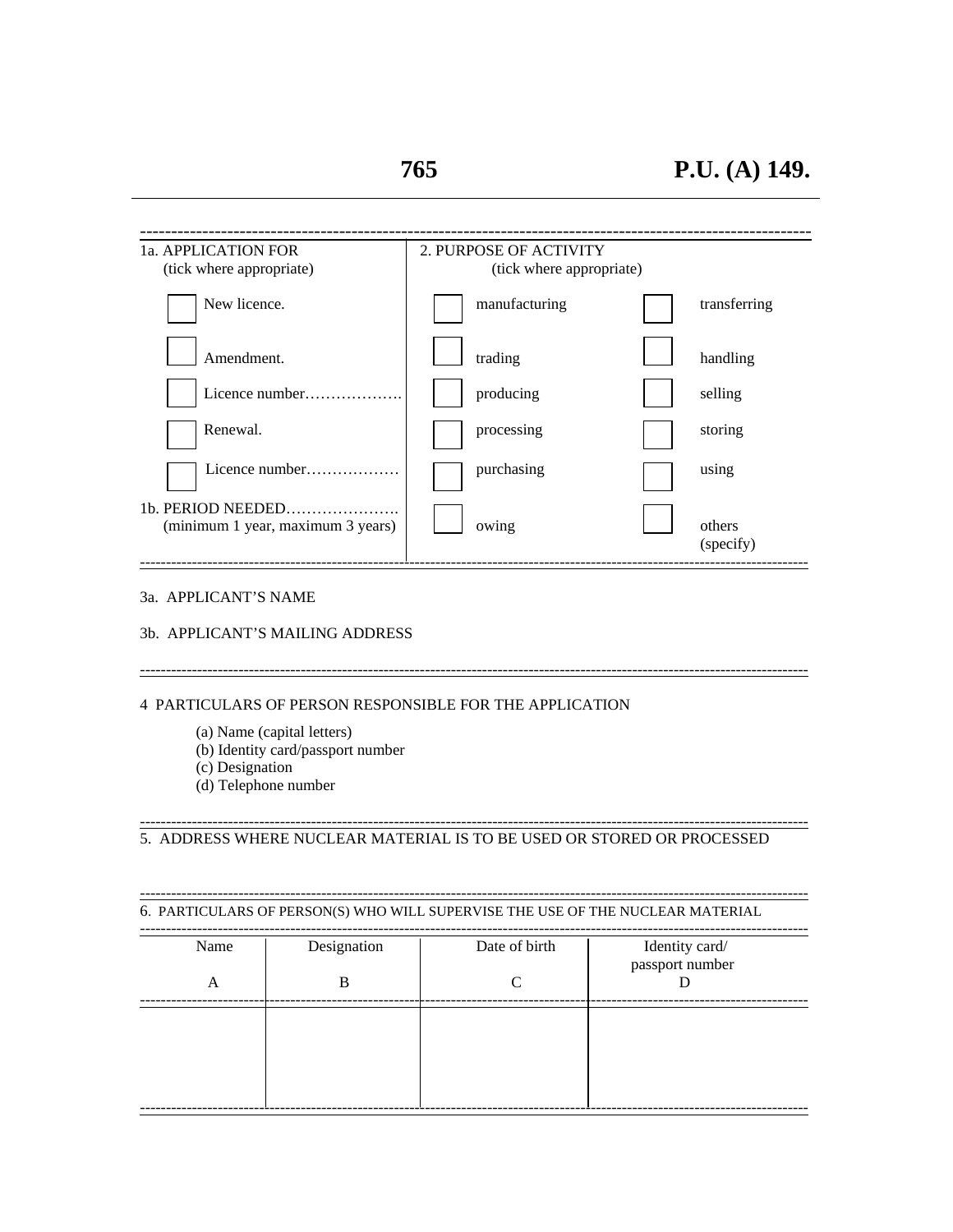| 1a. APPLICATION FOR (tick where appropriate) | 2. PURPOSE OF ACTIVITY (tick where appropriate) | |
|---|---|---|
| ☐ New licence. | ☐ manufacturing | ☐ transferring |
| ☐ Amendment. | ☐ trading | ☐ handling |
| ☐ Licence number………………. | ☐ producing | ☐ selling |
| ☐ Renewal. | ☐ processing | ☐ storing |
| ☐ Licence number……………… | ☐ purchasing | ☐ using |
| 1b. PERIOD NEEDED…………………. (minimum 1 year, maximum 3 years) | ☐ owing | ☐ others (specify) |

3a. APPLICANT'S NAME

3b. APPLICANT'S MAILING ADDRESS

4 PARTICULARS OF PERSON RESPONSIBLE FOR THE APPLICATION

(a) Name (capital letters)
(b) Identity card/passport number
(c) Designation
(d) Telephone number

5. ADDRESS WHERE NUCLEAR MATERIAL IS TO BE USED OR STORED OR PROCESSED

6. PARTICULARS OF PERSON(S) WHO WILL SUPERVISE THE USE OF THE NUCLEAR MATERIAL

| Name | Designation | Date of birth | Identity card/ passport number |
|---|---|---|---|
| A | B | C | D |
| | | | |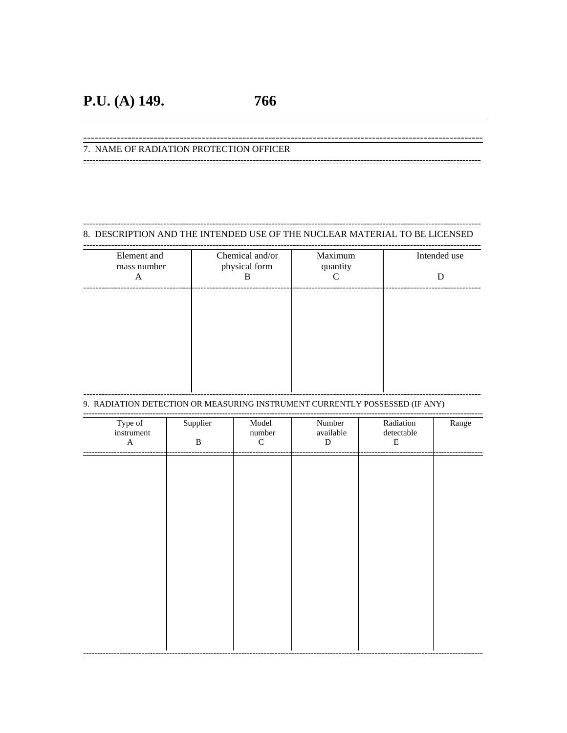7. NAME OF RADIATION PROTECTION OFFICER

8. DESCRIPTION AND THE INTENDED USE OF THE NUCLEAR MATERIAL TO BE LICENSED

| Element and mass number A | Chemical and/or physical form B | Maximum quantity C | Intended use D |
|---|---|---|---|
| | | | |

9. RADIATION DETECTION OR MEASURING INSTRUMENT CURRENTLY POSSESSED (IF ANY)

| Type of instrument A | Supplier B | Model number C | Number available D | Radiation detectable E | Range |
|---|---|---|---|---|---|
| | | | | | |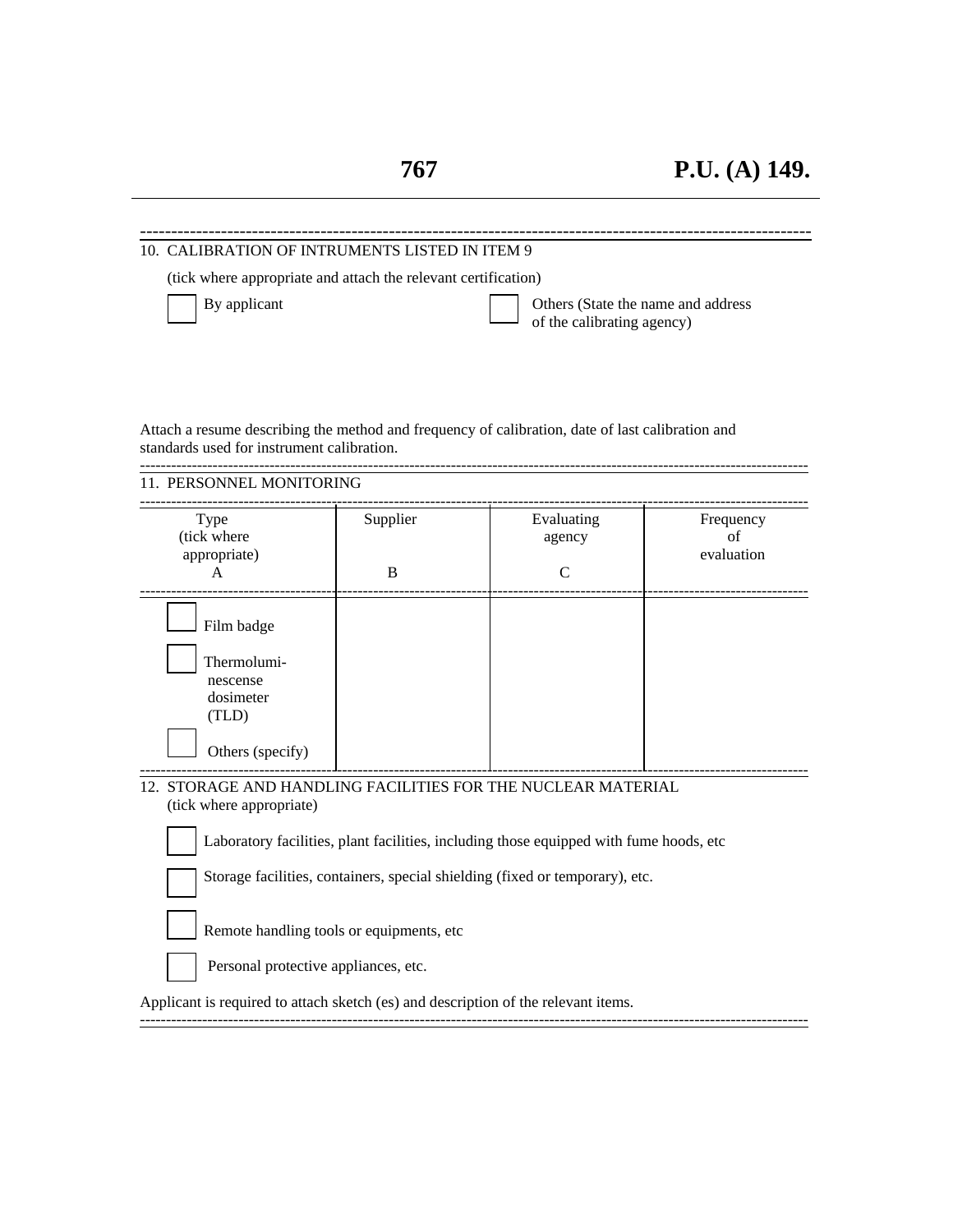10. CALIBRATION OF INTRUMENTS LISTED IN ITEM 9

(tick where appropriate and attach the relevant certification)

☐ By applicant

☐ Others (State the name and address of the calibrating agency)

Attach a resume describing the method and frequency of calibration, date of last calibration and standards used for instrument calibration.

11. PERSONNEL MONITORING

| Type (tick where appropriate) A | Supplier B | Evaluating agency C | Frequency of evaluation |
|---|---|---|---|
| ☐ Film badge | | | |
| ☐ Thermoluminescense dosimeter (TLD) | | | |
| ☐ Others (specify) | | | |

12. STORAGE AND HANDLING FACILITIES FOR THE NUCLEAR MATERIAL
(tick where appropriate)

☐ Laboratory facilities, plant facilities, including those equipped with fume hoods, etc

☐ Storage facilities, containers, special shielding (fixed or temporary), etc.

☐ Remote handling tools or equipments, etc

☐ Personal protective appliances, etc.

Applicant is required to attach sketch (es) and description of the relevant items.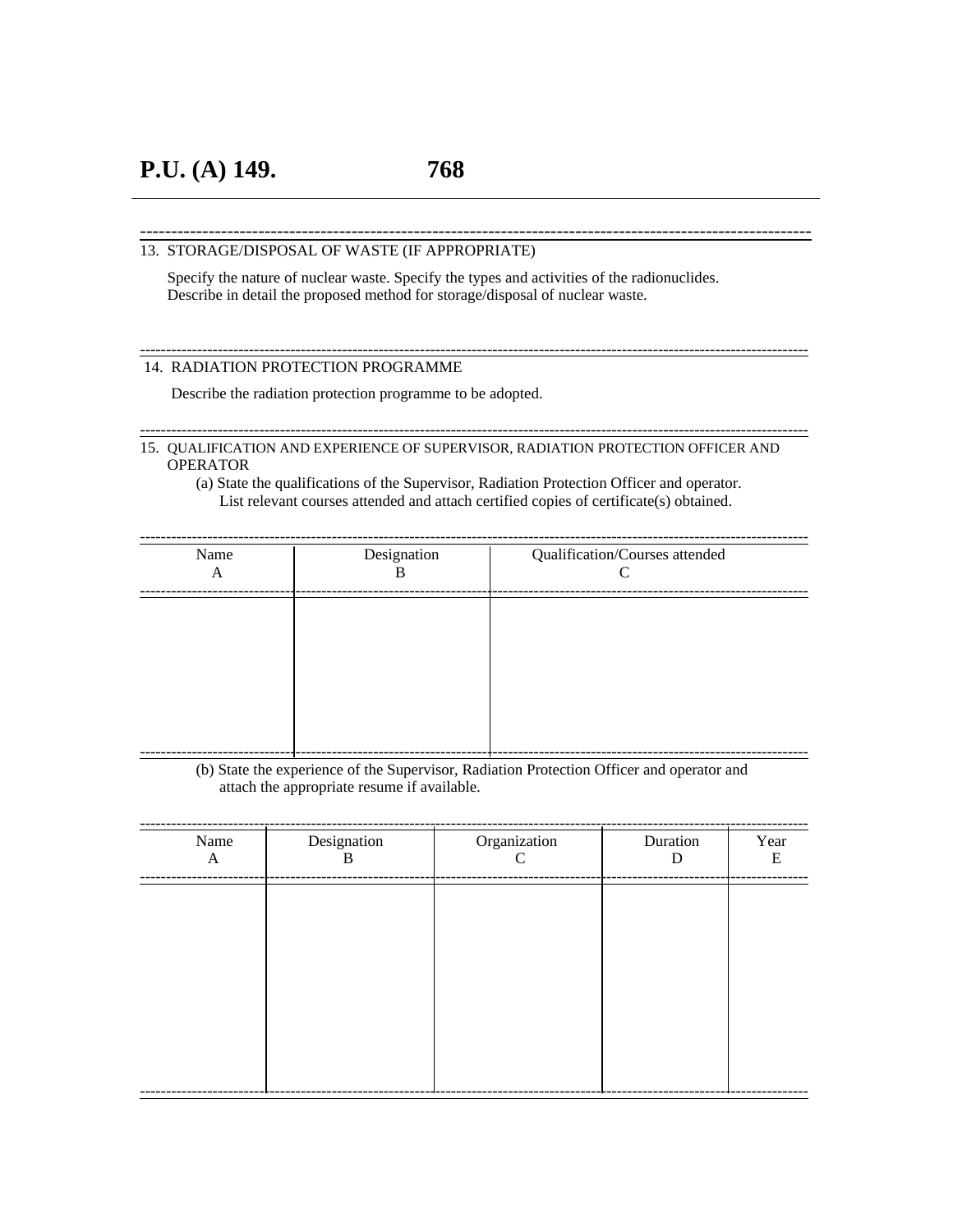13. STORAGE/DISPOSAL OF WASTE (IF APPROPRIATE)

Specify the nature of nuclear waste. Specify the types and activities of the radionuclides. Describe in detail the proposed method for storage/disposal of nuclear waste.

14. RADIATION PROTECTION PROGRAMME

Describe the radiation protection programme to be adopted.

15. QUALIFICATION AND EXPERIENCE OF SUPERVISOR, RADIATION PROTECTION OFFICER AND OPERATOR

(a) State the qualifications of the Supervisor, Radiation Protection Officer and operator. List relevant courses attended and attach certified copies of certificate(s) obtained.

| Name<br>A | Designation<br>B | Qualification/Courses attended<br>C |
|---|---|---|
| | | |

(b) State the experience of the Supervisor, Radiation Protection Officer and operator and attach the appropriate resume if available.

| Name<br>A | Designation<br>B | Organization<br>C | Duration<br>D | Year<br>E |
|---|---|---|---|---|
| | | | | |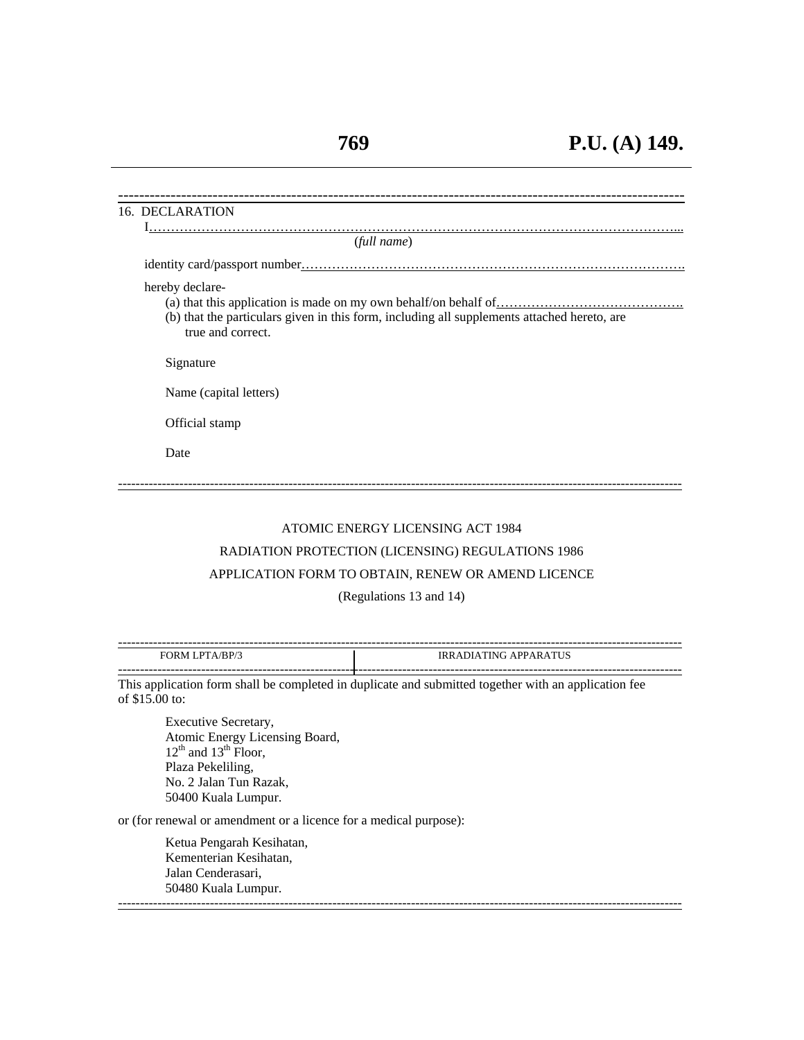16. DECLARATION

I………………………………………………………………………………………………………...
(*full name*)

identity card/passport number…………………………………………………………………………….

hereby declare-

(a) that this application is made on my own behalf/on behalf of…………………………………….

(b) that the particulars given in this form, including all supplements attached hereto, are true and correct.

Signature

Name (capital letters)

Official stamp

Date

ATOMIC ENERGY LICENSING ACT 1984

RADIATION PROTECTION (LICENSING) REGULATIONS 1986

APPLICATION FORM TO OBTAIN, RENEW OR AMEND LICENCE

(Regulations 13 and 14)

| FORM LPTA/BP/3 | IRRADIATING APPARATUS |
|---|---|

This application form shall be completed in duplicate and submitted together with an application fee of $15.00 to:

Executive Secretary,
Atomic Energy Licensing Board,
12th and 13th Floor,
Plaza Pekeliling,
No. 2 Jalan Tun Razak,
50400 Kuala Lumpur.

or (for renewal or amendment or a licence for a medical purpose):

Ketua Pengarah Kesihatan,
Kementerian Kesihatan,
Jalan Cenderasari,
50480 Kuala Lumpur.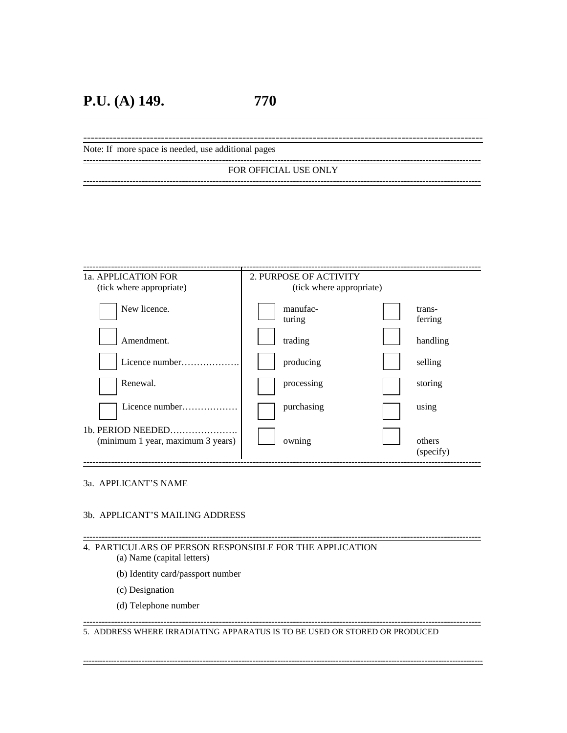Note: If more space is needed, use additional pages

FOR OFFICIAL USE ONLY

| 1a. APPLICATION FOR (tick where appropriate) | 2. PURPOSE OF ACTIVITY (tick where appropriate) | |
|---|---|---|
| ☐ New licence. | ☐ manufacturing | ☐ transferring |
| ☐ Amendment. | ☐ trading | ☐ handling |
| ☐ Licence number………………. | ☐ producing | ☐ selling |
| ☐ Renewal. | ☐ processing | ☐ storing |
| ☐ Licence number……………… | ☐ purchasing | ☐ using |
| 1b. PERIOD NEEDED…………………. (minimum 1 year, maximum 3 years) | ☐ owning | ☐ others (specify) |

3a. APPLICANT'S NAME

3b. APPLICANT'S MAILING ADDRESS

4. PARTICULARS OF PERSON RESPONSIBLE FOR THE APPLICATION
   - (a) Name (capital letters)
   - (b) Identity card/passport number
   - (c) Designation
   - (d) Telephone number

5. ADDRESS WHERE IRRADIATING APPARATUS IS TO BE USED OR STORED OR PRODUCED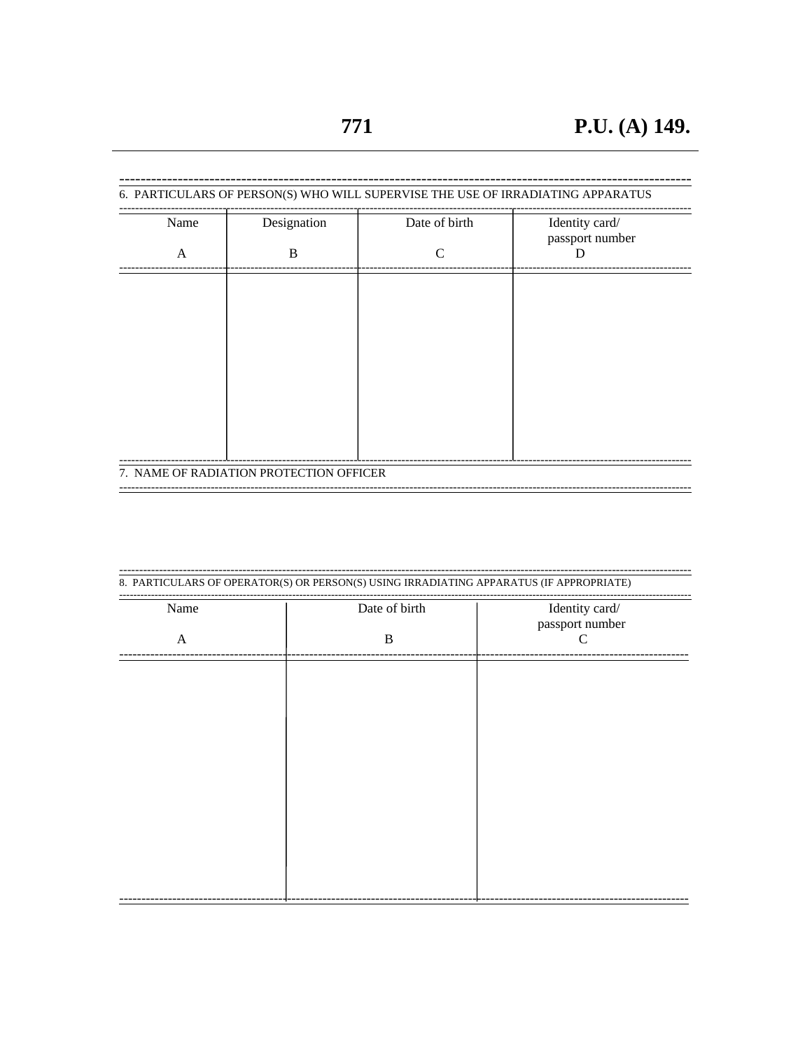6. PARTICULARS OF PERSON(S) WHO WILL SUPERVISE THE USE OF IRRADIATING APPARATUS

| Name<br>A | Designation<br>B | Date of birth<br>C | Identity card/ passport number<br>D |
|---|---|---|---|
| | | | |

7. NAME OF RADIATION PROTECTION OFFICER

8. PARTICULARS OF OPERATOR(S) OR PERSON(S) USING IRRADIATING APPARATUS (IF APPROPRIATE)

| Name<br>A | Date of birth<br>B | Identity card/ passport number<br>C |
|---|---|---|
| | | |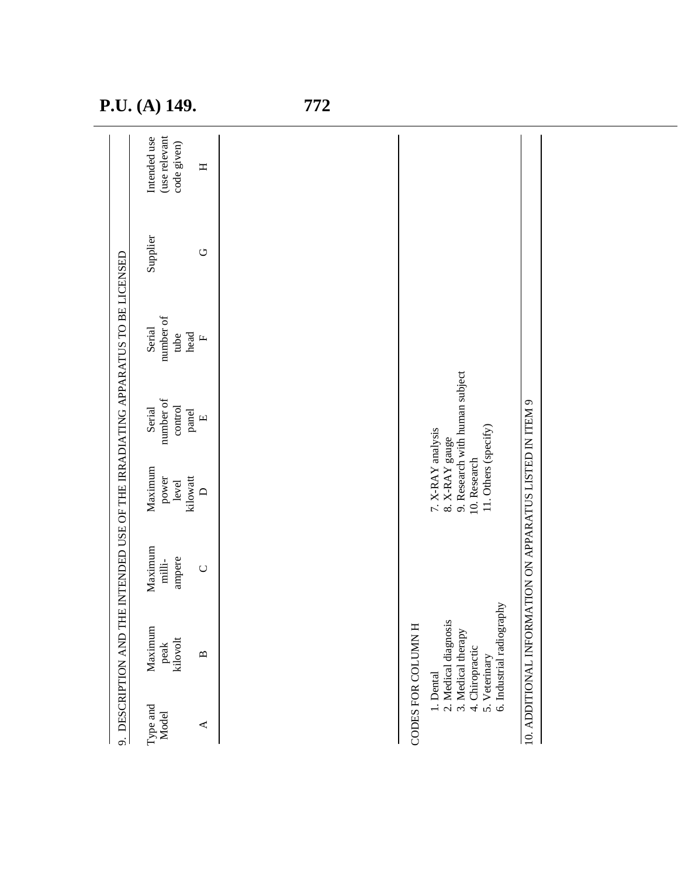9. DESCRIPTION AND THE INTENDED USE OF THE IRRADIATING APPARATUS TO BE LICENSED

| Type and Model | Maximum peak kilovolt | Maximum milli-ampere | Maximum power level kilowatt | Serial number of control panel | Serial number of tube head | Supplier | Intended use (use relevant code given) |
|---|---|---|---|---|---|---|---|
| A | B | C | D | E | F | G | H |
| | | | | | | | |

CODES FOR COLUMN H

1. Dental
2. Medical diagnosis
3. Medical therapy
4. Chiropractic
5. Veterinary
6. Industrial radiography
7. X-RAY analysis
8. X-RAY gauge
9. Research with human subject
10. Research
11. Others (specify)

10. ADDITIONAL INFORMATION ON APPARATUS LISTED IN ITEM 9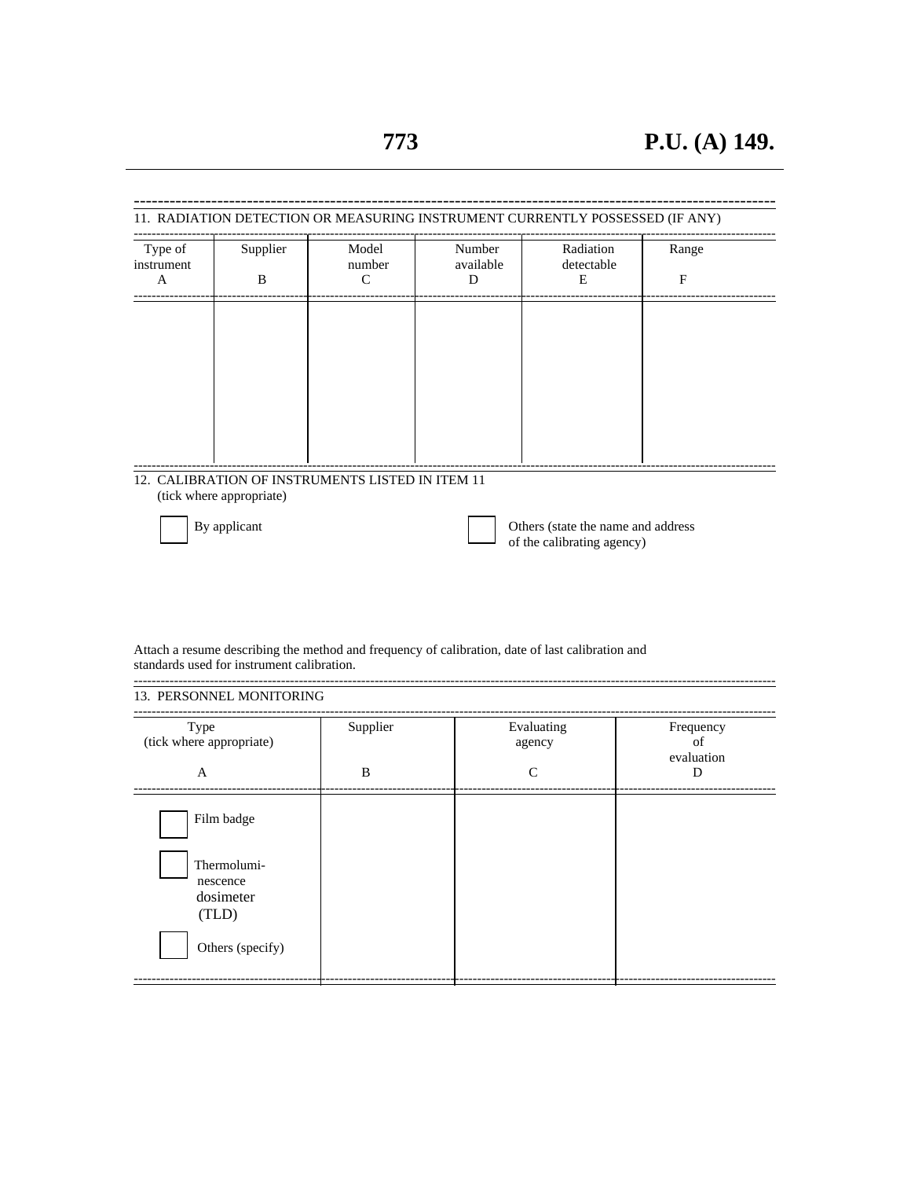11. RADIATION DETECTION OR MEASURING INSTRUMENT CURRENTLY POSSESSED (IF ANY)

| Type of instrument A | Supplier B | Model number C | Number available D | Radiation detectable E | Range F |
|---|---|---|---|---|---|
| | | | | | |

12. CALIBRATION OF INSTRUMENTS LISTED IN ITEM 11
(tick where appropriate)

☐ By applicant

☐ Others (state the name and address of the calibrating agency)

Attach a resume describing the method and frequency of calibration, date of last calibration and standards used for instrument calibration.

13. PERSONNEL MONITORING

| Type (tick where appropriate) A | Supplier B | Evaluating agency C | Frequency of evaluation D |
|---|---|---|---|
| ☐ Film badge | | | |
| ☐ Thermoluminescence dosimeter (TLD) | | | |
| ☐ Others (specify) | | | |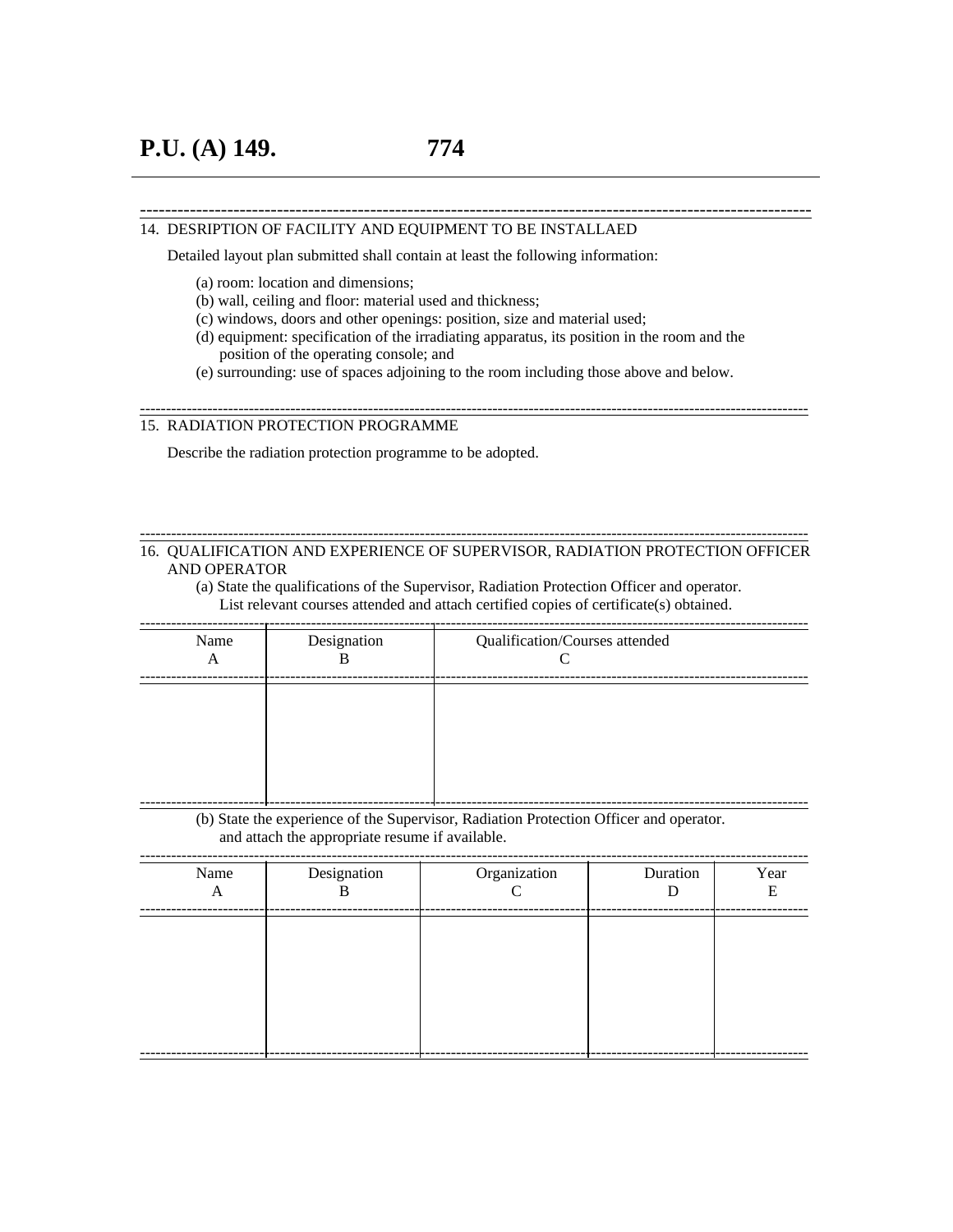14. DESRIPTION OF FACILITY AND EQUIPMENT TO BE INSTALLAED

Detailed layout plan submitted shall contain at least the following information:

(a) room: location and dimensions;
(b) wall, ceiling and floor: material used and thickness;
(c) windows, doors and other openings: position, size and material used;
(d) equipment: specification of the irradiating apparatus, its position in the room and the position of the operating console; and
(e) surrounding: use of spaces adjoining to the room including those above and below.

15. RADIATION PROTECTION PROGRAMME

Describe the radiation protection programme to be adopted.

16. QUALIFICATION AND EXPERIENCE OF SUPERVISOR, RADIATION PROTECTION OFFICER AND OPERATOR

(a) State the qualifications of the Supervisor, Radiation Protection Officer and operator. List relevant courses attended and attach certified copies of certificate(s) obtained.

| Name<br>A | Designation<br>B | Qualification/Courses attended<br>C |
|---|---|---|
| | | |

(b) State the experience of the Supervisor, Radiation Protection Officer and operator. and attach the appropriate resume if available.

| Name<br>A | Designation<br>B | Organization<br>C | Duration<br>D | Year<br>E |
|---|---|---|---|---|
| | | | | |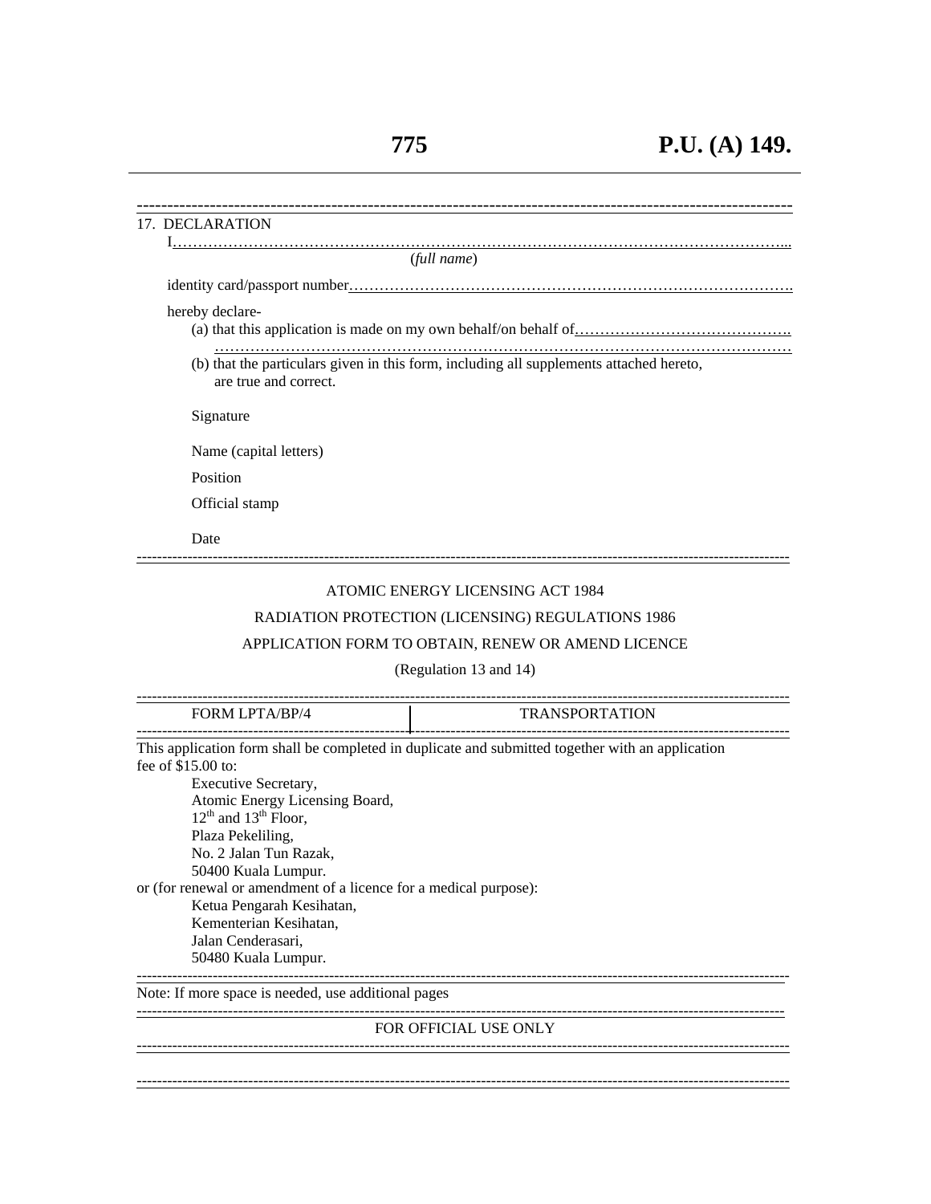17. DECLARATION

I…………………………………………………………………………………………………………...
(*full name*)

identity card/passport number…………………………………………………………………………….

hereby declare-

(a) that this application is made on my own behalf/on behalf of…………………………………….
……………………………………………………………………………………………………

(b) that the particulars given in this form, including all supplements attached hereto, are true and correct.

Signature

Name (capital letters)

Position

Official stamp

Date

ATOMIC ENERGY LICENSING ACT 1984

RADIATION PROTECTION (LICENSING) REGULATIONS 1986

APPLICATION FORM TO OBTAIN, RENEW OR AMEND LICENCE

(Regulation 13 and 14)

| FORM LPTA/BP/4 | TRANSPORTATION |
|---|---|

This application form shall be completed in duplicate and submitted together with an application fee of $15.00 to:

Executive Secretary,
Atomic Energy Licensing Board,
12th and 13th Floor,
Plaza Pekeliling,
No. 2 Jalan Tun Razak,
50400 Kuala Lumpur.

or (for renewal or amendment of a licence for a medical purpose):

Ketua Pengarah Kesihatan,
Kementerian Kesihatan,
Jalan Cenderasari,
50480 Kuala Lumpur.

Note: If more space is needed, use additional pages

FOR OFFICIAL USE ONLY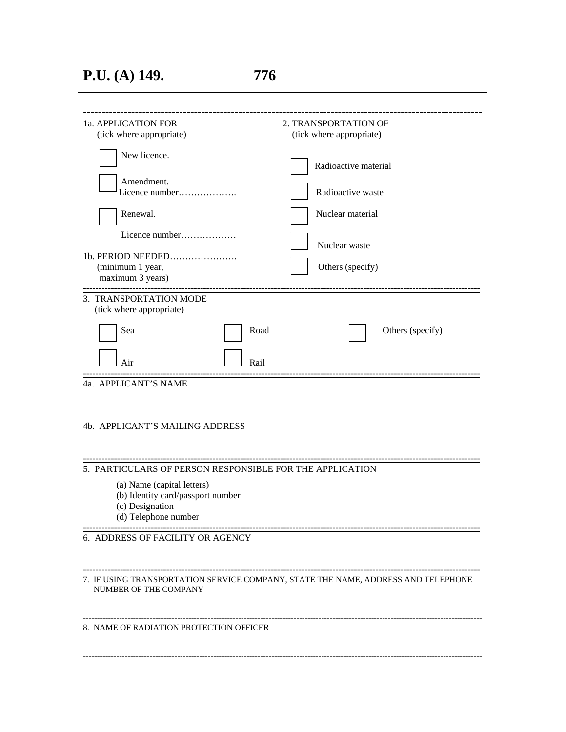1a. APPLICATION FOR
(tick where appropriate)

- ☐ New licence.
- ☐ Amendment.
  Licence number……………….
- ☐ Renewal.
  Licence number………………

1b. PERIOD NEEDED………………….
(minimum 1 year,
maximum 3 years)

2. TRANSPORTATION OF
(tick where appropriate)

- ☐ Radioactive material
- ☐ Radioactive waste
- ☐ Nuclear material
- ☐ Nuclear waste
- ☐ Others (specify)

---

3. TRANSPORTATION MODE
(tick where appropriate)

- ☐ Sea
- ☐ Air
- ☐ Road
- ☐ Rail
- ☐ Others (specify)

---

4a. APPLICANT'S NAME

4b. APPLICANT'S MAILING ADDRESS

---

5. PARTICULARS OF PERSON RESPONSIBLE FOR THE APPLICATION

(a) Name (capital letters)
(b) Identity card/passport number
(c) Designation
(d) Telephone number

---

6. ADDRESS OF FACILITY OR AGENCY

---

7. IF USING TRANSPORTATION SERVICE COMPANY, STATE THE NAME, ADDRESS AND TELEPHONE NUMBER OF THE COMPANY

---

8. NAME OF RADIATION PROTECTION OFFICER

---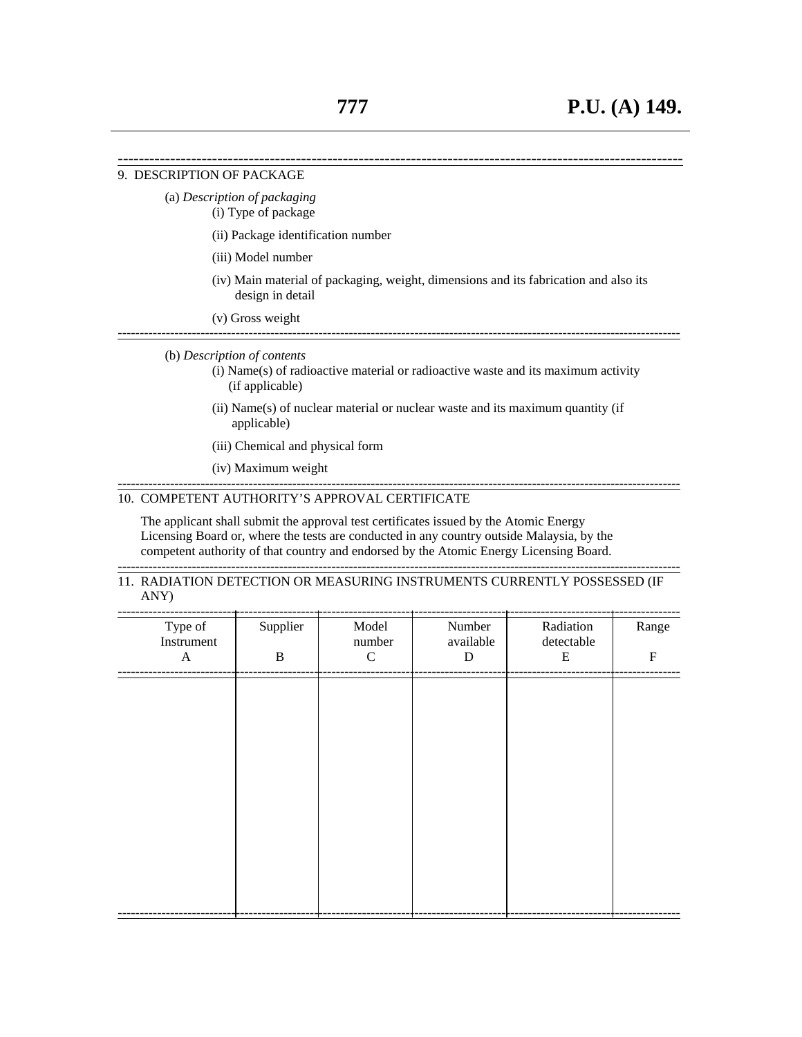9. DESCRIPTION OF PACKAGE

(a) *Description of packaging*

(i) Type of package

(ii) Package identification number

(iii) Model number

(iv) Main material of packaging, weight, dimensions and its fabrication and also its design in detail

(v) Gross weight

(b) *Description of contents*

(i) Name(s) of radioactive material or radioactive waste and its maximum activity (if applicable)

(ii) Name(s) of nuclear material or nuclear waste and its maximum quantity (if applicable)

(iii) Chemical and physical form

(iv) Maximum weight

10. COMPETENT AUTHORITY'S APPROVAL CERTIFICATE

The applicant shall submit the approval test certificates issued by the Atomic Energy Licensing Board or, where the tests are conducted in any country outside Malaysia, by the competent authority of that country and endorsed by the Atomic Energy Licensing Board.

11. RADIATION DETECTION OR MEASURING INSTRUMENTS CURRENTLY POSSESSED (IF ANY)

| Type of Instrument A | Supplier B | Model number C | Number available D | Radiation detectable E | Range F |
|---|---|---|---|---|---|
| | | | | | |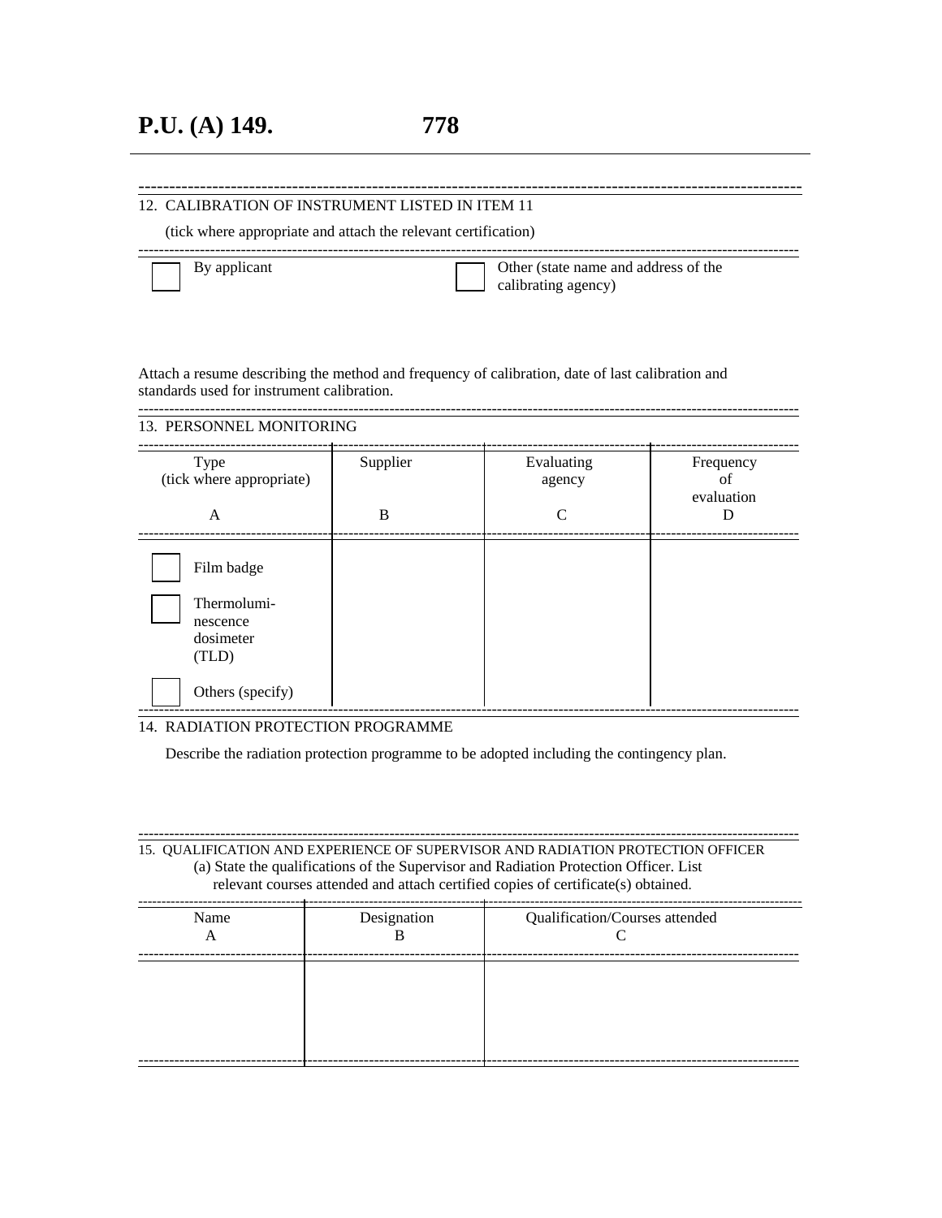12. CALIBRATION OF INSTRUMENT LISTED IN ITEM 11

(tick where appropriate and attach the relevant certification)

☐ By applicant ☐ Other (state name and address of the calibrating agency)

Attach a resume describing the method and frequency of calibration, date of last calibration and standards used for instrument calibration.

13. PERSONNEL MONITORING

| Type (tick where appropriate) A | Supplier B | Evaluating agency C | Frequency of evaluation D |
|---|---|---|---|
| ☐ Film badge | | | |
| ☐ Thermoluminescence dosimeter (TLD) | | | |
| ☐ Others (specify) | | | |

14. RADIATION PROTECTION PROGRAMME

Describe the radiation protection programme to be adopted including the contingency plan.

15. QUALIFICATION AND EXPERIENCE OF SUPERVISOR AND RADIATION PROTECTION OFFICER

(a) State the qualifications of the Supervisor and Radiation Protection Officer. List relevant courses attended and attach certified copies of certificate(s) obtained.

| Name A | Designation B | Qualification/Courses attended C |
|---|---|---|
| | | |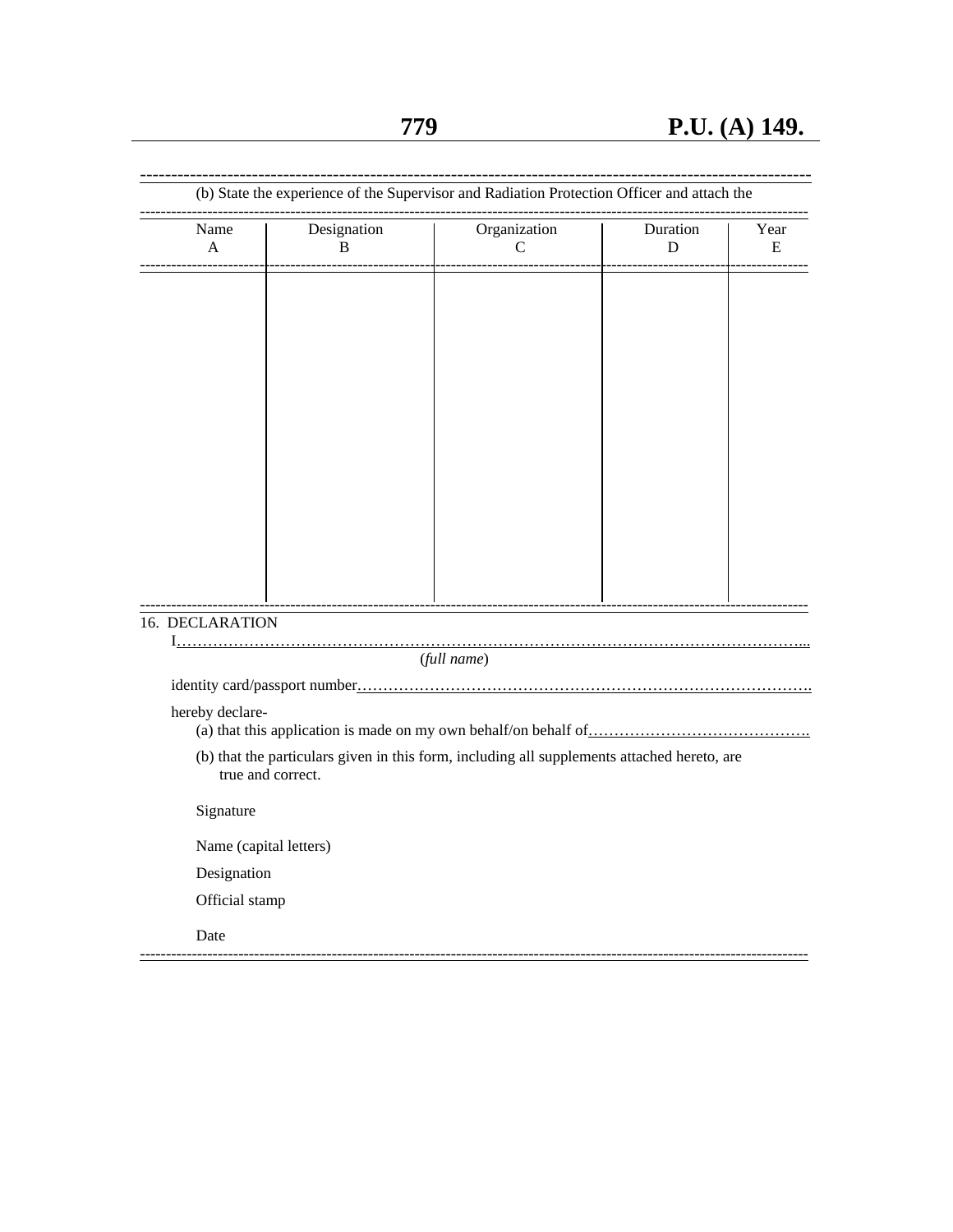(b) State the experience of the Supervisor and Radiation Protection Officer and attach the

| Name<br>A | Designation<br>B | Organization<br>C | Duration<br>D | Year<br>E |
|---|---|---|---|---|
| | | | | |

16. DECLARATION

I…………………………………………………………………………………………………………...
(*full name*)

identity card/passport number…………………………………………………………………………….

hereby declare-

(a) that this application is made on my own behalf/on behalf of…………………………………….

(b) that the particulars given in this form, including all supplements attached hereto, are true and correct.

Signature

Name (capital letters)

Designation

Official stamp

Date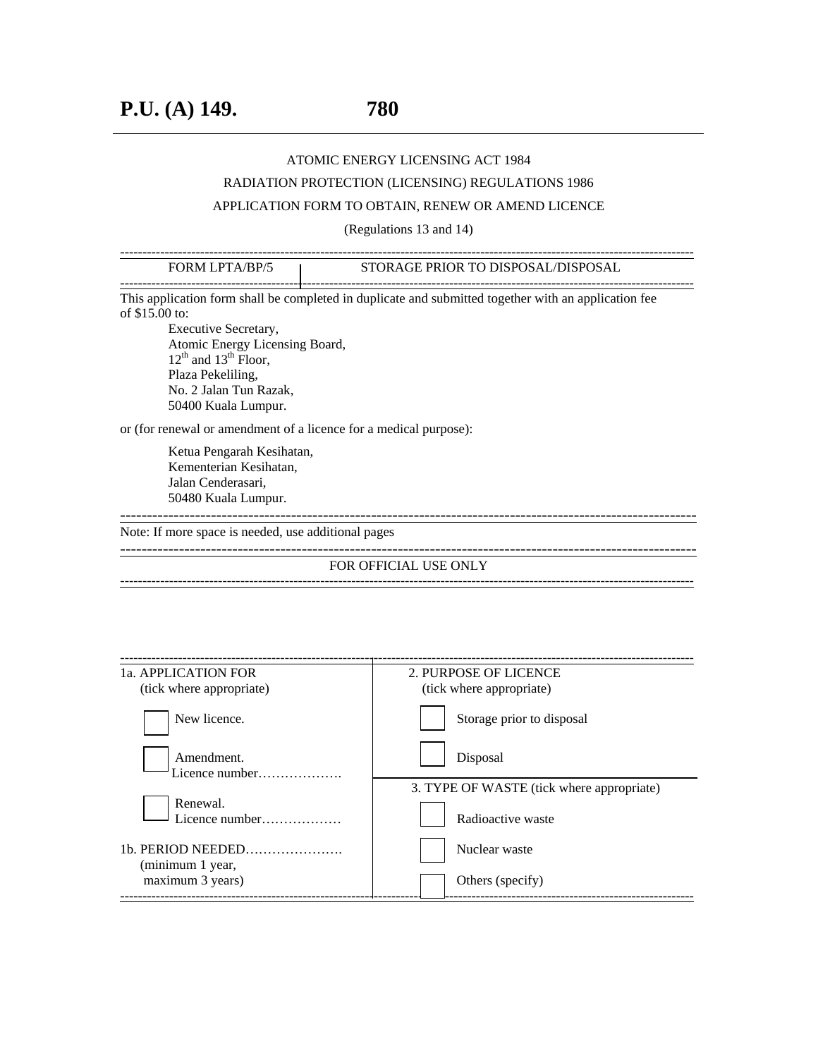ATOMIC ENERGY LICENSING ACT 1984

RADIATION PROTECTION (LICENSING) REGULATIONS 1986

APPLICATION FORM TO OBTAIN, RENEW OR AMEND LICENCE

(Regulations 13 and 14)

| FORM LPTA/BP/5 | STORAGE PRIOR TO DISPOSAL/DISPOSAL |
|---|---|

This application form shall be completed in duplicate and submitted together with an application fee of $15.00 to:

> Executive Secretary,
> Atomic Energy Licensing Board,
> 12th and 13th Floor,
> Plaza Pekeliling,
> No. 2 Jalan Tun Razak,
> 50400 Kuala Lumpur.

or (for renewal or amendment of a licence for a medical purpose):

> Ketua Pengarah Kesihatan,
> Kementerian Kesihatan,
> Jalan Cenderasari,
> 50480 Kuala Lumpur.

Note: If more space is needed, use additional pages

FOR OFFICIAL USE ONLY

| 1a. APPLICATION FOR (tick where appropriate) | 2. PURPOSE OF LICENCE (tick where appropriate) |
|---|---|
| ☐ New licence. | ☐ Storage prior to disposal |
| ☐ Amendment. Licence number………………. | ☐ Disposal |
| | **3. TYPE OF WASTE (tick where appropriate)** |
| ☐ Renewal. Licence number……………… | ☐ Radioactive waste |
| 1b. PERIOD NEEDED…………………. (minimum 1 year, maximum 3 years) | ☐ Nuclear waste |
| | ☐ Others (specify) |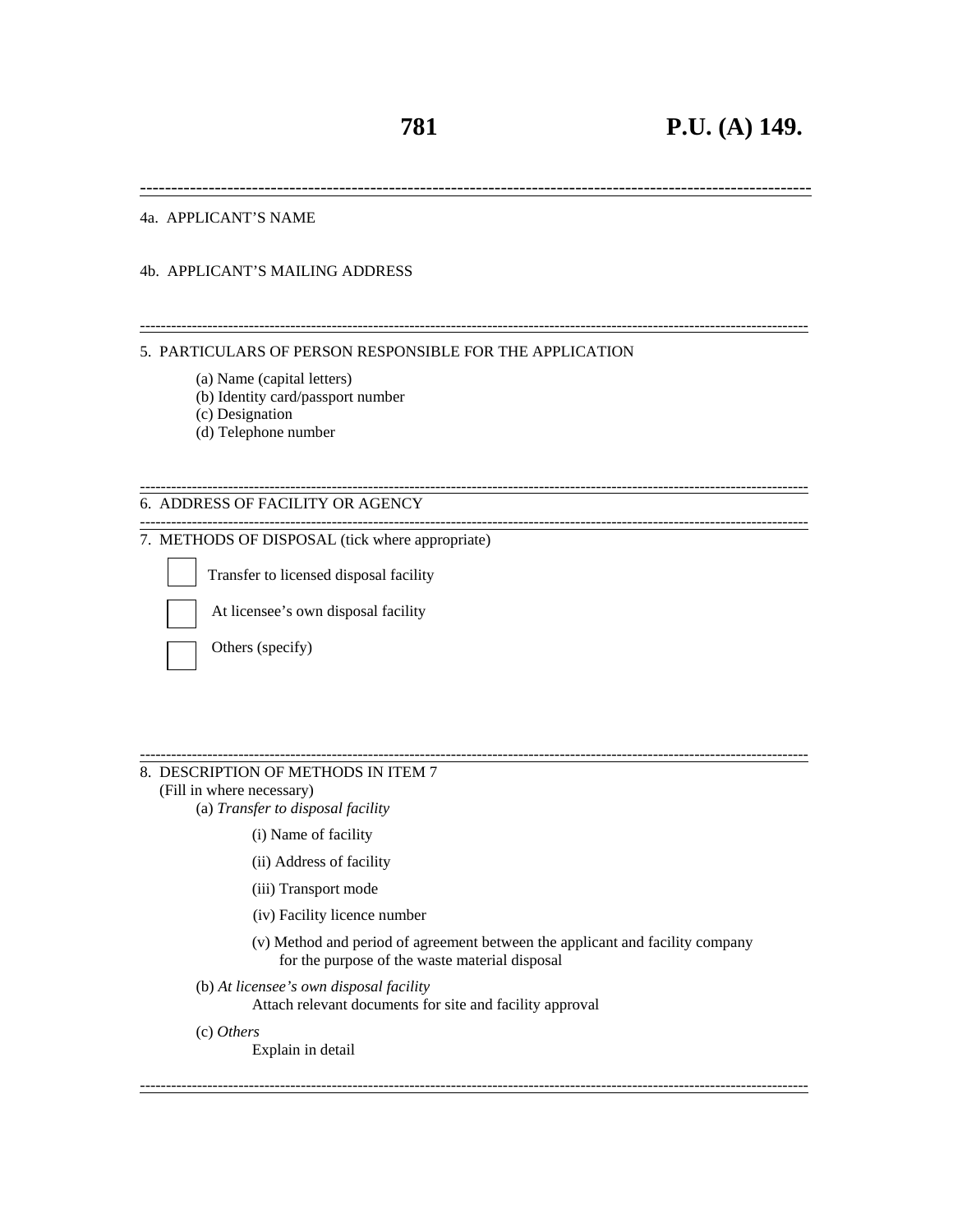4a. APPLICANT'S NAME

4b. APPLICANT'S MAILING ADDRESS

---

5. PARTICULARS OF PERSON RESPONSIBLE FOR THE APPLICATION

   (a) Name (capital letters)
   (b) Identity card/passport number
   (c) Designation
   (d) Telephone number

---

6. ADDRESS OF FACILITY OR AGENCY

---

7. METHODS OF DISPOSAL (tick where appropriate)

   ☐ Transfer to licensed disposal facility

   ☐ At licensee's own disposal facility

   ☐ Others (specify)

---

8. DESCRIPTION OF METHODS IN ITEM 7
   (Fill in where necessary)

   (a) *Transfer to disposal facility*

      (i) Name of facility

      (ii) Address of facility

      (iii) Transport mode

      (iv) Facility licence number

      (v) Method and period of agreement between the applicant and facility company for the purpose of the waste material disposal

   (b) *At licensee's own disposal facility*
      Attach relevant documents for site and facility approval

   (c) *Others*
      Explain in detail

---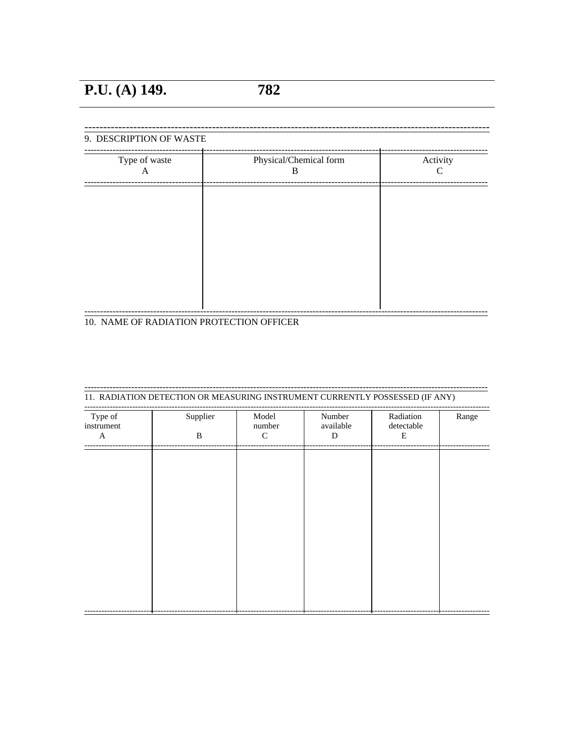9. DESCRIPTION OF WASTE

| Type of waste<br>A | Physical/Chemical form<br>B | Activity<br>C |
|---|---|---|
| | | |

10. NAME OF RADIATION PROTECTION OFFICER

11. RADIATION DETECTION OR MEASURING INSTRUMENT CURRENTLY POSSESSED (IF ANY)

| Type of instrument<br>A | Supplier<br>B | Model number<br>C | Number available<br>D | Radiation detectable<br>E | Range |
|---|---|---|---|---|---|
| | | | | | |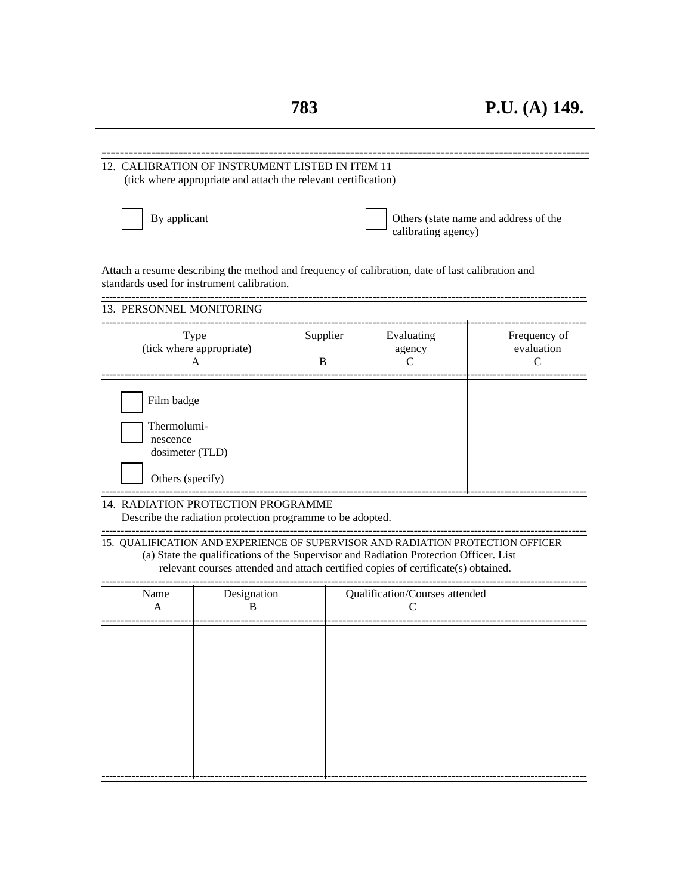12. CALIBRATION OF INSTRUMENT LISTED IN ITEM 11
(tick where appropriate and attach the relevant certification)

☐ By applicant

☐ Others (state name and address of the calibrating agency)

Attach a resume describing the method and frequency of calibration, date of last calibration and standards used for instrument calibration.

13. PERSONNEL MONITORING

| Type (tick where appropriate) A | Supplier B | Evaluating agency C | Frequency of evaluation C |
|---|---|---|---|
| ☐ Film badge | | | |
| ☐ Thermoluminescence dosimeter (TLD) | | | |
| ☐ Others (specify) | | | |

14. RADIATION PROTECTION PROGRAMME
Describe the radiation protection programme to be adopted.

15. QUALIFICATION AND EXPERIENCE OF SUPERVISOR AND RADIATION PROTECTION OFFICER
(a) State the qualifications of the Supervisor and Radiation Protection Officer. List relevant courses attended and attach certified copies of certificate(s) obtained.

| Name A | Designation B | Qualification/Courses attended C |
|---|---|---|
| | | |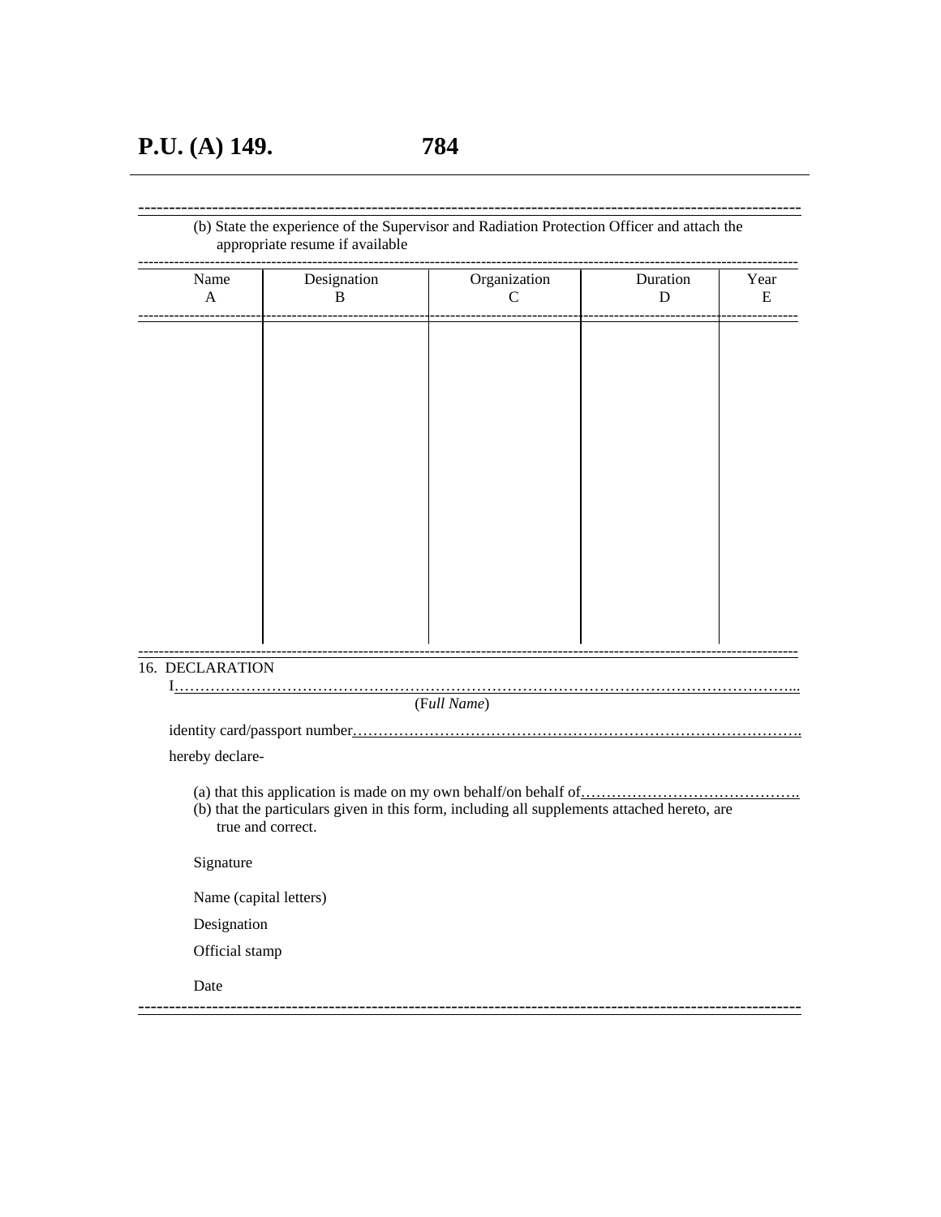(b) State the experience of the Supervisor and Radiation Protection Officer and attach the appropriate resume if available

| Name<br>A | Designation<br>B | Organization<br>C | Duration<br>D | Year<br>E |
|---|---|---|---|---|
| | | | | |

16. DECLARATION

I……………………………………………………………………………………………………...
(*Full Name*)

identity card/passport number…………………………………………………………………………….

hereby declare-

(a) that this application is made on my own behalf/on behalf of…………………………………….
(b) that the particulars given in this form, including all supplements attached hereto, are true and correct.

Signature

Name (capital letters)

Designation

Official stamp

Date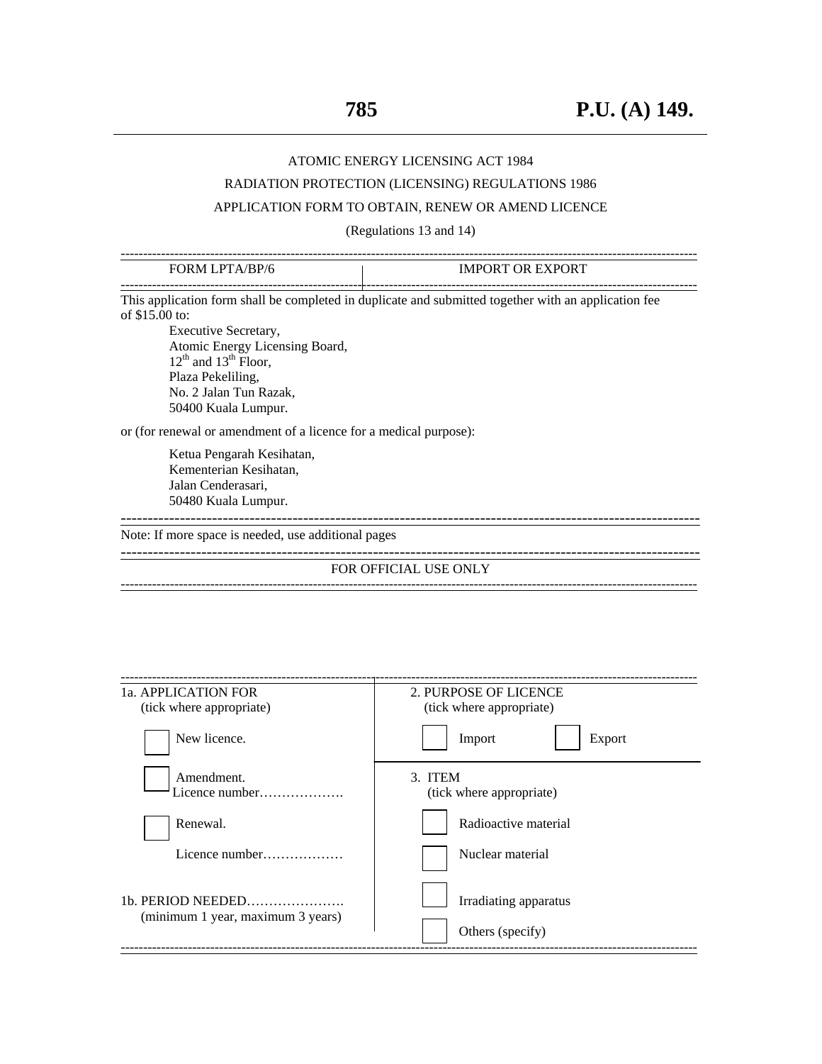ATOMIC ENERGY LICENSING ACT 1984

RADIATION PROTECTION (LICENSING) REGULATIONS 1986

APPLICATION FORM TO OBTAIN, RENEW OR AMEND LICENCE

(Regulations 13 and 14)

| FORM LPTA/BP/6 | IMPORT OR EXPORT |
|---|---|

This application form shall be completed in duplicate and submitted together with an application fee of $15.00 to:

Executive Secretary,
Atomic Energy Licensing Board,
12th and 13th Floor,
Plaza Pekeliling,
No. 2 Jalan Tun Razak,
50400 Kuala Lumpur.

or (for renewal or amendment of a licence for a medical purpose):

Ketua Pengarah Kesihatan,
Kementerian Kesihatan,
Jalan Cenderasari,
50480 Kuala Lumpur.

Note: If more space is needed, use additional pages

FOR OFFICIAL USE ONLY

| 1a. APPLICATION FOR (tick where appropriate) | 2. PURPOSE OF LICENCE (tick where appropriate) |
|---|---|
| ☐ New licence. | ☐ Import ☐ Export |
| ☐ Amendment. Licence number………………. | 3. ITEM (tick where appropriate) |
| ☐ Renewal. | ☐ Radioactive material |
| Licence number……………… | ☐ Nuclear material |
| 1b. PERIOD NEEDED…………………. (minimum 1 year, maximum 3 years) | ☐ Irradiating apparatus |
| | ☐ Others (specify) |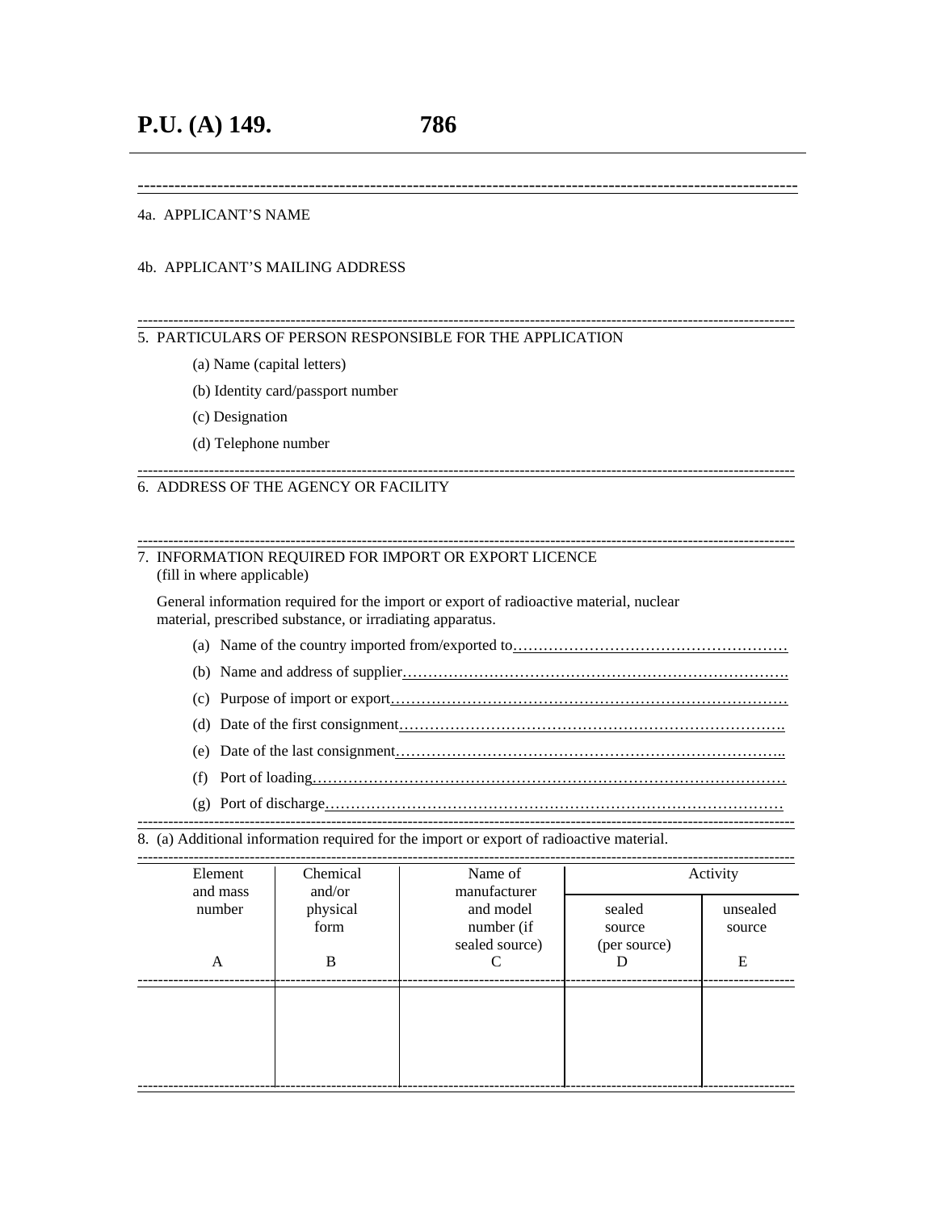4a. APPLICANT'S NAME

4b. APPLICANT'S MAILING ADDRESS

---

5. PARTICULARS OF PERSON RESPONSIBLE FOR THE APPLICATION

    (a) Name (capital letters)

    (b) Identity card/passport number

    (c) Designation

    (d) Telephone number

---

6. ADDRESS OF THE AGENCY OR FACILITY

---

7. INFORMATION REQUIRED FOR IMPORT OR EXPORT LICENCE
   (fill in where applicable)

   General information required for the import or export of radioactive material, nuclear material, prescribed substance, or irradiating apparatus.

    (a) Name of the country imported from/exported to………………………………………………

    (b) Name and address of supplier…………………………………………………………………..

    (c) Purpose of import or export……………………………………………………………………

    (d) Date of the first consignment…………………………………………………………………

    (e) Date of the last consignment…………………………………………………………………..

    (f) Port of loading…………………………………………………………………………………

    (g) Port of discharge………………………………………………………………………………

---

8. (a) Additional information required for the import or export of radioactive material.

| Element and mass number | Chemical and/or physical form | Name of manufacturer and model number (if sealed source) | Activity | |
|---|---|---|---|---|
| | | | sealed source (per source) | unsealed source |
| A | B | C | D | E |
| | | | | |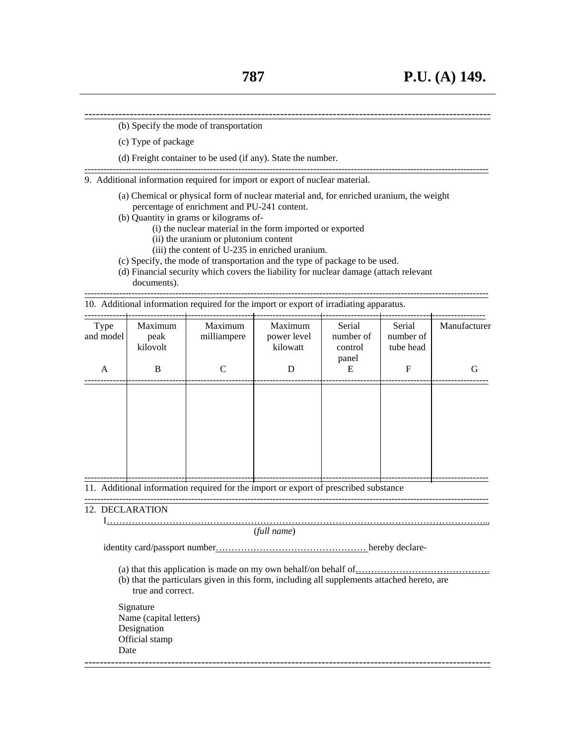(b) Specify the mode of transportation

(c) Type of package

(d) Freight container to be used (if any). State the number.

9. Additional information required for import or export of nuclear material.

(a) Chemical or physical form of nuclear material and, for enriched uranium, the weight percentage of enrichment and PU-241 content.

(b) Quantity in grams or kilograms of-

(i) the nuclear material in the form imported or exported

(ii) the uranium or plutonium content

(iii) the content of U-235 in enriched uranium.

(c) Specify, the mode of transportation and the type of package to be used.

(d) Financial security which covers the liability for nuclear damage (attach relevant documents).

10. Additional information required for the import or export of irradiating apparatus.

| Type and model | Maximum peak kilovolt | Maximum milliampere | Maximum power level kilowatt | Serial number of control panel | Serial number of tube head | Manufacturer |
|---|---|---|---|---|---|---|
| A | B | C | D | E | F | G |
| | | | | | | |

11. Additional information required for the import or export of prescribed substance

12. DECLARATION

I.............................................................................................................................
(*full name*)

identity card/passport number.................................................. hereby declare-

(a) that this application is made on my own behalf/on behalf of..........................................

(b) that the particulars given in this form, including all supplements attached hereto, are true and correct.

Signature
Name (capital letters)
Designation
Official stamp
Date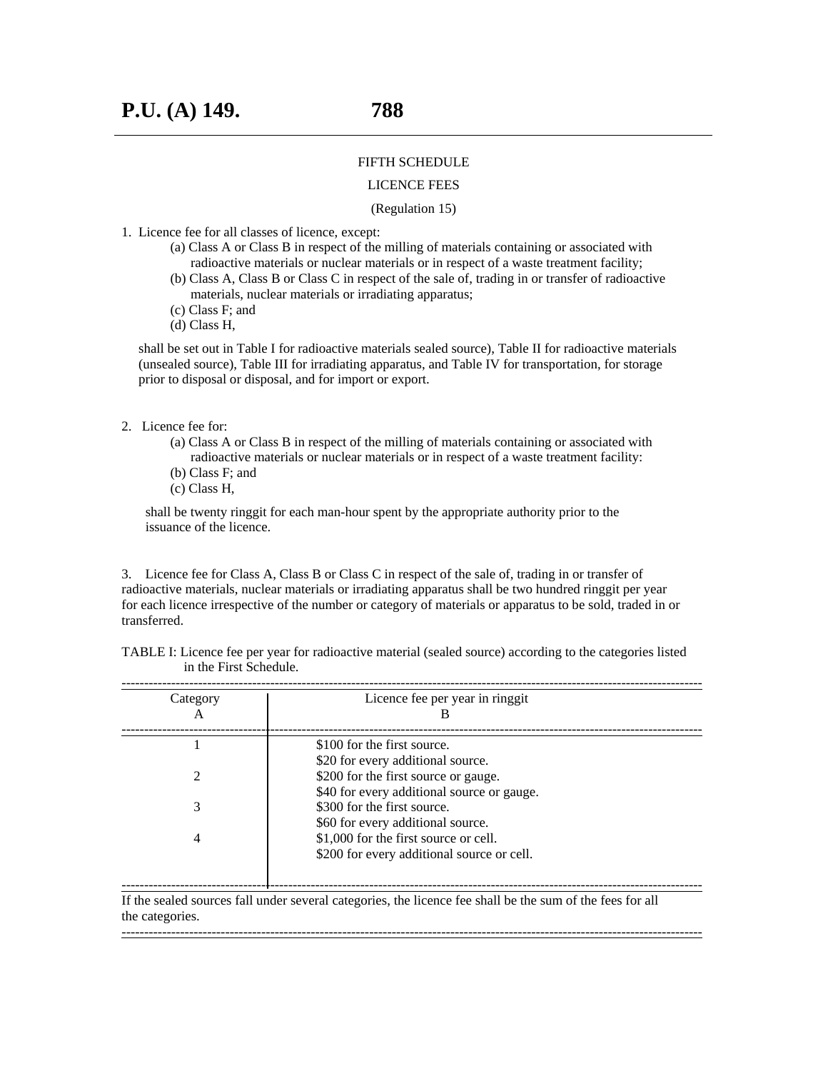FIFTH SCHEDULE

LICENCE FEES

(Regulation 15)

1. Licence fee for all classes of licence, except:
   (a) Class A or Class B in respect of the milling of materials containing or associated with radioactive materials or nuclear materials or in respect of a waste treatment facility;
   (b) Class A, Class B or Class C in respect of the sale of, trading in or transfer of radioactive materials, nuclear materials or irradiating apparatus;
   (c) Class F; and
   (d) Class H,

   shall be set out in Table I for radioactive materials sealed source), Table II for radioactive materials (unsealed source), Table III for irradiating apparatus, and Table IV for transportation, for storage prior to disposal or disposal, and for import or export.

2. Licence fee for:
   (a) Class A or Class B in respect of the milling of materials containing or associated with radioactive materials or nuclear materials or in respect of a waste treatment facility:
   (b) Class F; and
   (c) Class H,

   shall be twenty ringgit for each man-hour spent by the appropriate authority prior to the issuance of the licence.

3. Licence fee for Class A, Class B or Class C in respect of the sale of, trading in or transfer of radioactive materials, nuclear materials or irradiating apparatus shall be two hundred ringgit per year for each licence irrespective of the number or category of materials or apparatus to be sold, traded in or transferred.

TABLE I: Licence fee per year for radioactive material (sealed source) according to the categories listed in the First Schedule.

| Category<br>A | Licence fee per year in ringgit<br>B |
|---|---|
| 1 | $100 for the first source.<br>$20 for every additional source. |
| 2 | $200 for the first source or gauge.<br>$40 for every additional source or gauge. |
| 3 | $300 for the first source.<br>$60 for every additional source. |
| 4 | $1,000 for the first source or cell.<br>$200 for every additional source or cell. |

If the sealed sources fall under several categories, the licence fee shall be the sum of the fees for all the categories.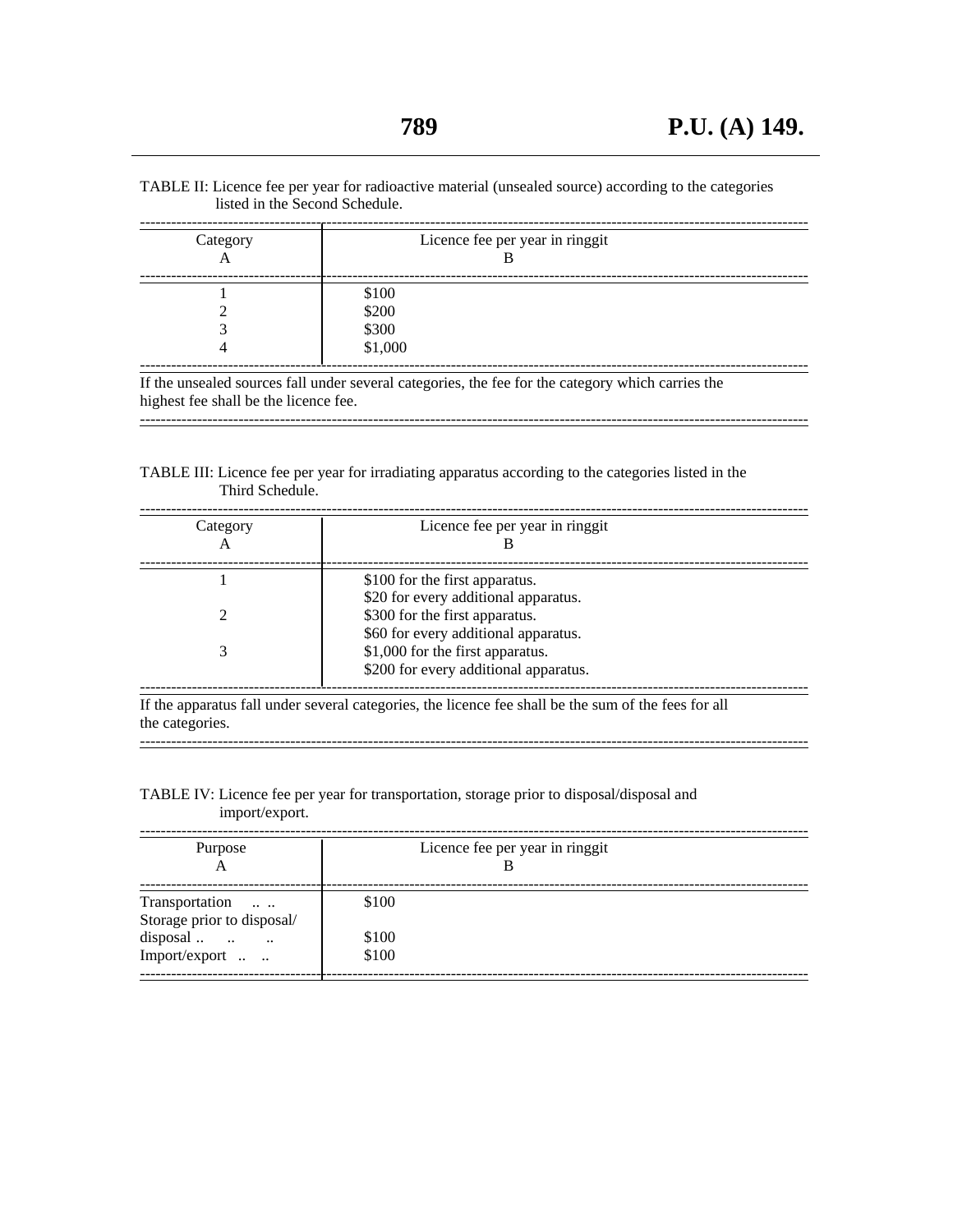TABLE II: Licence fee per year for radioactive material (unsealed source) according to the categories listed in the Second Schedule.

| Category<br>A | Licence fee per year in ringgit<br>B |
|---|---|
| 1 | $100 |
| 2 | $200 |
| 3 | $300 |
| 4 | $1,000 |

If the unsealed sources fall under several categories, the fee for the category which carries the highest fee shall be the licence fee.

TABLE III: Licence fee per year for irradiating apparatus according to the categories listed in the Third Schedule.

| Category<br>A | Licence fee per year in ringgit<br>B |
|---|---|
| 1 | $100 for the first apparatus.<br>$20 for every additional apparatus. |
| 2 | $300 for the first apparatus.<br>$60 for every additional apparatus. |
| 3 | $1,000 for the first apparatus.<br>$200 for every additional apparatus. |

If the apparatus fall under several categories, the licence fee shall be the sum of the fees for all the categories.

TABLE IV: Licence fee per year for transportation, storage prior to disposal/disposal and import/export.

| Purpose<br>A | Licence fee per year in ringgit<br>B |
|---|---|
| Transportation .. .. | $100 |
| Storage prior to disposal/ disposal .. .. .. | $100 |
| Import/export .. .. | $100 |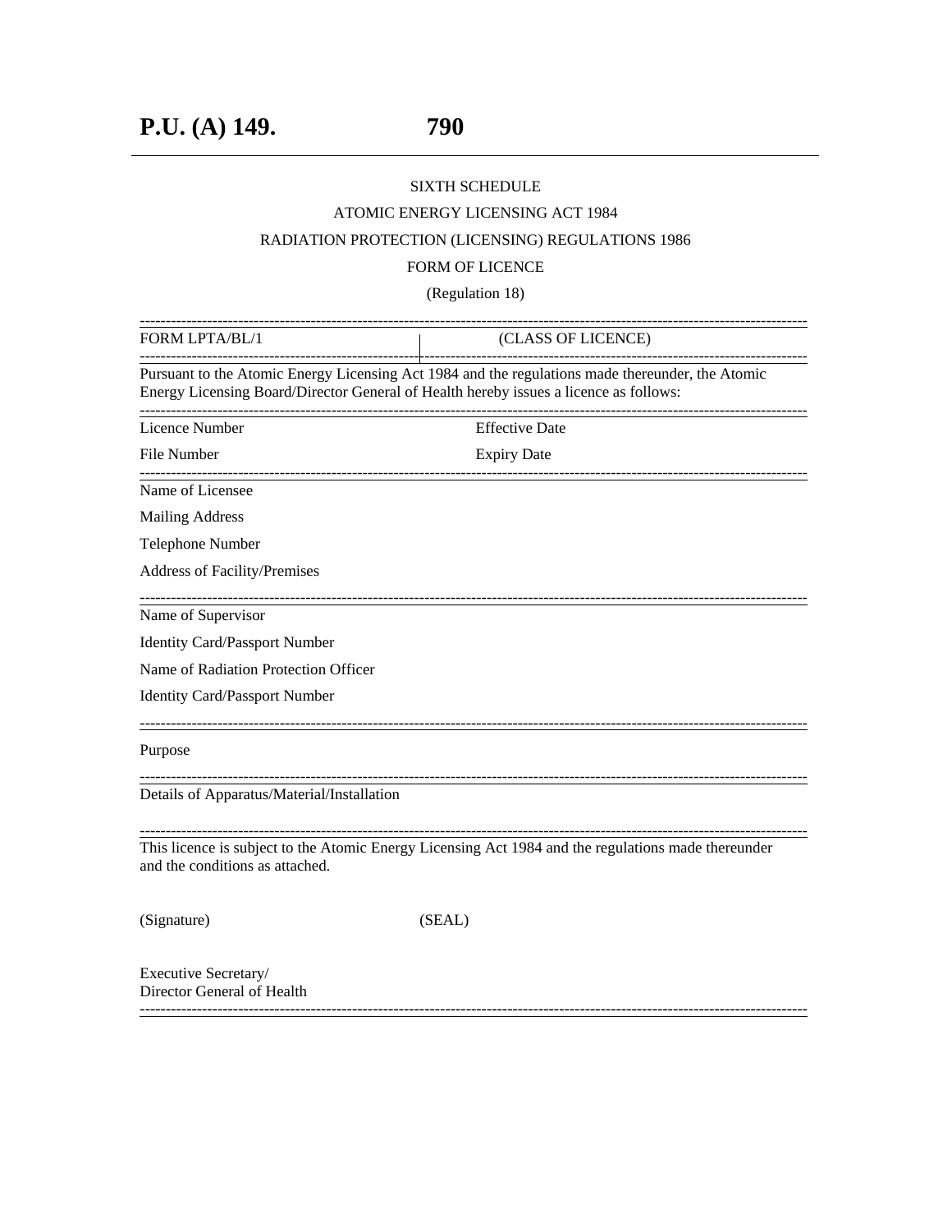SIXTH SCHEDULE

ATOMIC ENERGY LICENSING ACT 1984

RADIATION PROTECTION (LICENSING) REGULATIONS 1986

FORM OF LICENCE

(Regulation 18)

---

| FORM LPTA/BL/1 | (CLASS OF LICENCE) |
|---|---|

---

Pursuant to the Atomic Energy Licensing Act 1984 and the regulations made thereunder, the Atomic Energy Licensing Board/Director General of Health hereby issues a licence as follows:

---

| Licence Number | Effective Date |
|---|---|
| File Number | Expiry Date |

---

Name of Licensee

Mailing Address

Telephone Number

Address of Facility/Premises

---

Name of Supervisor

Identity Card/Passport Number

Name of Radiation Protection Officer

Identity Card/Passport Number

---

Purpose

---

Details of Apparatus/Material/Installation

---

This licence is subject to the Atomic Energy Licensing Act 1984 and the regulations made thereunder and the conditions as attached.

(Signature) (SEAL)

Executive Secretary/
Director General of Health

---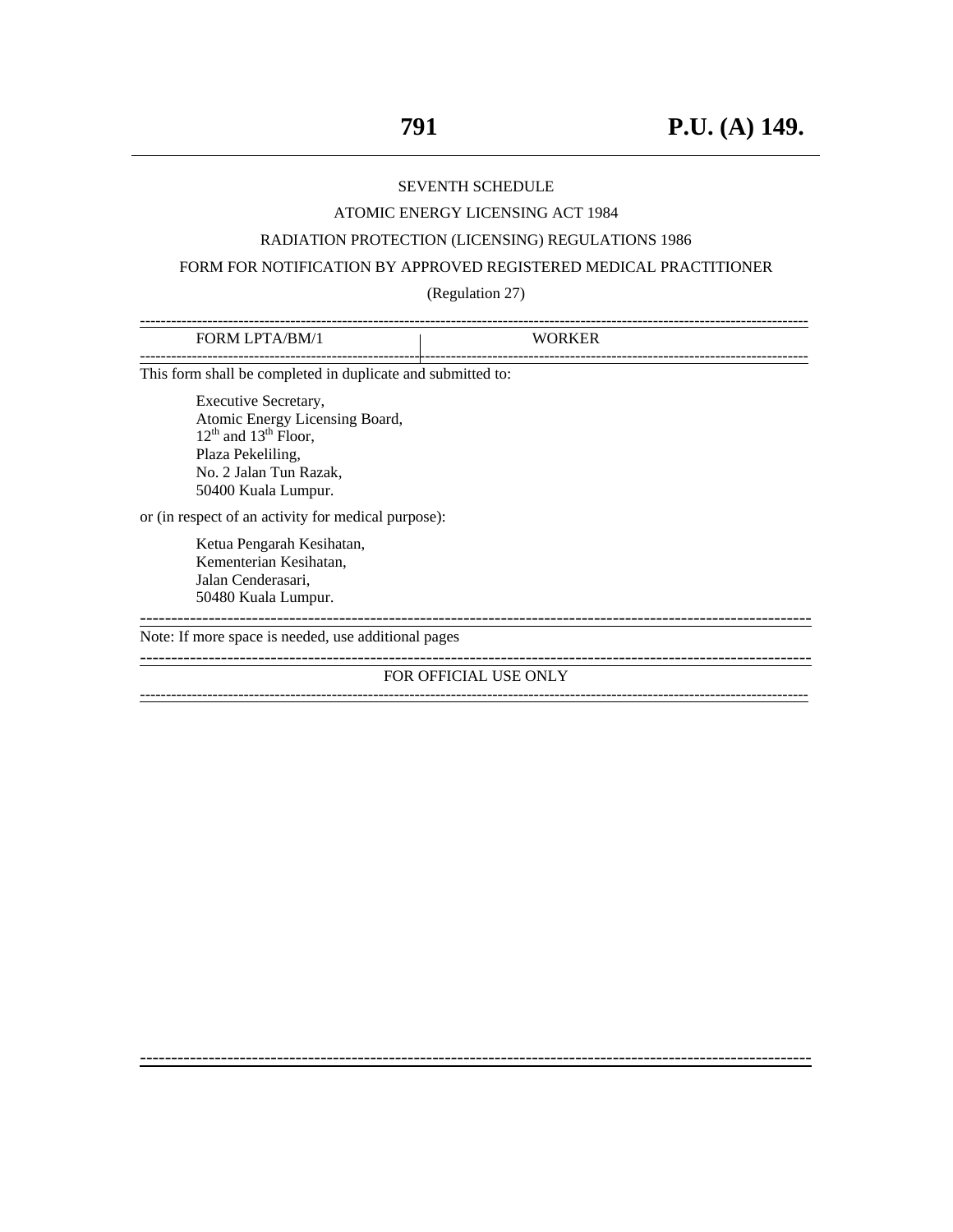SEVENTH SCHEDULE

ATOMIC ENERGY LICENSING ACT 1984

RADIATION PROTECTION (LICENSING) REGULATIONS 1986

FORM FOR NOTIFICATION BY APPROVED REGISTERED MEDICAL PRACTITIONER

(Regulation 27)

| FORM LPTA/BM/1 | WORKER |
|---|---|

This form shall be completed in duplicate and submitted to:

Executive Secretary,
Atomic Energy Licensing Board,
12th and 13th Floor,
Plaza Pekeliling,
No. 2 Jalan Tun Razak,
50400 Kuala Lumpur.

or (in respect of an activity for medical purpose):

Ketua Pengarah Kesihatan,
Kementerian Kesihatan,
Jalan Cenderasari,
50480 Kuala Lumpur.

---

Note: If more space is needed, use additional pages

---

FOR OFFICIAL USE ONLY

---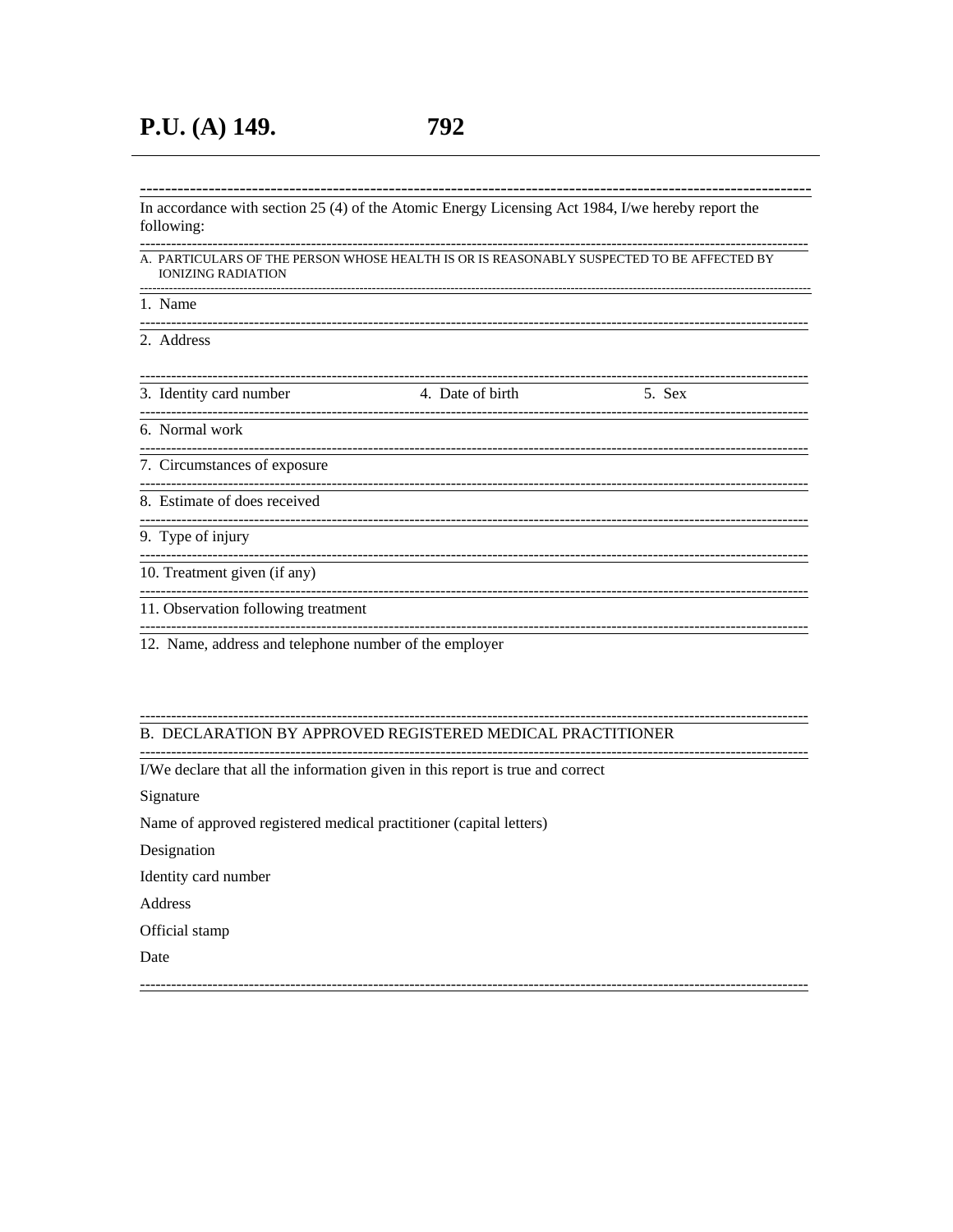In accordance with section 25 (4) of the Atomic Energy Licensing Act 1984, I/we hereby report the following:

A. PARTICULARS OF THE PERSON WHOSE HEALTH IS OR IS REASONABLY SUSPECTED TO BE AFFECTED BY IONIZING RADIATION

1. Name

2. Address

3. Identity card number　　　4. Date of birth　　　5. Sex

6. Normal work

7. Circumstances of exposure

8. Estimate of does received

9. Type of injury

10. Treatment given (if any)

11. Observation following treatment

12. Name, address and telephone number of the employer

B. DECLARATION BY APPROVED REGISTERED MEDICAL PRACTITIONER

I/We declare that all the information given in this report is true and correct

Signature

Name of approved registered medical practitioner (capital letters)

Designation

Identity card number

Address

Official stamp

Date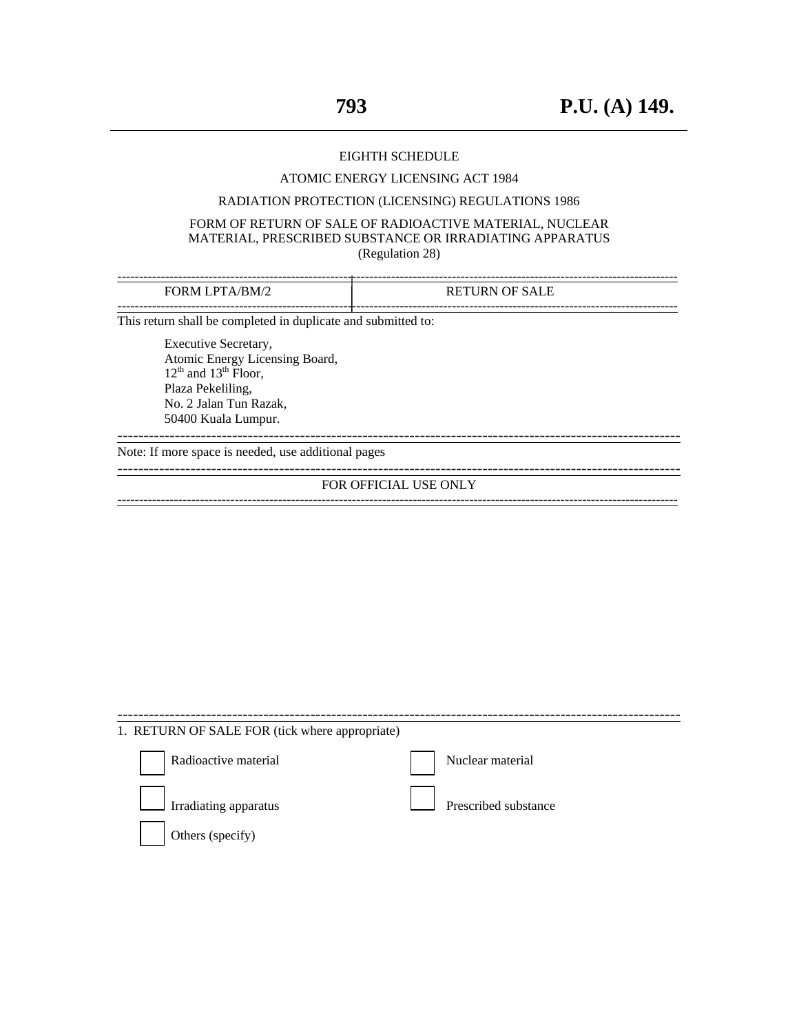EIGHTH SCHEDULE

ATOMIC ENERGY LICENSING ACT 1984

RADIATION PROTECTION (LICENSING) REGULATIONS 1986

FORM OF RETURN OF SALE OF RADIOACTIVE MATERIAL, NUCLEAR MATERIAL, PRESCRIBED SUBSTANCE OR IRRADIATING APPARATUS
(Regulation 28)

| FORM LPTA/BM/2 | RETURN OF SALE |
|---|---|

This return shall be completed in duplicate and submitted to:

Executive Secretary,
Atomic Energy Licensing Board,
12th and 13th Floor,
Plaza Pekeliling,
No. 2 Jalan Tun Razak,
50400 Kuala Lumpur.

Note: If more space is needed, use additional pages

FOR OFFICIAL USE ONLY

1. RETURN OF SALE FOR (tick where appropriate)

☐ Radioactive material ☐ Nuclear material

☐ Irradiating apparatus ☐ Prescribed substance

☐ Others (specify)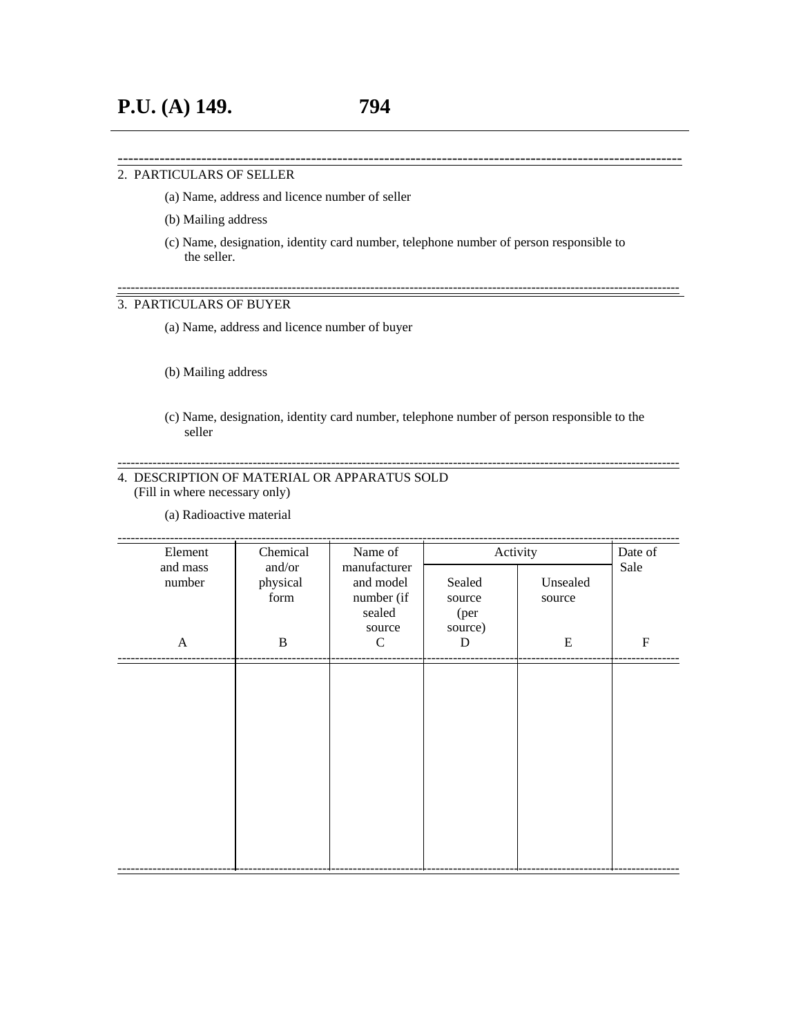2. PARTICULARS OF SELLER

(a) Name, address and licence number of seller

(b) Mailing address

(c) Name, designation, identity card number, telephone number of person responsible to the seller.

3. PARTICULARS OF BUYER

(a) Name, address and licence number of buyer

(b) Mailing address

(c) Name, designation, identity card number, telephone number of person responsible to the seller

4. DESCRIPTION OF MATERIAL OR APPARATUS SOLD
(Fill in where necessary only)

(a) Radioactive material

| Element and mass number | Chemical and/or physical form | Name of manufacturer and model number (if sealed source | Activity | | Date of Sale |
|---|---|---|---|---|---|
| | | | Sealed source (per source) | Unsealed source | |
| A | B | C | D | E | F |
| | | | | | |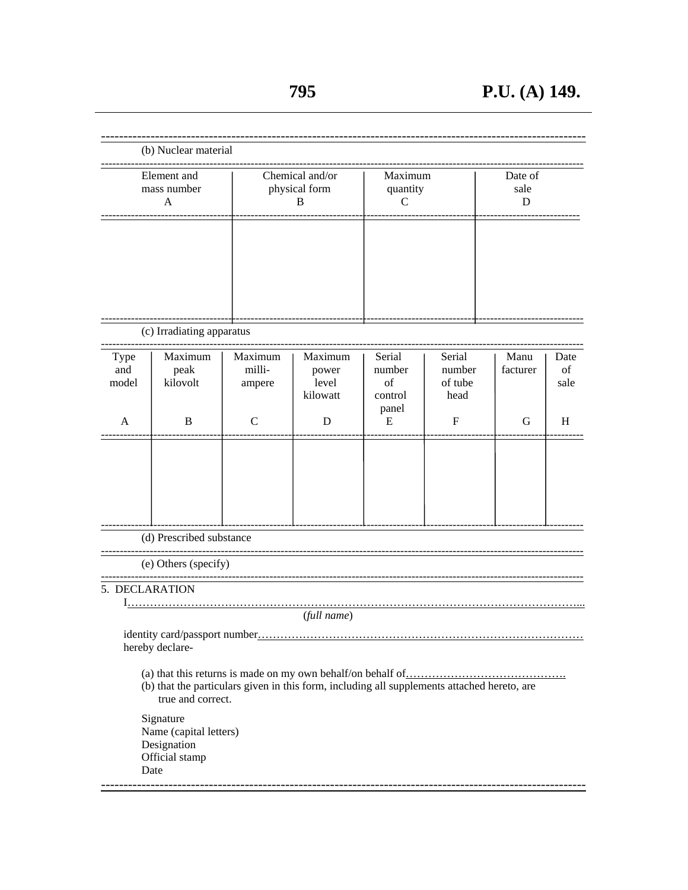(b) Nuclear material

| Element and mass number A | Chemical and/or physical form B | Maximum quantity C | Date of sale D |
|---|---|---|---|
| | | | |

(c) Irradiating apparatus

| Type and model A | Maximum peak kilovolt B | Maximum milli-ampere C | Maximum power level kilowatt D | Serial number of control panel E | Serial number of tube head F | Manu facturer G | Date of sale H |
|---|---|---|---|---|---|---|---|
| | | | | | | | |

(d) Prescribed substance

(e) Others (specify)

5. DECLARATION

I………………………………………………………………………………………………………...
(*full name*)

identity card/passport number……………………………………………………………………………
hereby declare-

(a) that this returns is made on my own behalf/on behalf of……………………………………..

(b) that the particulars given in this form, including all supplements attached hereto, are true and correct.

Signature
Name (capital letters)
Designation
Official stamp
Date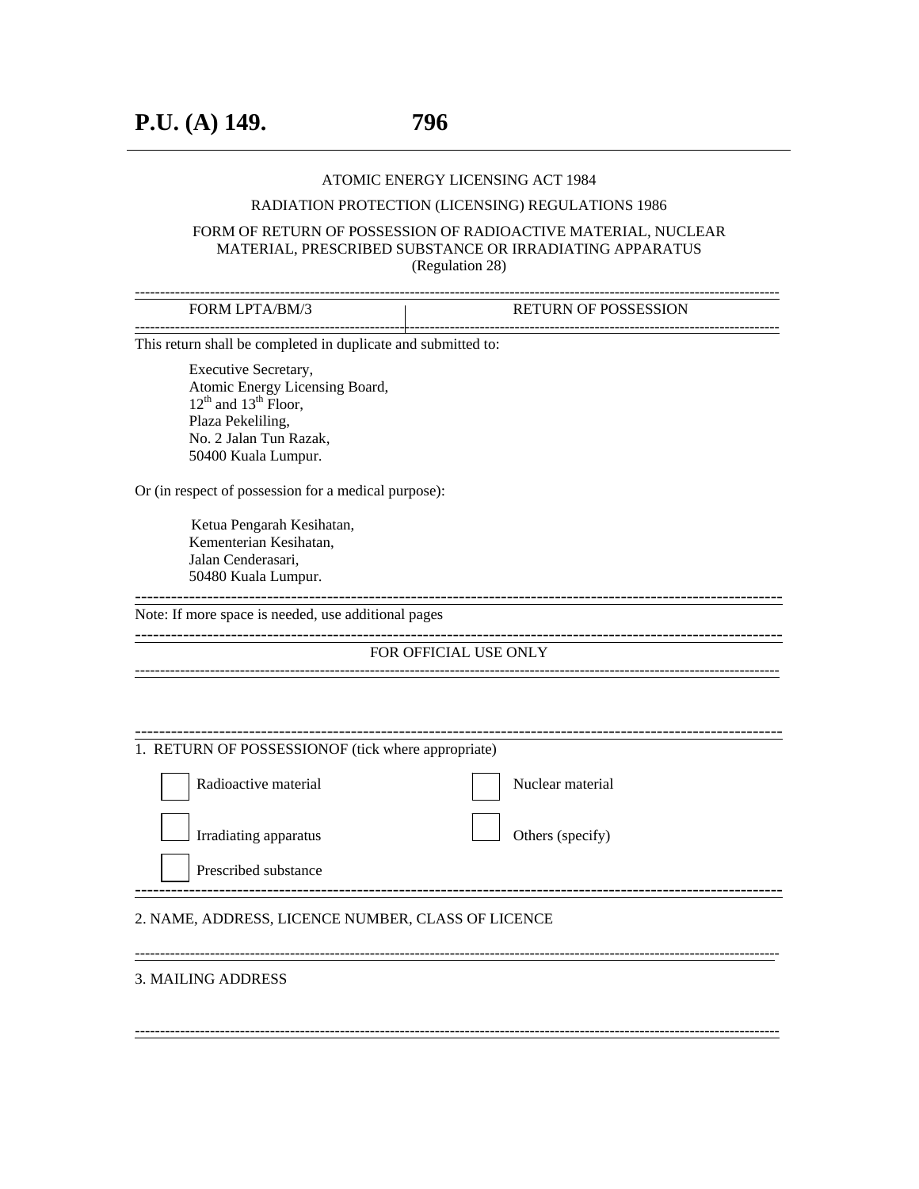ATOMIC ENERGY LICENSING ACT 1984

RADIATION PROTECTION (LICENSING) REGULATIONS 1986

FORM OF RETURN OF POSSESSION OF RADIOACTIVE MATERIAL, NUCLEAR MATERIAL, PRESCRIBED SUBSTANCE OR IRRADIATING APPARATUS
(Regulation 28)

| FORM LPTA/BM/3 | RETURN OF POSSESSION |
|---|---|

This return shall be completed in duplicate and submitted to:

Executive Secretary,
Atomic Energy Licensing Board,
12th and 13th Floor,
Plaza Pekeliling,
No. 2 Jalan Tun Razak,
50400 Kuala Lumpur.

Or (in respect of possession for a medical purpose):

Ketua Pengarah Kesihatan,
Kementerian Kesihatan,
Jalan Cenderasari,
50480 Kuala Lumpur.

---

Note: If more space is needed, use additional pages

---

FOR OFFICIAL USE ONLY

---

1. RETURN OF POSSESSIONOF (tick where appropriate)

☐ Radioactive material ☐ Nuclear material

☐ Irradiating apparatus ☐ Others (specify)

☐ Prescribed substance

---

2. NAME, ADDRESS, LICENCE NUMBER, CLASS OF LICENCE

---

3. MAILING ADDRESS

---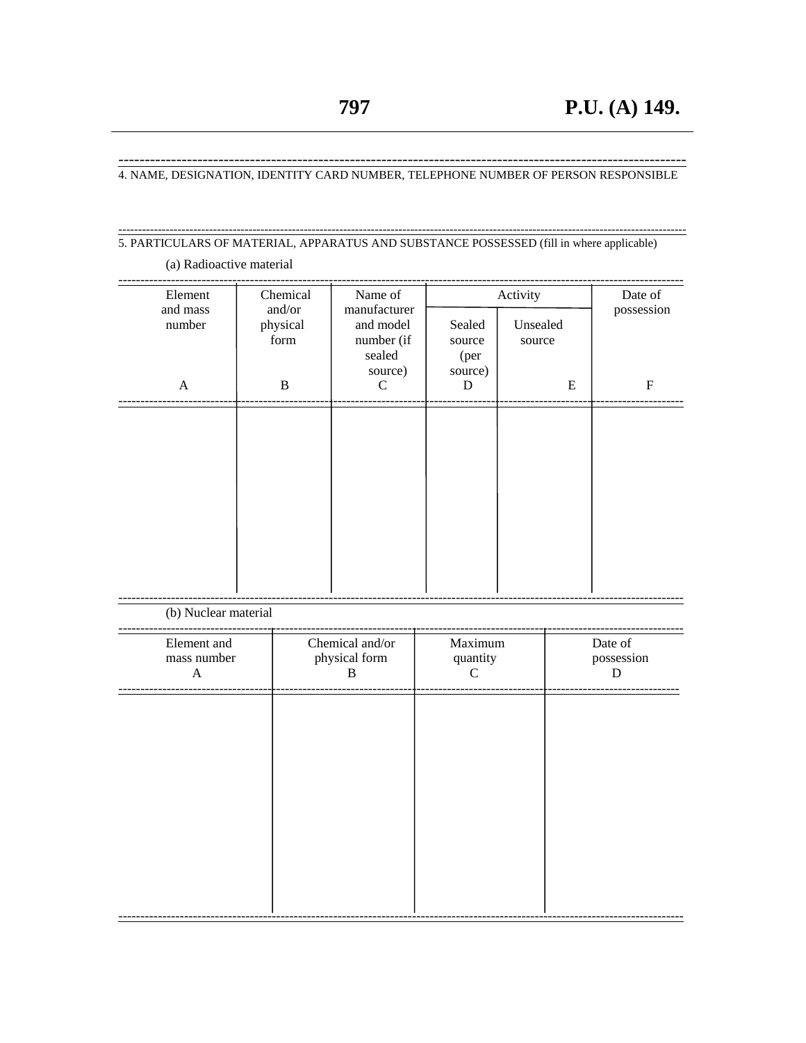4. NAME, DESIGNATION, IDENTITY CARD NUMBER, TELEPHONE NUMBER OF PERSON RESPONSIBLE

5. PARTICULARS OF MATERIAL, APPARATUS AND SUBSTANCE POSSESSED (fill in where applicable)

(a) Radioactive material

| Element and mass number | Chemical and/or physical form | Name of manufacturer and model number (if sealed source) | Activity | | Date of possession |
|---|---|---|---|---|---|
| | | | Sealed source (per source) | Unsealed source | |
| A | B | C | D | E | F |
| | | | | | |

(b) Nuclear material

| Element and mass number | Chemical and/or physical form | Maximum quantity | Date of possession |
|---|---|---|---|
| A | B | C | D |
| | | | |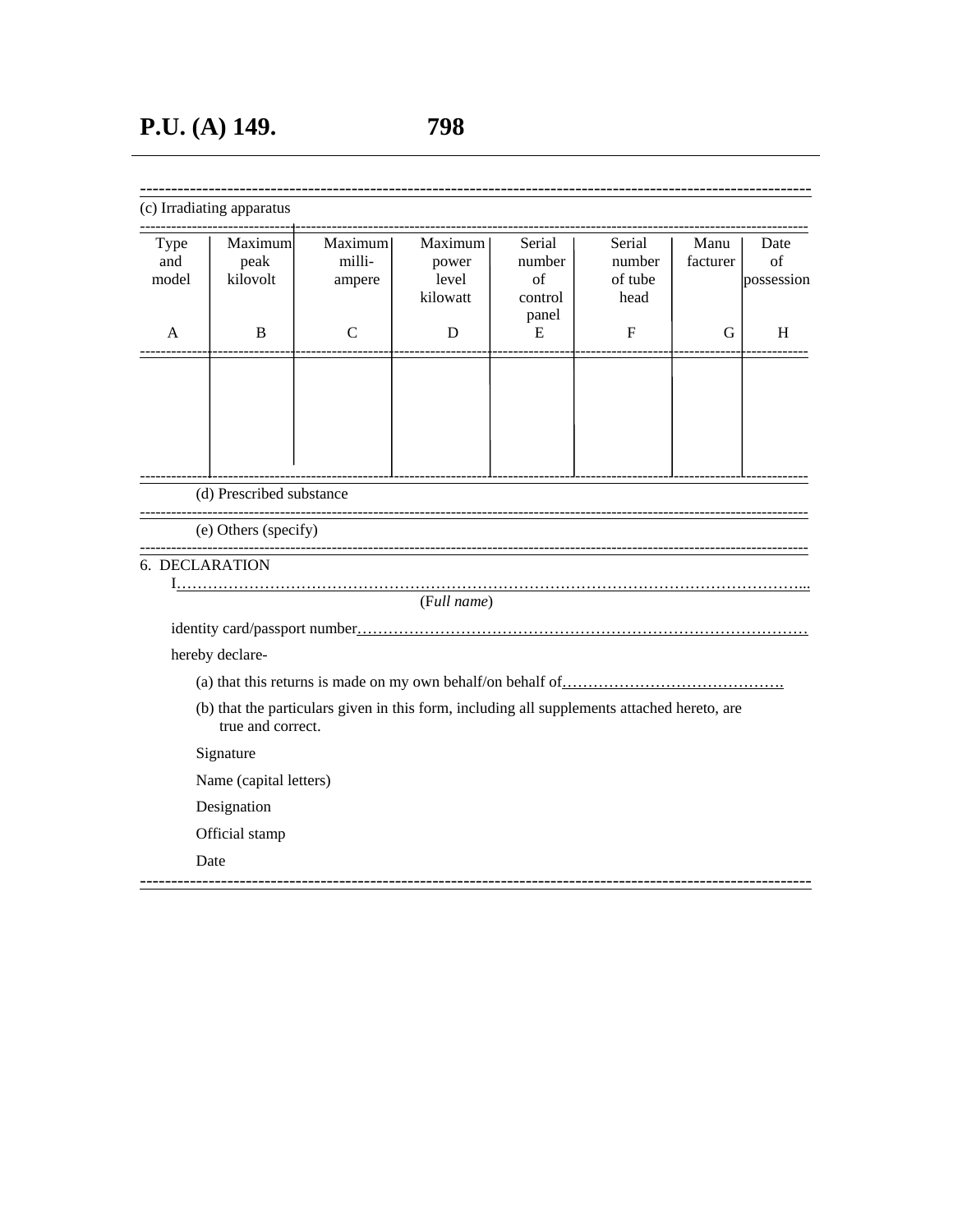(c) Irradiating apparatus

| Type and model | Maximum peak kilovolt | Maximum milli-ampere | Maximum power level kilowatt | Serial number of control panel | Serial number of tube head | Manu facturer | Date of possession |
|---|---|---|---|---|---|---|---|
| A | B | C | D | E | F | G | H |
| | | | | | | | |

(d) Prescribed substance

(e) Others (specify)

6. DECLARATION

I…………………………………………………………………………………………………………...
(F*ull name*)

identity card/passport number………………………………………………………………………………

hereby declare-

(a) that this returns is made on my own behalf/on behalf of…………………………………….

(b) that the particulars given in this form, including all supplements attached hereto, are true and correct.

Signature

Name (capital letters)

Designation

Official stamp

Date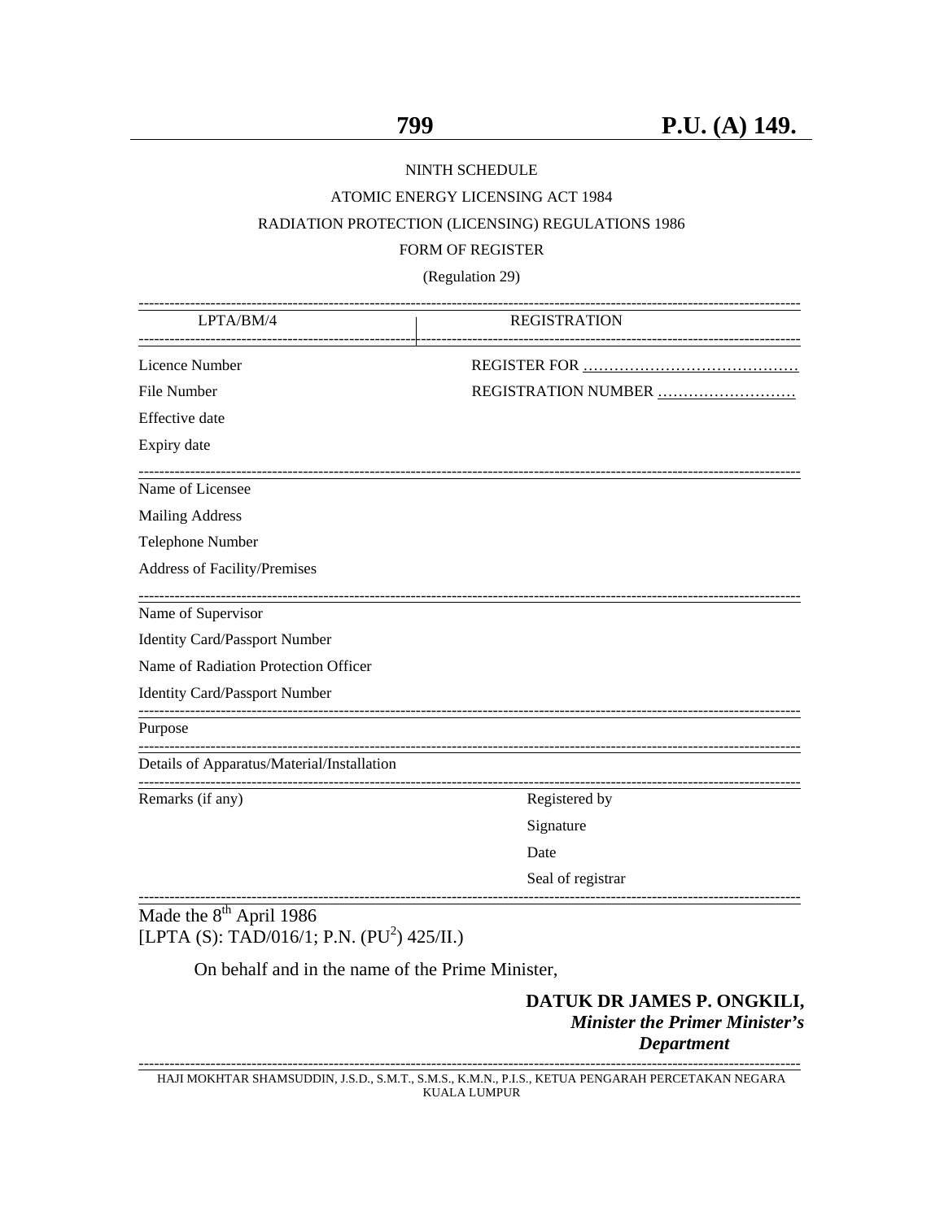NINTH SCHEDULE

ATOMIC ENERGY LICENSING ACT 1984

RADIATION PROTECTION (LICENSING) REGULATIONS 1986

FORM OF REGISTER

(Regulation 29)

| LPTA/BM/4 | REGISTRATION |
|---|---|
| Licence Number | REGISTER FOR .......................................... |
| File Number | REGISTRATION NUMBER ........................... |
| Effective date | |
| Expiry date | |

Name of Licensee

Mailing Address

Telephone Number

Address of Facility/Premises

---

Name of Supervisor

Identity Card/Passport Number

Name of Radiation Protection Officer

Identity Card/Passport Number

---

Purpose

---

Details of Apparatus/Material/Installation

---

| | |
|---|---|
| Remarks (if any) | Registered by |
| | Signature |
| | Date |
| | Seal of registrar |

---

Made the 8th April 1986
[LPTA (S): TAD/016/1; P.N. (PU2) 425/II.)

On behalf and in the name of the Prime Minister,

**DATUK DR JAMES P. ONGKILI,**
***Minister the Primer Minister's Department***

HAJI MOKHTAR SHAMSUDDIN, J.S.D., S.M.T., S.M.S., K.M.N., P.I.S., KETUA PENGARAH PERCETAKAN NEGARA KUALA LUMPUR